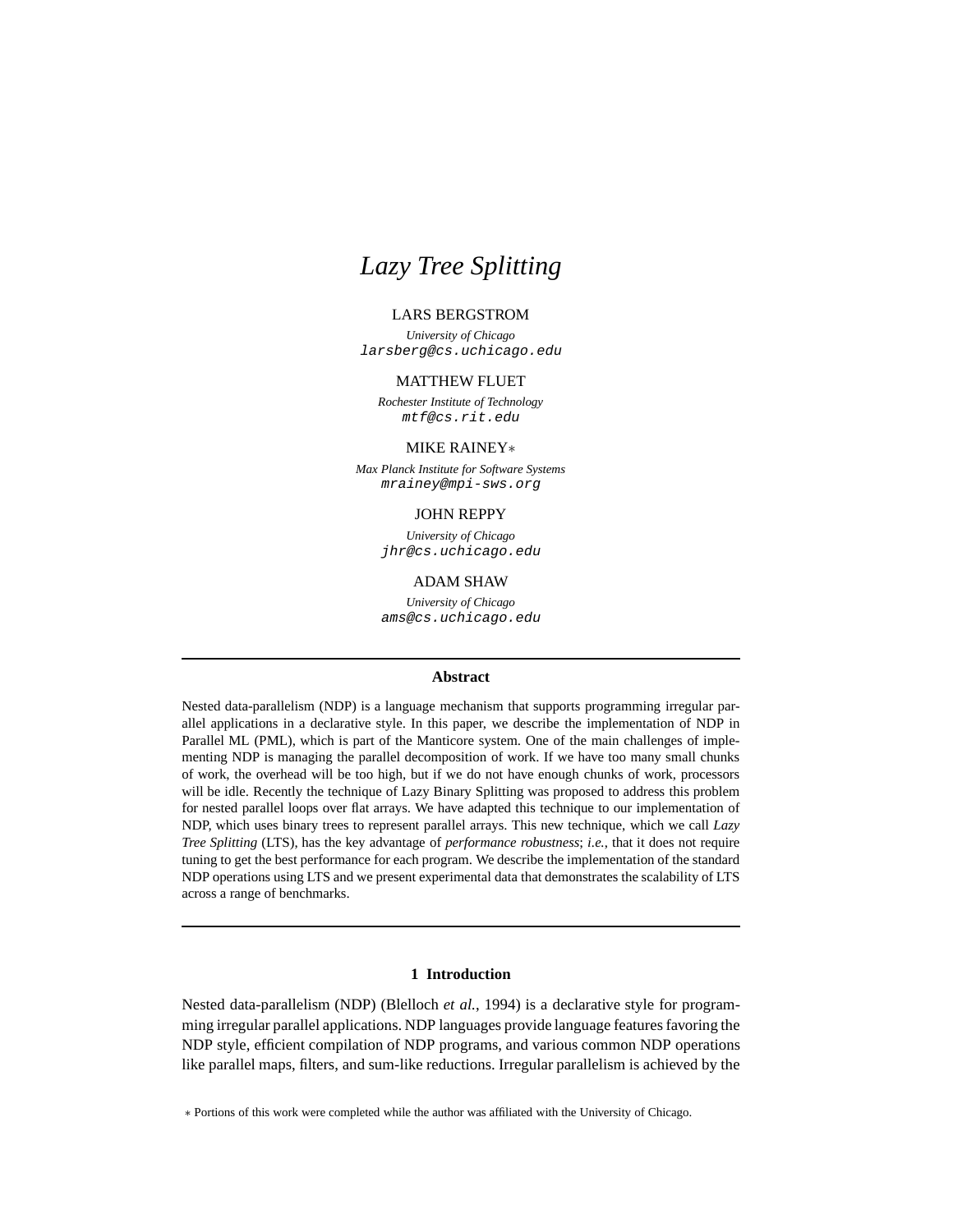# *Lazy Tree Splitting*

LARS BERGSTROM

*University of Chicago*
larsberg@cs.uchicago.edu

MATTHEW FLUET

*Rochester Institute of Technology*
mtf@cs.rit.edu

MIKE RAINEY*

*Max Planck Institute for Software Systems*
mrainey@mpi-sws.org

JOHN REPPY

*University of Chicago*
jhr@cs.uchicago.edu

ADAM SHAW

*University of Chicago*
ams@cs.uchicago.edu

## Abstract

Nested data-parallelism (NDP) is a language mechanism that supports programming irregular parallel applications in a declarative style. In this paper, we describe the implementation of NDP in Parallel ML (PML), which is part of the Manticore system. One of the main challenges of implementing NDP is managing the parallel decomposition of work. If we have too many small chunks of work, the overhead will be too high, but if we do not have enough chunks of work, processors will be idle. Recently the technique of Lazy Binary Splitting was proposed to address this problem for nested parallel loops over flat arrays. We have adapted this technique to our implementation of NDP, which uses binary trees to represent parallel arrays. This new technique, which we call *Lazy Tree Splitting* (LTS), has the key advantage of *performance robustness*; *i.e.*, that it does not require tuning to get the best performance for each program. We describe the implementation of the standard NDP operations using LTS and we present experimental data that demonstrates the scalability of LTS across a range of benchmarks.

## 1 Introduction

Nested data-parallelism (NDP) (Blelloch *et al.*, 1994) is a declarative style for programming irregular parallel applications. NDP languages provide language features favoring the NDP style, efficient compilation of NDP programs, and various common NDP operations like parallel maps, filters, and sum-like reductions. Irregular parallelism is achieved by the

* Portions of this work were completed while the author was affiliated with the University of Chicago.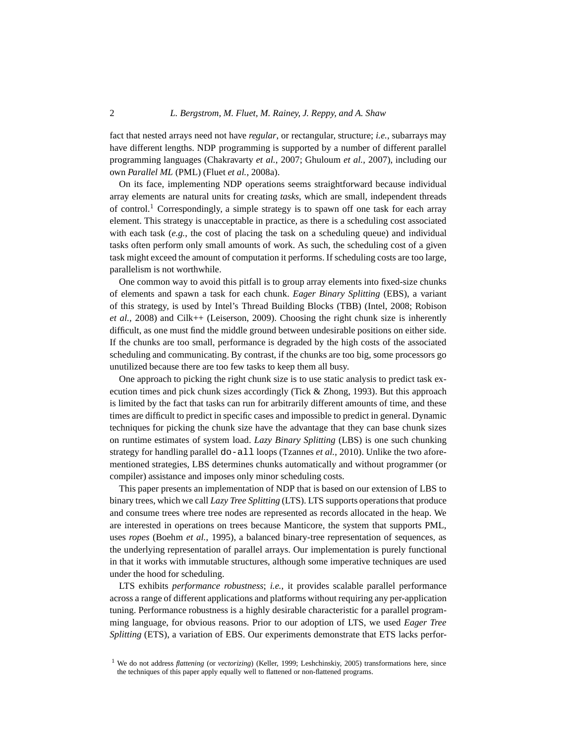fact that nested arrays need not have *regular*, or rectangular, structure; *i.e.*, subarrays may have different lengths. NDP programming is supported by a number of different parallel programming languages (Chakravarty *et al.*, 2007; Ghuloum *et al.*, 2007), including our own *Parallel ML* (PML) (Fluet *et al.*, 2008a).

On its face, implementing NDP operations seems straightforward because individual array elements are natural units for creating *tasks*, which are small, independent threads of control.[1] Correspondingly, a simple strategy is to spawn off one task for each array element. This strategy is unacceptable in practice, as there is a scheduling cost associated with each task (*e.g.*, the cost of placing the task on a scheduling queue) and individual tasks often perform only small amounts of work. As such, the scheduling cost of a given task might exceed the amount of computation it performs. If scheduling costs are too large, parallelism is not worthwhile.

One common way to avoid this pitfall is to group array elements into fixed-size chunks of elements and spawn a task for each chunk. *Eager Binary Splitting* (EBS), a variant of this strategy, is used by Intel's Thread Building Blocks (TBB) (Intel, 2008; Robison *et al.*, 2008) and Cilk++ (Leiserson, 2009). Choosing the right chunk size is inherently difficult, as one must find the middle ground between undesirable positions on either side. If the chunks are too small, performance is degraded by the high costs of the associated scheduling and communicating. By contrast, if the chunks are too big, some processors go unutilized because there are too few tasks to keep them all busy.

One approach to picking the right chunk size is to use static analysis to predict task execution times and pick chunk sizes accordingly (Tick & Zhong, 1993). But this approach is limited by the fact that tasks can run for arbitrarily different amounts of time, and these times are difficult to predict in specific cases and impossible to predict in general. Dynamic techniques for picking the chunk size have the advantage that they can base chunk sizes on runtime estimates of system load. *Lazy Binary Splitting* (LBS) is one such chunking strategy for handling parallel `do-all` loops (Tzannes *et al.*, 2010). Unlike the two aforementioned strategies, LBS determines chunks automatically and without programmer (or compiler) assistance and imposes only minor scheduling costs.

This paper presents an implementation of NDP that is based on our extension of LBS to binary trees, which we call *Lazy Tree Splitting* (LTS). LTS supports operations that produce and consume trees where tree nodes are represented as records allocated in the heap. We are interested in operations on trees because Manticore, the system that supports PML, uses *ropes* (Boehm *et al.*, 1995), a balanced binary-tree representation of sequences, as the underlying representation of parallel arrays. Our implementation is purely functional in that it works with immutable structures, although some imperative techniques are used under the hood for scheduling.

LTS exhibits *performance robustness*; *i.e.*, it provides scalable parallel performance across a range of different applications and platforms without requiring any per-application tuning. Performance robustness is a highly desirable characteristic for a parallel programming language, for obvious reasons. Prior to our adoption of LTS, we used *Eager Tree Splitting* (ETS), a variation of EBS. Our experiments demonstrate that ETS lacks perfor-

[1] We do not address *flattening* (or *vectorizing*) (Keller, 1999; Leshchinskiy, 2005) transformations here, since the techniques of this paper apply equally well to flattened or non-flattened programs.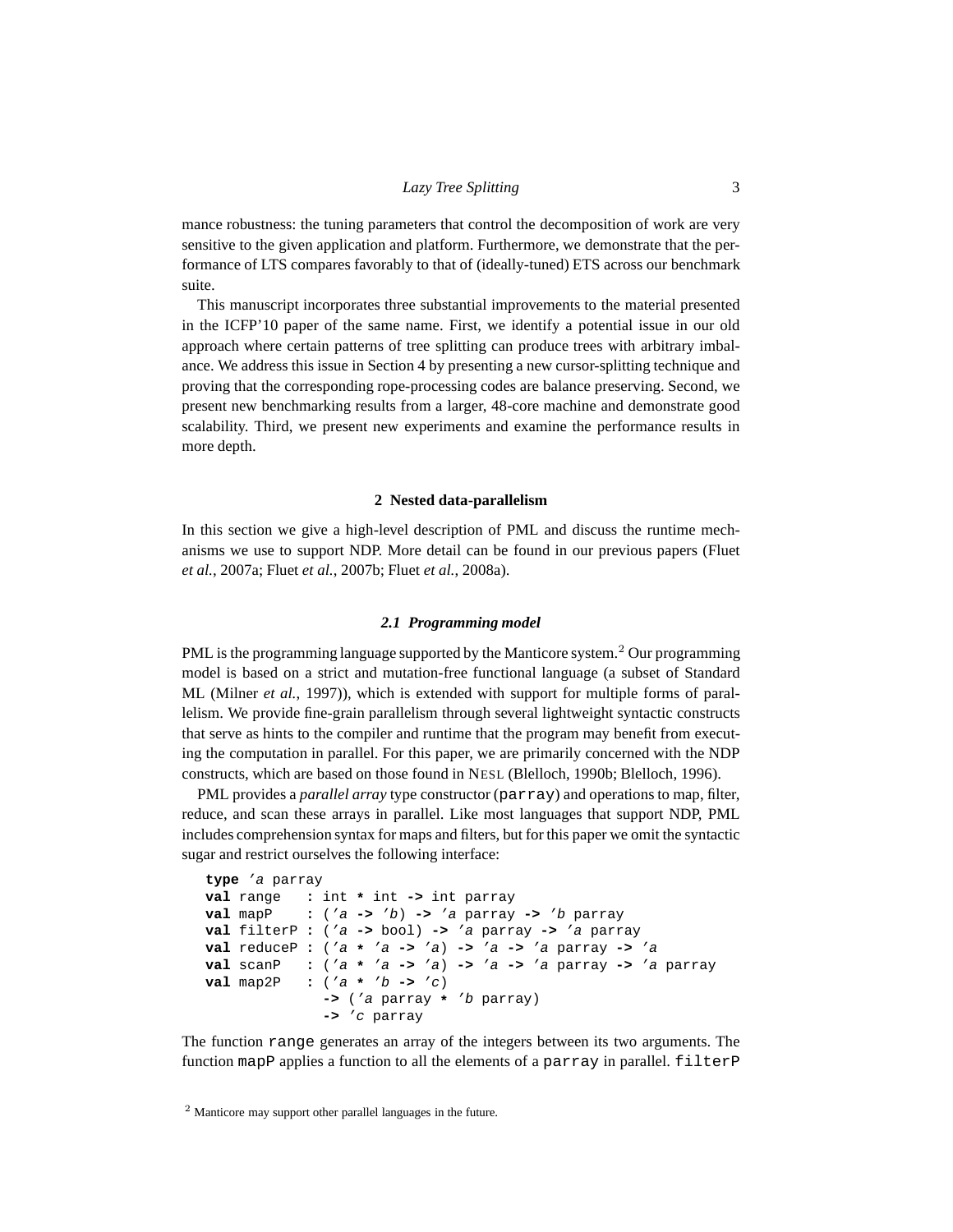mance robustness: the tuning parameters that control the decomposition of work are very sensitive to the given application and platform. Furthermore, we demonstrate that the performance of LTS compares favorably to that of (ideally-tuned) ETS across our benchmark suite.

This manuscript incorporates three substantial improvements to the material presented in the ICFP'10 paper of the same name. First, we identify a potential issue in our old approach where certain patterns of tree splitting can produce trees with arbitrary imbalance. We address this issue in Section 4 by presenting a new cursor-splitting technique and proving that the corresponding rope-processing codes are balance preserving. Second, we present new benchmarking results from a larger, 48-core machine and demonstrate good scalability. Third, we present new experiments and examine the performance results in more depth.

## 2 Nested data-parallelism

In this section we give a high-level description of PML and discuss the runtime mechanisms we use to support NDP. More detail can be found in our previous papers (Fluet *et al.*, 2007a; Fluet *et al.*, 2007b; Fluet *et al.*, 2008a).

### 2.1 Programming model

PML is the programming language supported by the Manticore system.[2] Our programming model is based on a strict and mutation-free functional language (a subset of Standard ML (Milner *et al.*, 1997)), which is extended with support for multiple forms of parallelism. We provide fine-grain parallelism through several lightweight syntactic constructs that serve as hints to the compiler and runtime that the program may benefit from executing the computation in parallel. For this paper, we are primarily concerned with the NDP constructs, which are based on those found in NESL (Blelloch, 1990b; Blelloch, 1996).

PML provides a *parallel array* type constructor (`parray`) and operations to map, filter, reduce, and scan these arrays in parallel. Like most languages that support NDP, PML includes comprehension syntax for maps and filters, but for this paper we omit the syntactic sugar and restrict ourselves the following interface:

```
type 'a parray
val range   : int * int -> int parray
val mapP    : ('a -> 'b) -> 'a parray -> 'b parray
val filterP : ('a -> bool) -> 'a parray -> 'a parray
val reduceP : ('a * 'a -> 'a) -> 'a -> 'a parray -> 'a
val scanP   : ('a * 'a -> 'a) -> 'a -> 'a parray -> 'a parray
val map2P   : ('a * 'b -> 'c)
              -> ('a parray * 'b parray)
              -> 'c parray
```

The function `range` generates an array of the integers between its two arguments. The function `mapP` applies a function to all the elements of a `parray` in parallel. `filterP`

[2] Manticore may support other parallel languages in the future.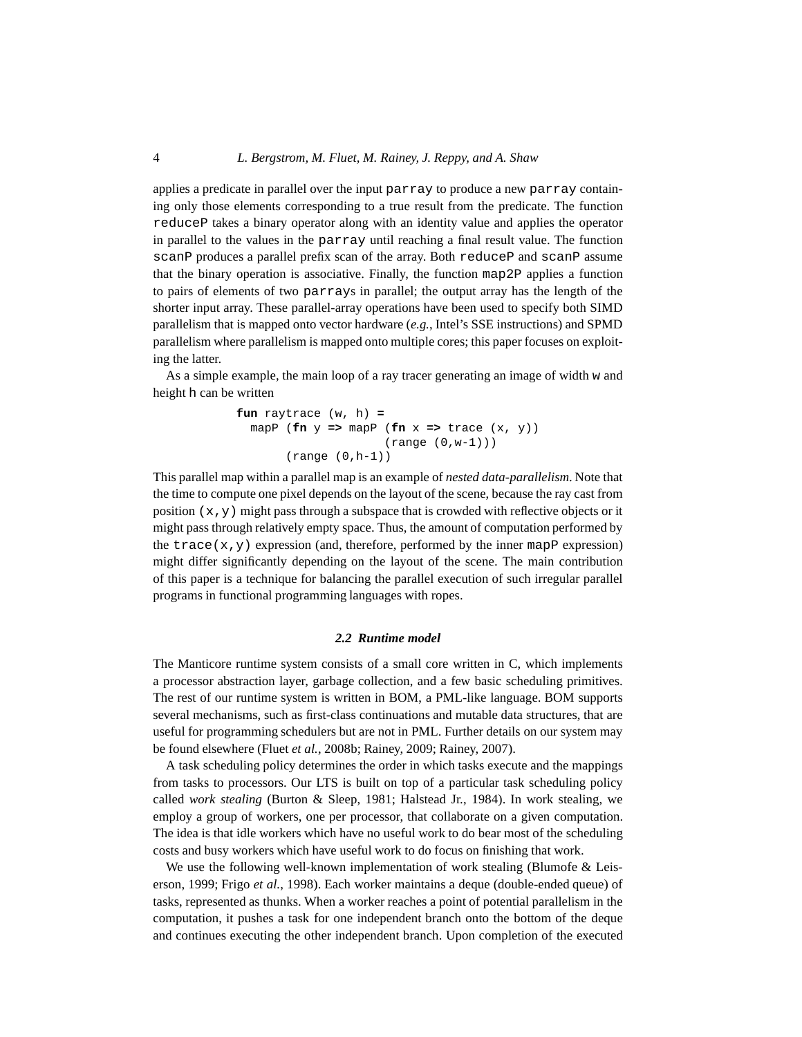applies a predicate in parallel over the input `parray` to produce a new `parray` containing only those elements corresponding to a true result from the predicate. The function `reduceP` takes a binary operator along with an identity value and applies the operator in parallel to the values in the `parray` until reaching a final result value. The function `scanP` produces a parallel prefix scan of the array. Both `reduceP` and `scanP` assume that the binary operation is associative. Finally, the function `map2P` applies a function to pairs of elements of two `parray`s in parallel; the output array has the length of the shorter input array. These parallel-array operations have been used to specify both SIMD parallelism that is mapped onto vector hardware (*e.g.*, Intel's SSE instructions) and SPMD parallelism where parallelism is mapped onto multiple cores; this paper focuses on exploiting the latter.

As a simple example, the main loop of a ray tracer generating an image of width `w` and height `h` can be written

```
fun raytrace (w, h) =
  mapP (fn y => mapP (fn x => trace (x, y))
                     (range (0,w-1)))
       (range (0,h-1))
```

This parallel map within a parallel map is an example of *nested data-parallelism*. Note that the time to compute one pixel depends on the layout of the scene, because the ray cast from position `(x,y)` might pass through a subspace that is crowded with reflective objects or it might pass through relatively empty space. Thus, the amount of computation performed by the `trace(x,y)` expression (and, therefore, performed by the inner `mapP` expression) might differ significantly depending on the layout of the scene. The main contribution of this paper is a technique for balancing the parallel execution of such irregular parallel programs in functional programming languages with ropes.

### *2.2 Runtime model*

The Manticore runtime system consists of a small core written in C, which implements a processor abstraction layer, garbage collection, and a few basic scheduling primitives. The rest of our runtime system is written in BOM, a PML-like language. BOM supports several mechanisms, such as first-class continuations and mutable data structures, that are useful for programming schedulers but are not in PML. Further details on our system may be found elsewhere (Fluet *et al.*, 2008b; Rainey, 2009; Rainey, 2007).

A task scheduling policy determines the order in which tasks execute and the mappings from tasks to processors. Our LTS is built on top of a particular task scheduling policy called *work stealing* (Burton & Sleep, 1981; Halstead Jr., 1984). In work stealing, we employ a group of workers, one per processor, that collaborate on a given computation. The idea is that idle workers which have no useful work to do bear most of the scheduling costs and busy workers which have useful work to do focus on finishing that work.

We use the following well-known implementation of work stealing (Blumofe & Leiserson, 1999; Frigo *et al.*, 1998). Each worker maintains a deque (double-ended queue) of tasks, represented as thunks. When a worker reaches a point of potential parallelism in the computation, it pushes a task for one independent branch onto the bottom of the deque and continues executing the other independent branch. Upon completion of the executed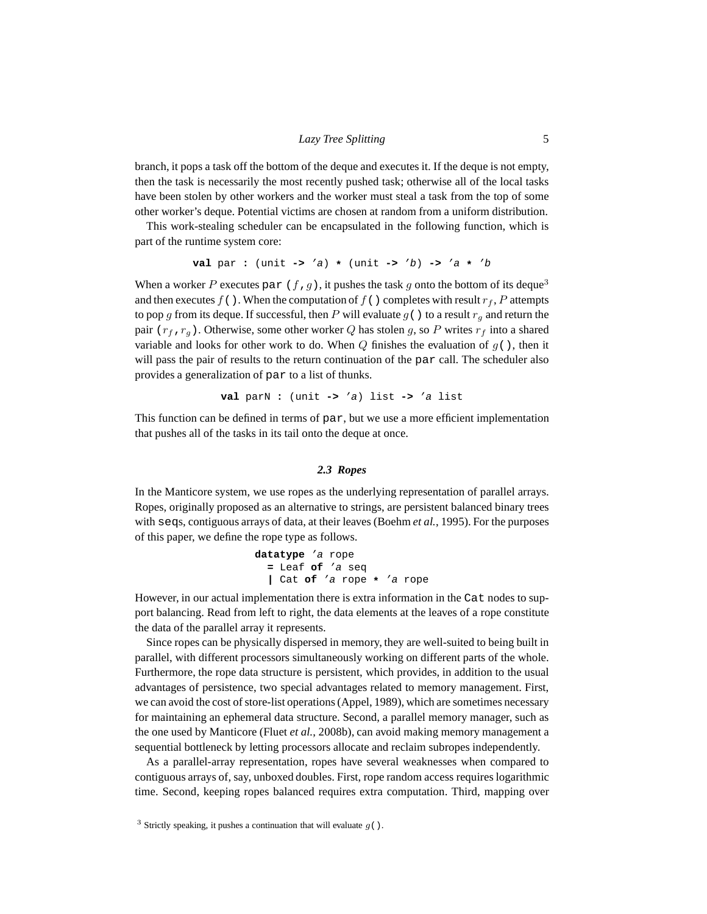branch, it pops a task off the bottom of the deque and executes it. If the deque is not empty, then the task is necessarily the most recently pushed task; otherwise all of the local tasks have been stolen by other workers and the worker must steal a task from the top of some other worker's deque. Potential victims are chosen at random from a uniform distribution.

This work-stealing scheduler can be encapsulated in the following function, which is part of the runtime system core:

```
val par : (unit -> 'a) * (unit -> 'b) -> 'a * 'b
```

When a worker $P$ executes `par` $(f, g)$, it pushes the task $g$ onto the bottom of its deque[3] and then executes $f$`()`. When the computation of $f$`()` completes with result $r_f$, $P$ attempts to pop $g$ from its deque. If successful, then $P$ will evaluate $g$`()` to a result $r_g$ and return the pair $(r_f, r_g)$. Otherwise, some other worker $Q$ has stolen $g$, so $P$ writes $r_f$ into a shared variable and looks for other work to do. When $Q$ finishes the evaluation of $g$`()`, then it will pass the pair of results to the return continuation of the `par` call. The scheduler also provides a generalization of `par` to a list of thunks.

```
val parN : (unit -> 'a) list -> 'a list
```

This function can be defined in terms of `par`, but we use a more efficient implementation that pushes all of the tasks in its tail onto the deque at once.

### 2.3 Ropes

In the Manticore system, we use ropes as the underlying representation of parallel arrays. Ropes, originally proposed as an alternative to strings, are persistent balanced binary trees with `seq`s, contiguous arrays of data, at their leaves (Boehm *et al.*, 1995). For the purposes of this paper, we define the rope type as follows.

```
datatype 'a rope
  = Leaf of 'a seq
  | Cat of 'a rope * 'a rope
```

However, in our actual implementation there is extra information in the `Cat` nodes to support balancing. Read from left to right, the data elements at the leaves of a rope constitute the data of the parallel array it represents.

Since ropes can be physically dispersed in memory, they are well-suited to being built in parallel, with different processors simultaneously working on different parts of the whole. Furthermore, the rope data structure is persistent, which provides, in addition to the usual advantages of persistence, two special advantages related to memory management. First, we can avoid the cost of store-list operations (Appel, 1989), which are sometimes necessary for maintaining an ephemeral data structure. Second, a parallel memory manager, such as the one used by Manticore (Fluet *et al.*, 2008b), can avoid making memory management a sequential bottleneck by letting processors allocate and reclaim subropes independently.

As a parallel-array representation, ropes have several weaknesses when compared to contiguous arrays of, say, unboxed doubles. First, rope random access requires logarithmic time. Second, keeping ropes balanced requires extra computation. Third, mapping over

[3] Strictly speaking, it pushes a continuation that will evaluate $g$`()`.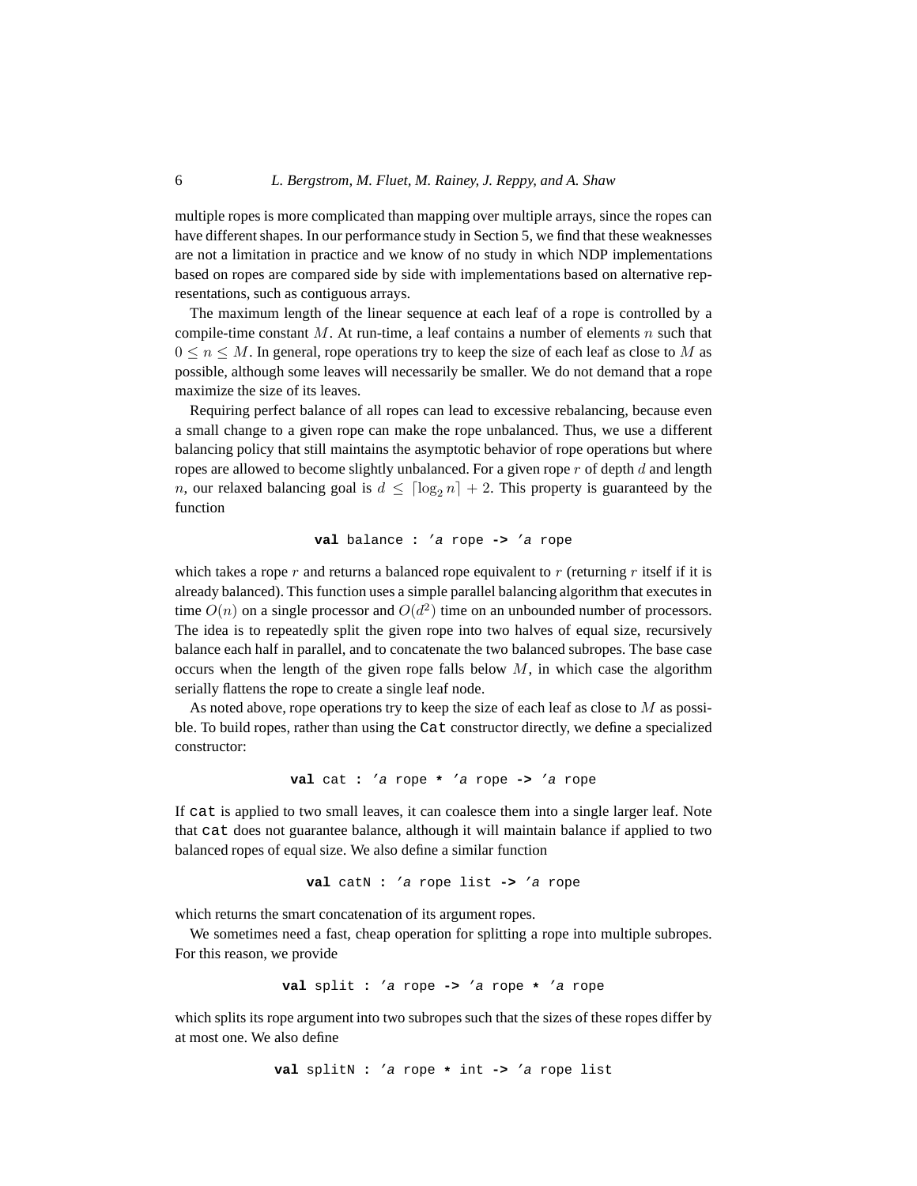multiple ropes is more complicated than mapping over multiple arrays, since the ropes can have different shapes. In our performance study in Section 5, we find that these weaknesses are not a limitation in practice and we know of no study in which NDP implementations based on ropes are compared side by side with implementations based on alternative representations, such as contiguous arrays.

The maximum length of the linear sequence at each leaf of a rope is controlled by a compile-time constant $M$. At run-time, a leaf contains a number of elements $n$ such that $0 \leq n \leq M$. In general, rope operations try to keep the size of each leaf as close to $M$ as possible, although some leaves will necessarily be smaller. We do not demand that a rope maximize the size of its leaves.

Requiring perfect balance of all ropes can lead to excessive rebalancing, because even a small change to a given rope can make the rope unbalanced. Thus, we use a different balancing policy that still maintains the asymptotic behavior of rope operations but where ropes are allowed to become slightly unbalanced. For a given rope $r$ of depth $d$ and length $n$, our relaxed balancing goal is $d \leq \lceil \log_2 n \rceil + 2$. This property is guaranteed by the function

```
val balance : 'a rope -> 'a rope
```

which takes a rope $r$ and returns a balanced rope equivalent to $r$ (returning $r$ itself if it is already balanced). This function uses a simple parallel balancing algorithm that executes in time $O(n)$ on a single processor and $O(d^2)$ time on an unbounded number of processors. The idea is to repeatedly split the given rope into two halves of equal size, recursively balance each half in parallel, and to concatenate the two balanced subropes. The base case occurs when the length of the given rope falls below $M$, in which case the algorithm serially flattens the rope to create a single leaf node.

As noted above, rope operations try to keep the size of each leaf as close to $M$ as possible. To build ropes, rather than using the `Cat` constructor directly, we define a specialized constructor:

```
val cat : 'a rope * 'a rope -> 'a rope
```

If `cat` is applied to two small leaves, it can coalesce them into a single larger leaf. Note that `cat` does not guarantee balance, although it will maintain balance if applied to two balanced ropes of equal size. We also define a similar function

```
val catN : 'a rope list -> 'a rope
```

which returns the smart concatenation of its argument ropes.

We sometimes need a fast, cheap operation for splitting a rope into multiple subropes. For this reason, we provide

```
val split : 'a rope -> 'a rope * 'a rope
```

which splits its rope argument into two subropes such that the sizes of these ropes differ by at most one. We also define

```
val splitN : 'a rope * int -> 'a rope list
```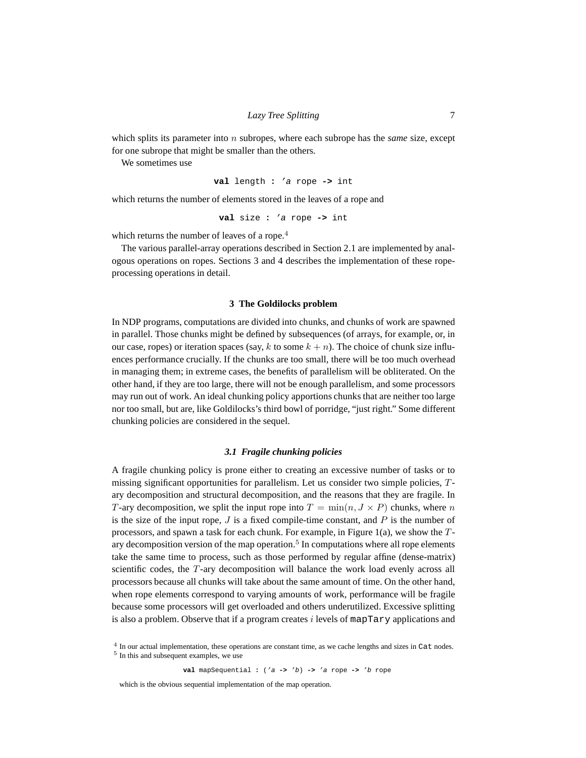which splits its parameter into $n$ subropes, where each subrope has the *same* size, except for one subrope that might be smaller than the others.

We sometimes use

```
val length : 'a rope -> int
```

which returns the number of elements stored in the leaves of a rope and

```
val size : 'a rope -> int
```

which returns the number of leaves of a rope.[4]

The various parallel-array operations described in Section 2.1 are implemented by analogous operations on ropes. Sections 3 and 4 describes the implementation of these rope-processing operations in detail.

## 3 The Goldilocks problem

In NDP programs, computations are divided into chunks, and chunks of work are spawned in parallel. Those chunks might be defined by subsequences (of arrays, for example, or, in our case, ropes) or iteration spaces (say, $k$ to some $k + n$). The choice of chunk size influences performance crucially. If the chunks are too small, there will be too much overhead in managing them; in extreme cases, the benefits of parallelism will be obliterated. On the other hand, if they are too large, there will not be enough parallelism, and some processors may run out of work. An ideal chunking policy apportions chunks that are neither too large nor too small, but are, like Goldilocks's third bowl of porridge, "just right." Some different chunking policies are considered in the sequel.

### 3.1 Fragile chunking policies

A fragile chunking policy is prone either to creating an excessive number of tasks or to missing significant opportunities for parallelism. Let us consider two simple policies, $T$-ary decomposition and structural decomposition, and the reasons that they are fragile. In $T$-ary decomposition, we split the input rope into $T = \min(n, J \times P)$ chunks, where $n$ is the size of the input rope, $J$ is a fixed compile-time constant, and $P$ is the number of processors, and spawn a task for each chunk. For example, in Figure 1(a), we show the $T$-ary decomposition version of the map operation.[5] In computations where all rope elements take the same time to process, such as those performed by regular affine (dense-matrix) scientific codes, the $T$-ary decomposition will balance the work load evenly across all processors because all chunks will take about the same amount of time. On the other hand, when rope elements correspond to varying amounts of work, performance will be fragile because some processors will get overloaded and others underutilized. Excessive splitting is also a problem. Observe that if a program creates $i$ levels of `mapTary` applications and

[4] In our actual implementation, these operations are constant time, as we cache lengths and sizes in `Cat` nodes.

[5] In this and subsequent examples, we use

```
val mapSequential : ('a -> 'b) -> 'a rope -> 'b rope
```

which is the obvious sequential implementation of the map operation.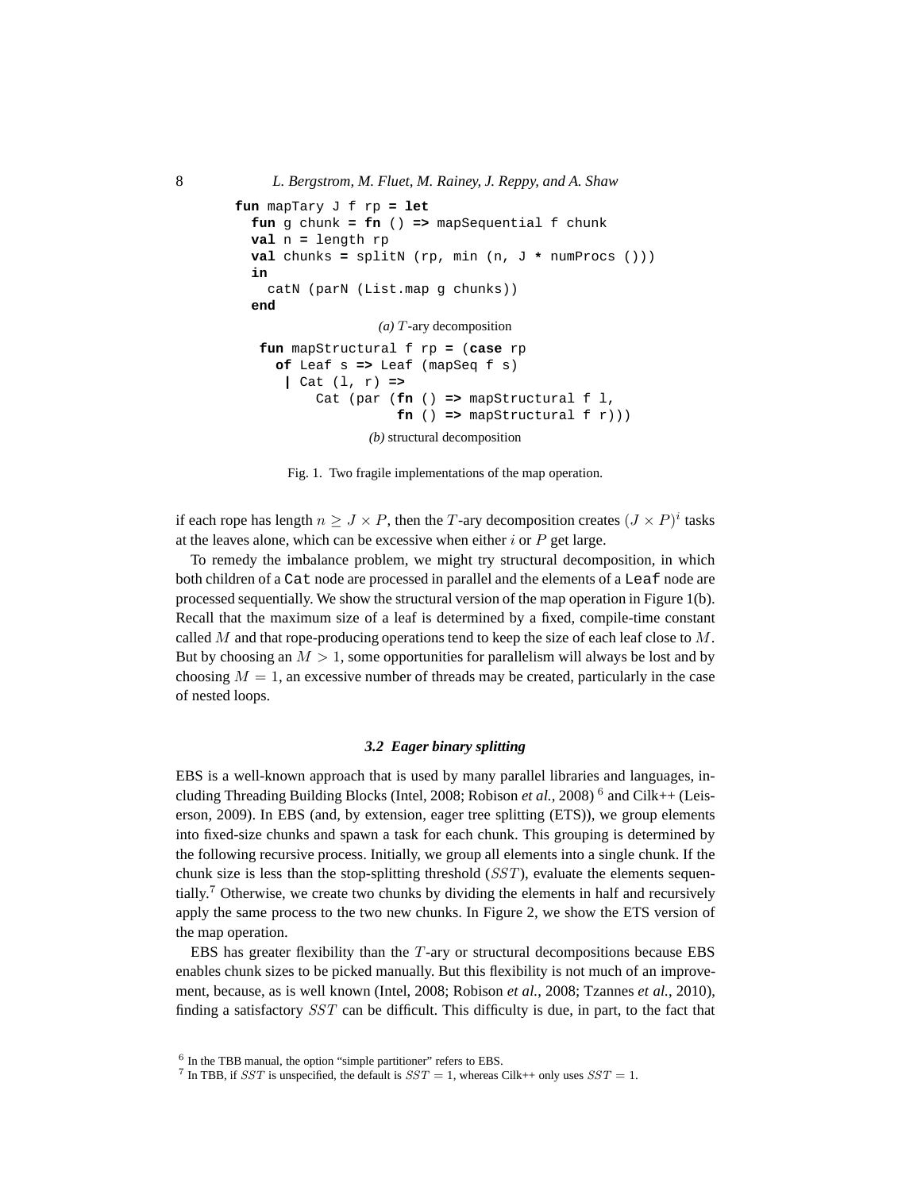```
fun mapTary J f rp = let
  fun g chunk = fn () => mapSequential f chunk
  val n = length rp
  val chunks = splitN (rp, min (n, J * numProcs ()))
  in
    catN (parN (List.map g chunks))
  end
```

*(a)* $T$-ary decomposition

```
fun mapStructural f rp = (case rp
  of Leaf s => Leaf (mapSeq f s)
   | Cat (l, r) =>
       Cat (par (fn () => mapStructural f l,
                 fn () => mapStructural f r)))
```

*(b)* structural decomposition

Fig. 1. Two fragile implementations of the map operation.

if each rope has length $n \geq J \times P$, then the $T$-ary decomposition creates $(J \times P)^i$ tasks at the leaves alone, which can be excessive when either $i$ or $P$ get large.

To remedy the imbalance problem, we might try structural decomposition, in which both children of a `Cat` node are processed in parallel and the elements of a `Leaf` node are processed sequentially. We show the structural version of the map operation in Figure 1(b). Recall that the maximum size of a leaf is determined by a fixed, compile-time constant called $M$ and that rope-producing operations tend to keep the size of each leaf close to $M$. But by choosing an $M > 1$, some opportunities for parallelism will always be lost and by choosing $M = 1$, an excessive number of threads may be created, particularly in the case of nested loops.

### 3.2 Eager binary splitting

EBS is a well-known approach that is used by many parallel libraries and languages, including Threading Building Blocks (Intel, 2008; Robison *et al.*, 2008) [6] and Cilk++ (Leiserson, 2009). In EBS (and, by extension, eager tree splitting (ETS)), we group elements into fixed-size chunks and spawn a task for each chunk. This grouping is determined by the following recursive process. Initially, we group all elements into a single chunk. If the chunk size is less than the stop-splitting threshold ($SST$), evaluate the elements sequentially.[7] Otherwise, we create two chunks by dividing the elements in half and recursively apply the same process to the two new chunks. In Figure 2, we show the ETS version of the map operation.

EBS has greater flexibility than the $T$-ary or structural decompositions because EBS enables chunk sizes to be picked manually. But this flexibility is not much of an improvement, because, as is well known (Intel, 2008; Robison *et al.*, 2008; Tzannes *et al.*, 2010), finding a satisfactory $SST$ can be difficult. This difficulty is due, in part, to the fact that

[6] In the TBB manual, the option "simple partitioner" refers to EBS.

[7] In TBB, if $SST$ is unspecified, the default is $SST = 1$, whereas Cilk++ only uses $SST = 1$.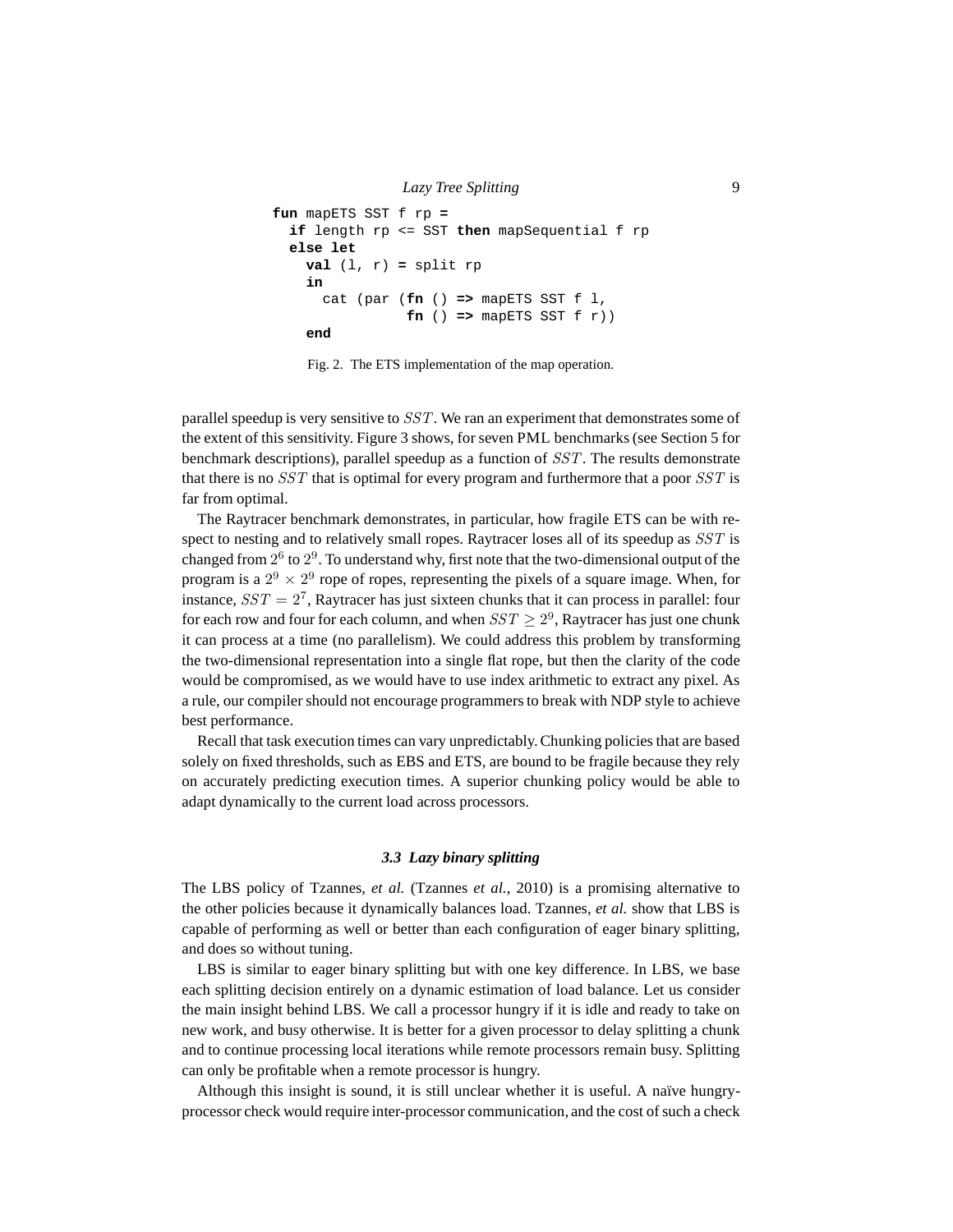```
fun mapETS SST f rp =
  if length rp <= SST then mapSequential f rp
  else let
    val (l, r) = split rp
    in
      cat (par (fn () => mapETS SST f l,
                fn () => mapETS SST f r))
    end
```

Fig. 2. The ETS implementation of the map operation.

parallel speedup is very sensitive to $SST$. We ran an experiment that demonstrates some of the extent of this sensitivity. Figure 3 shows, for seven PML benchmarks (see Section 5 for benchmark descriptions), parallel speedup as a function of $SST$. The results demonstrate that there is no $SST$ that is optimal for every program and furthermore that a poor $SST$ is far from optimal.

The Raytracer benchmark demonstrates, in particular, how fragile ETS can be with respect to nesting and to relatively small ropes. Raytracer loses all of its speedup as $SST$ is changed from $2^6$ to $2^9$. To understand why, first note that the two-dimensional output of the program is a $2^9 \times 2^9$ rope of ropes, representing the pixels of a square image. When, for instance, $SST = 2^7$, Raytracer has just sixteen chunks that it can process in parallel: four for each row and four for each column, and when $SST \geq 2^9$, Raytracer has just one chunk it can process at a time (no parallelism). We could address this problem by transforming the two-dimensional representation into a single flat rope, but then the clarity of the code would be compromised, as we would have to use index arithmetic to extract any pixel. As a rule, our compiler should not encourage programmers to break with NDP style to achieve best performance.

Recall that task execution times can vary unpredictably. Chunking policies that are based solely on fixed thresholds, such as EBS and ETS, are bound to be fragile because they rely on accurately predicting execution times. A superior chunking policy would be able to adapt dynamically to the current load across processors.

### 3.3 Lazy binary splitting

The LBS policy of Tzannes, *et al.* (Tzannes *et al.*, 2010) is a promising alternative to the other policies because it dynamically balances load. Tzannes, *et al.* show that LBS is capable of performing as well or better than each configuration of eager binary splitting, and does so without tuning.

LBS is similar to eager binary splitting but with one key difference. In LBS, we base each splitting decision entirely on a dynamic estimation of load balance. Let us consider the main insight behind LBS. We call a processor hungry if it is idle and ready to take on new work, and busy otherwise. It is better for a given processor to delay splitting a chunk and to continue processing local iterations while remote processors remain busy. Splitting can only be profitable when a remote processor is hungry.

Although this insight is sound, it is still unclear whether it is useful. A naïve hungry-processor check would require inter-processor communication, and the cost of such a check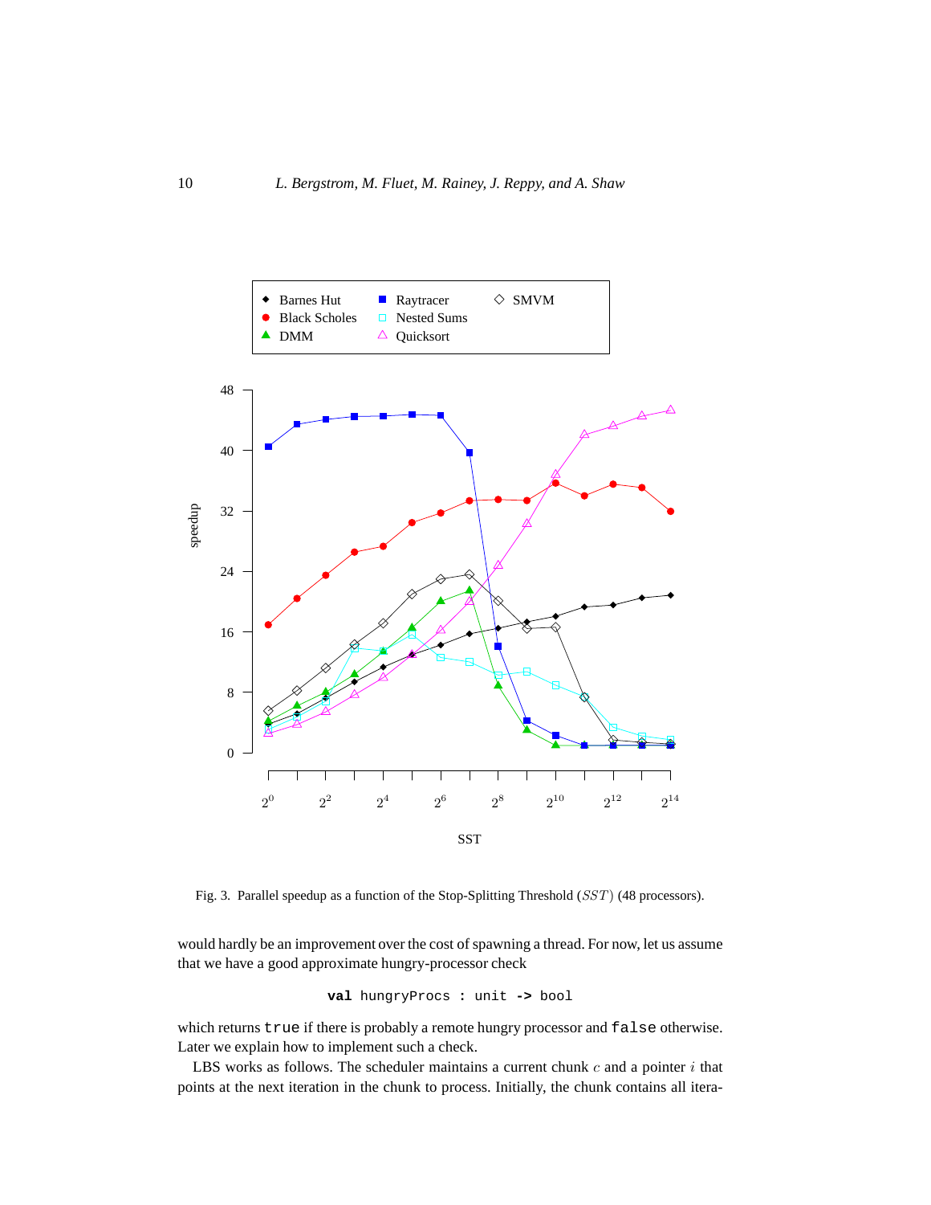Fig. 3. Parallel speedup as a function of the Stop-Splitting Threshold ($SST$) (48 processors).

would hardly be an improvement over the cost of spawning a thread. For now, let us assume that we have a good approximate hungry-processor check

```
val hungryProcs : unit -> bool
```

which returns `true` if there is probably a remote hungry processor and `false` otherwise. Later we explain how to implement such a check.

LBS works as follows. The scheduler maintains a current chunk $c$ and a pointer $i$ that points at the next iteration in the chunk to process. Initially, the chunk contains all itera-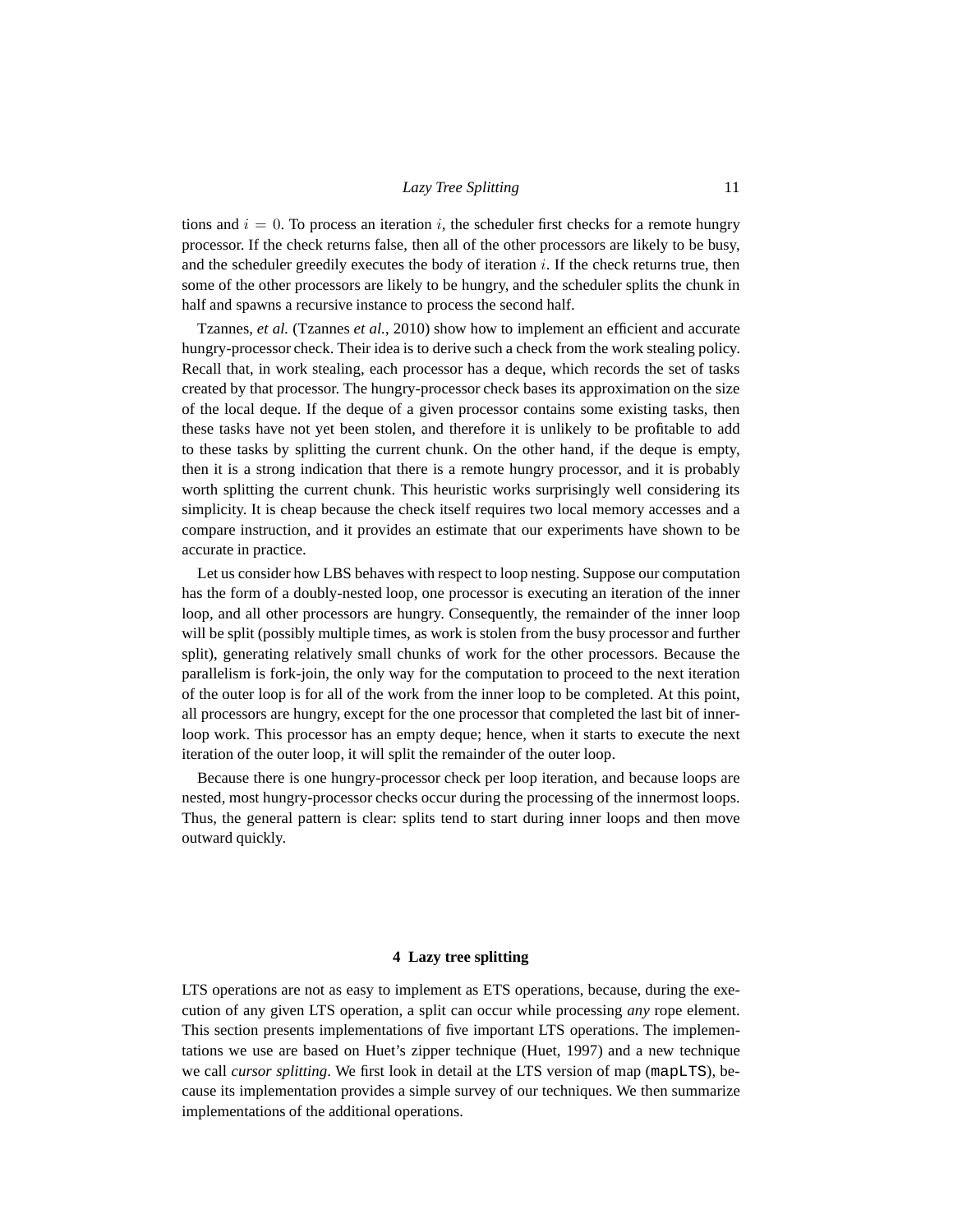tions and $i = 0$. To process an iteration $i$, the scheduler first checks for a remote hungry processor. If the check returns false, then all of the other processors are likely to be busy, and the scheduler greedily executes the body of iteration $i$. If the check returns true, then some of the other processors are likely to be hungry, and the scheduler splits the chunk in half and spawns a recursive instance to process the second half.

Tzannes, *et al.* (Tzannes *et al.*, 2010) show how to implement an efficient and accurate hungry-processor check. Their idea is to derive such a check from the work stealing policy. Recall that, in work stealing, each processor has a deque, which records the set of tasks created by that processor. The hungry-processor check bases its approximation on the size of the local deque. If the deque of a given processor contains some existing tasks, then these tasks have not yet been stolen, and therefore it is unlikely to be profitable to add to these tasks by splitting the current chunk. On the other hand, if the deque is empty, then it is a strong indication that there is a remote hungry processor, and it is probably worth splitting the current chunk. This heuristic works surprisingly well considering its simplicity. It is cheap because the check itself requires two local memory accesses and a compare instruction, and it provides an estimate that our experiments have shown to be accurate in practice.

Let us consider how LBS behaves with respect to loop nesting. Suppose our computation has the form of a doubly-nested loop, one processor is executing an iteration of the inner loop, and all other processors are hungry. Consequently, the remainder of the inner loop will be split (possibly multiple times, as work is stolen from the busy processor and further split), generating relatively small chunks of work for the other processors. Because the parallelism is fork-join, the only way for the computation to proceed to the next iteration of the outer loop is for all of the work from the inner loop to be completed. At this point, all processors are hungry, except for the one processor that completed the last bit of inner-loop work. This processor has an empty deque; hence, when it starts to execute the next iteration of the outer loop, it will split the remainder of the outer loop.

Because there is one hungry-processor check per loop iteration, and because loops are nested, most hungry-processor checks occur during the processing of the innermost loops. Thus, the general pattern is clear: splits tend to start during inner loops and then move outward quickly.

## 4 Lazy tree splitting

LTS operations are not as easy to implement as ETS operations, because, during the execution of any given LTS operation, a split can occur while processing *any* rope element. This section presents implementations of five important LTS operations. The implementations we use are based on Huet's zipper technique (Huet, 1997) and a new technique we call *cursor splitting*. We first look in detail at the LTS version of map (`mapLTS`), because its implementation provides a simple survey of our techniques. We then summarize implementations of the additional operations.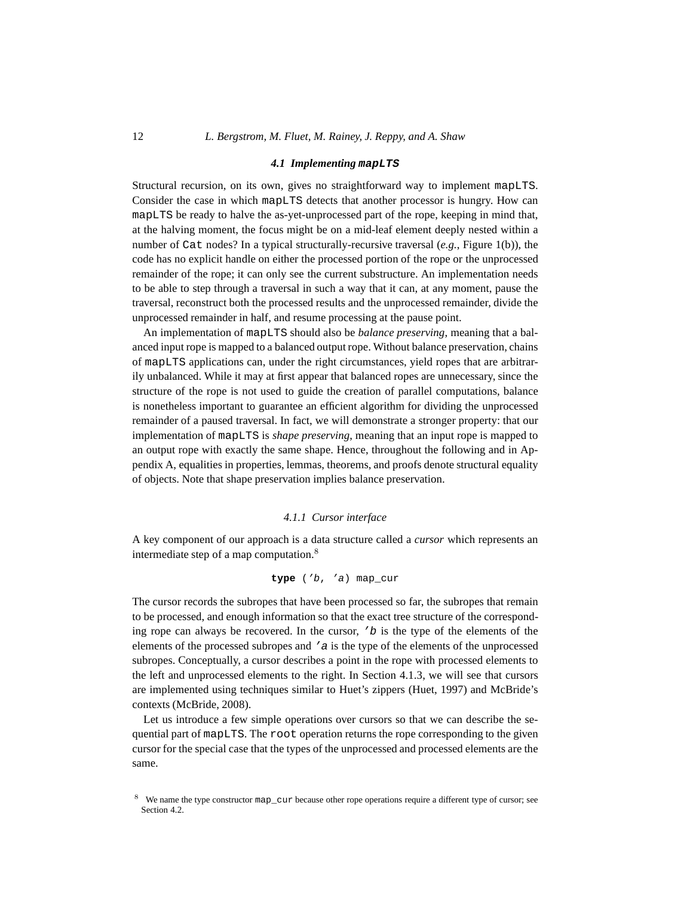### 4.1 Implementing `mapLTS`

Structural recursion, on its own, gives no straightforward way to implement `mapLTS`. Consider the case in which `mapLTS` detects that another processor is hungry. How can `mapLTS` be ready to halve the as-yet-unprocessed part of the rope, keeping in mind that, at the halving moment, the focus might be on a mid-leaf element deeply nested within a number of `Cat` nodes? In a typical structurally-recursive traversal (*e.g.*, Figure 1(b)), the code has no explicit handle on either the processed portion of the rope or the unprocessed remainder of the rope; it can only see the current substructure. An implementation needs to be able to step through a traversal in such a way that it can, at any moment, pause the traversal, reconstruct both the processed results and the unprocessed remainder, divide the unprocessed remainder in half, and resume processing at the pause point.

An implementation of `mapLTS` should also be *balance preserving*, meaning that a balanced input rope is mapped to a balanced output rope. Without balance preservation, chains of `mapLTS` applications can, under the right circumstances, yield ropes that are arbitrarily unbalanced. While it may at first appear that balanced ropes are unnecessary, since the structure of the rope is not used to guide the creation of parallel computations, balance is nonetheless important to guarantee an efficient algorithm for dividing the unprocessed remainder of a paused traversal. In fact, we will demonstrate a stronger property: that our implementation of `mapLTS` is *shape preserving*, meaning that an input rope is mapped to an output rope with exactly the same shape. Hence, throughout the following and in Appendix A, equalities in properties, lemmas, theorems, and proofs denote structural equality of objects. Note that shape preservation implies balance preservation.

#### 4.1.1 Cursor interface

A key component of our approach is a data structure called a *cursor* which represents an intermediate step of a map computation.[8]

```
type ('b, 'a) map_cur
```

The cursor records the subropes that have been processed so far, the subropes that remain to be processed, and enough information so that the exact tree structure of the corresponding rope can always be recovered. In the cursor, `'b` is the type of the elements of the elements of the processed subropes and `'a` is the type of the elements of the unprocessed subropes. Conceptually, a cursor describes a point in the rope with processed elements to the left and unprocessed elements to the right. In Section 4.1.3, we will see that cursors are implemented using techniques similar to Huet's zippers (Huet, 1997) and McBride's contexts (McBride, 2008).

Let us introduce a few simple operations over cursors so that we can describe the sequential part of `mapLTS`. The `root` operation returns the rope corresponding to the given cursor for the special case that the types of the unprocessed and processed elements are the same.

[8] We name the type constructor `map_cur` because other rope operations require a different type of cursor; see Section 4.2.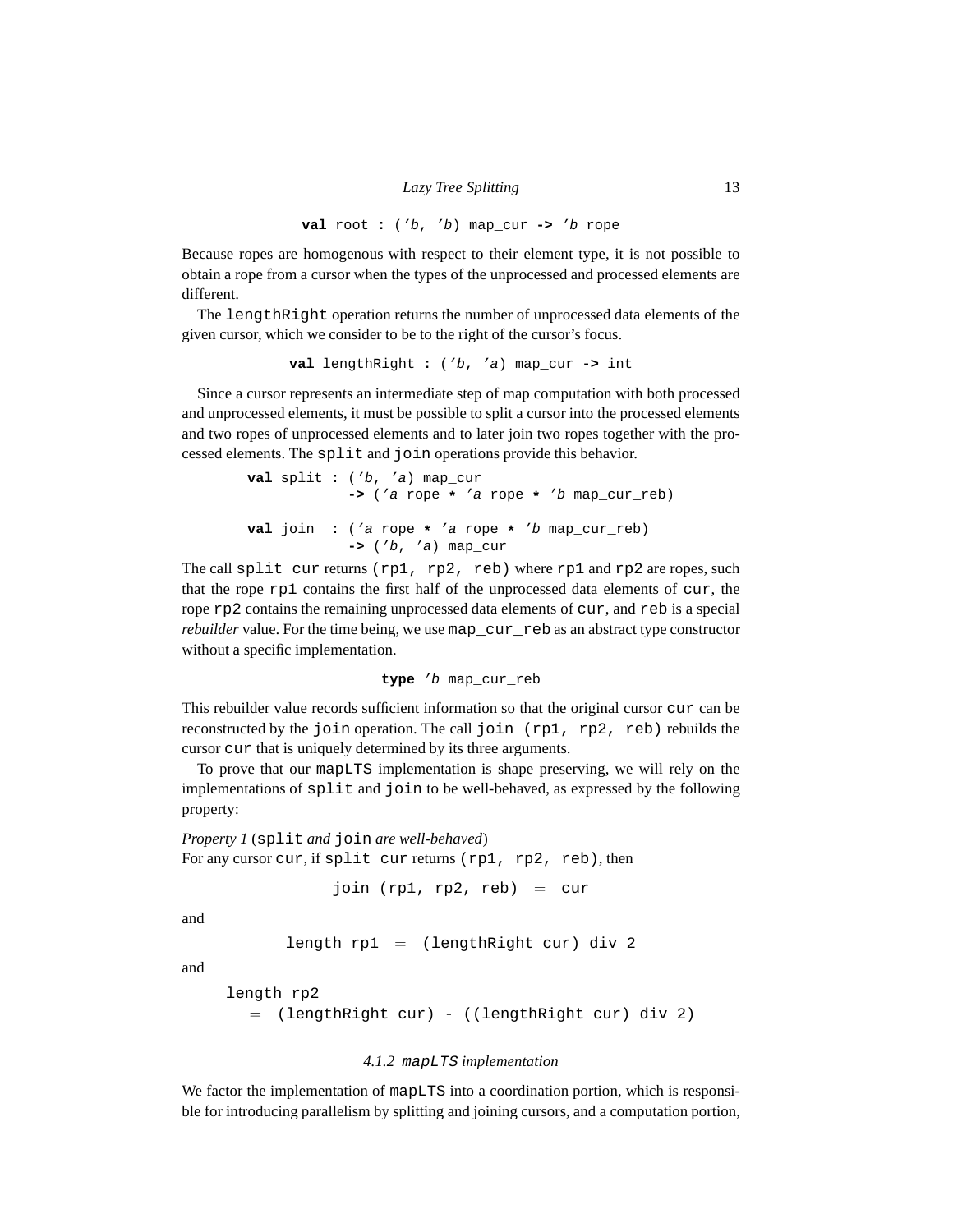```
val root : ('b, 'b) map_cur -> 'b rope
```

Because ropes are homogenous with respect to their element type, it is not possible to obtain a rope from a cursor when the types of the unprocessed and processed elements are different.

The `lengthRight` operation returns the number of unprocessed data elements of the given cursor, which we consider to be to the right of the cursor's focus.

```
val lengthRight : ('b, 'a) map_cur -> int
```

Since a cursor represents an intermediate step of map computation with both processed and unprocessed elements, it must be possible to split a cursor into the processed elements and two ropes of unprocessed elements and to later join two ropes together with the processed elements. The `split` and `join` operations provide this behavior.

```
val split : ('b, 'a) map_cur
            -> ('a rope * 'a rope * 'b map_cur_reb)

val join  : ('a rope * 'a rope * 'b map_cur_reb)
            -> ('b, 'a) map_cur
```

The call `split cur` returns `(rp1, rp2, reb)` where `rp1` and `rp2` are ropes, such that the rope `rp1` contains the first half of the unprocessed data elements of `cur`, the rope `rp2` contains the remaining unprocessed data elements of `cur`, and `reb` is a special *rebuilder* value. For the time being, we use `map_cur_reb` as an abstract type constructor without a specific implementation.

```
type 'b map_cur_reb
```

This rebuilder value records sufficient information so that the original cursor `cur` can be reconstructed by the `join` operation. The call `join (rp1, rp2, reb)` rebuilds the cursor `cur` that is uniquely determined by its three arguments.

To prove that our `mapLTS` implementation is shape preserving, we will rely on the implementations of `split` and `join` to be well-behaved, as expressed by the following property:

*Property 1* (`split` *and* `join` *are well-behaved*)
For any cursor `cur`, if `split cur` returns `(rp1, rp2, reb)`, then

```
join (rp1, rp2, reb)  =  cur
```

and

```
length rp1  =  (lengthRight cur) div 2
```

and

```
length rp2
  =  (lengthRight cur) - ((lengthRight cur) div 2)
```

#### 4.1.2 `mapLTS` *implementation*

We factor the implementation of `mapLTS` into a coordination portion, which is responsible for introducing parallelism by splitting and joining cursors, and a computation portion,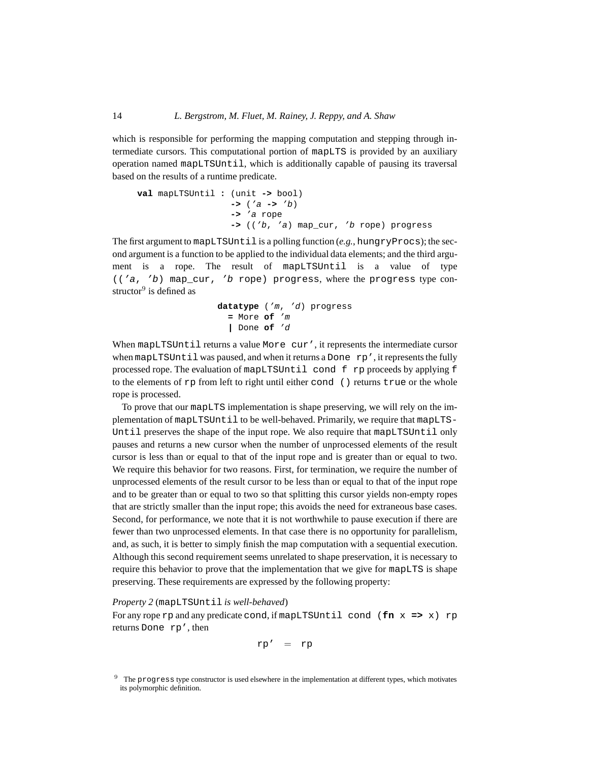which is responsible for performing the mapping computation and stepping through intermediate cursors. This computational portion of `mapLTS` is provided by an auxiliary operation named `mapLTSUntil`, which is additionally capable of pausing its traversal based on the results of a runtime predicate.

```
val mapLTSUntil : (unit -> bool)
                  -> ('a -> 'b)
                  -> 'a rope
                  -> (('b, 'a) map_cur, 'b rope) progress
```

The first argument to `mapLTSUntil` is a polling function (*e.g.*, `hungryProcs`); the second argument is a function to be applied to the individual data elements; and the third argument is a rope. The result of `mapLTSUntil` is a value of type `(('a, 'b) map_cur, 'b rope) progress`, where the `progress` type constructor[9] is defined as

```
datatype ('m, 'd) progress
  = More of 'm
  | Done of 'd
```

When `mapLTSUntil` returns a value `More cur'`, it represents the intermediate cursor when `mapLTSUntil` was paused, and when it returns a `Done rp'`, it represents the fully processed rope. The evaluation of `mapLTSUntil cond f rp` proceeds by applying `f` to the elements of `rp` from left to right until either `cond ()` returns `true` or the whole rope is processed.

To prove that our `mapLTS` implementation is shape preserving, we will rely on the implementation of `mapLTSUntil` to be well-behaved. Primarily, we require that `mapLTSUntil` preserves the shape of the input rope. We also require that `mapLTSUntil` only pauses and returns a new cursor when the number of unprocessed elements of the result cursor is less than or equal to that of the input rope and is greater than or equal to two. We require this behavior for two reasons. First, for termination, we require the number of unprocessed elements of the result cursor to be less than or equal to that of the input rope and to be greater than or equal to two so that splitting this cursor yields non-empty ropes that are strictly smaller than the input rope; this avoids the need for extraneous base cases. Second, for performance, we note that it is not worthwhile to pause execution if there are fewer than two unprocessed elements. In that case there is no opportunity for parallelism, and, as such, it is better to simply finish the map computation with a sequential execution. Although this second requirement seems unrelated to shape preservation, it is necessary to require this behavior to prove that the implementation that we give for `mapLTS` is shape preserving. These requirements are expressed by the following property:

*Property 2* (`mapLTSUntil` *is well-behaved*)
For any rope `rp` and any predicate `cond`, if `mapLTSUntil cond (fn x => x) rp` returns `Done rp'`, then

$$\texttt{rp'} \;=\; \texttt{rp}$$

[9] The `progress` type constructor is used elsewhere in the implementation at different types, which motivates its polymorphic definition.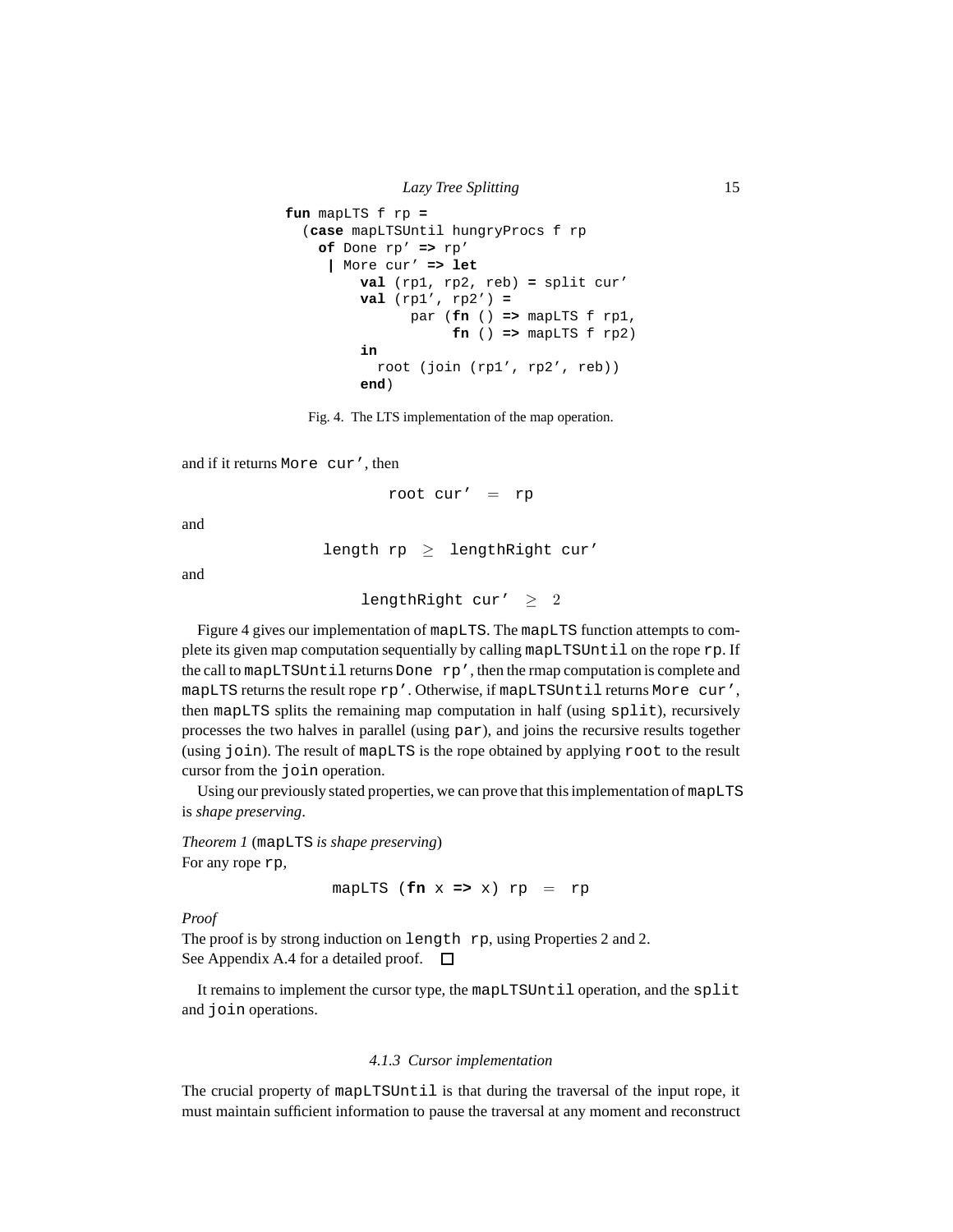```
fun mapLTS f rp =
  (case mapLTSUntil hungryProcs f rp
    of Done rp' => rp'
     | More cur' => let
         val (rp1, rp2, reb) = split cur'
         val (rp1', rp2') =
               par (fn () => mapLTS f rp1,
                    fn () => mapLTS f rp2)
         in
           root (join (rp1', rp2', reb))
         end)
```

Fig. 4. The LTS implementation of the map operation.

and if it returns `More cur'`, then

$$\texttt{root cur'} \;=\; \texttt{rp}$$

and

$$\texttt{length rp} \;\geq\; \texttt{lengthRight cur'}$$

and

$$\texttt{lengthRight cur'} \;\geq\; 2$$

Figure 4 gives our implementation of `mapLTS`. The `mapLTS` function attempts to complete its given map computation sequentially by calling `mapLTSUntil` on the rope `rp`. If the call to `mapLTSUntil` returns `Done rp'`, then the rmap computation is complete and `mapLTS` returns the result rope `rp'`. Otherwise, if `mapLTSUntil` returns `More cur'`, then `mapLTS` splits the remaining map computation in half (using `split`), recursively processes the two halves in parallel (using `par`), and joins the recursive results together (using `join`). The result of `mapLTS` is the rope obtained by applying `root` to the result cursor from the `join` operation.

Using our previously stated properties, we can prove that this implementation of `mapLTS` is *shape preserving*.

*Theorem 1* (`mapLTS` *is shape preserving*)
For any rope `rp`,

$$\texttt{mapLTS (fn x => x) rp} \;=\; \texttt{rp}$$

*Proof*
The proof is by strong induction on `length rp`, using Properties 2 and 2.
See Appendix A.4 for a detailed proof. □

It remains to implement the cursor type, the `mapLTSUntil` operation, and the `split` and `join` operations.

#### 4.1.3 Cursor implementation

The crucial property of `mapLTSUntil` is that during the traversal of the input rope, it must maintain sufficient information to pause the traversal at any moment and reconstruct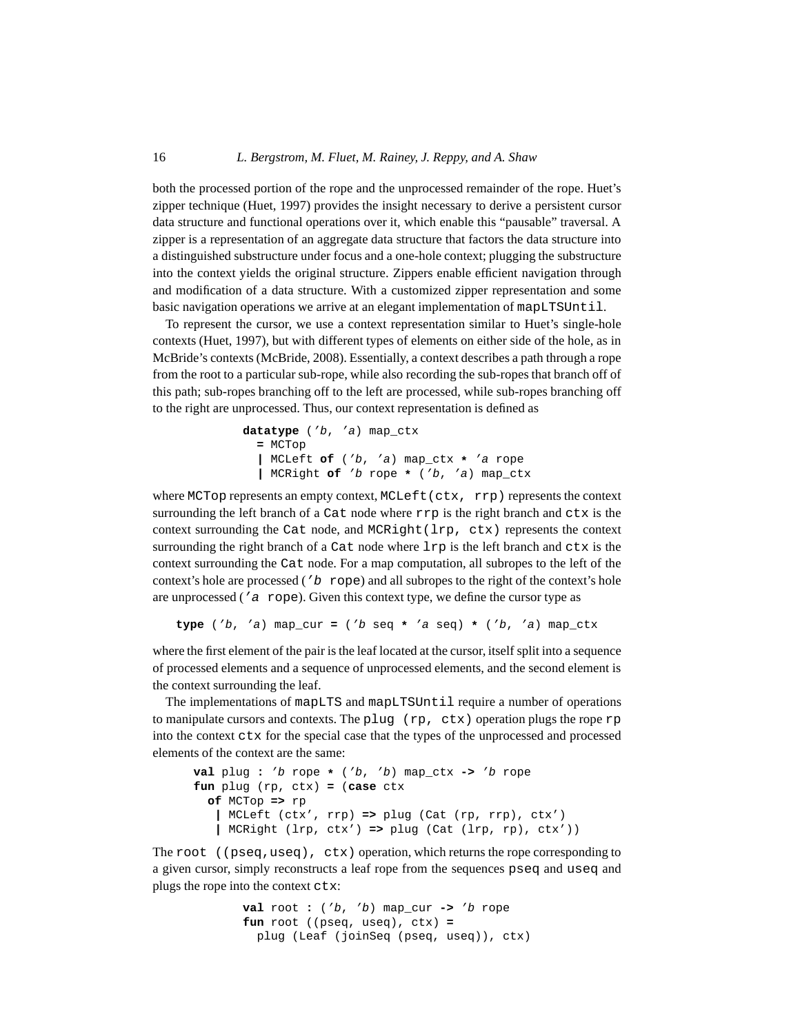both the processed portion of the rope and the unprocessed remainder of the rope. Huet's zipper technique (Huet, 1997) provides the insight necessary to derive a persistent cursor data structure and functional operations over it, which enable this "pausable" traversal. A zipper is a representation of an aggregate data structure that factors the data structure into a distinguished substructure under focus and a one-hole context; plugging the substructure into the context yields the original structure. Zippers enable efficient navigation through and modification of a data structure. With a customized zipper representation and some basic navigation operations we arrive at an elegant implementation of `mapLTSUntil`.

To represent the cursor, we use a context representation similar to Huet's single-hole contexts (Huet, 1997), but with different types of elements on either side of the hole, as in McBride's contexts (McBride, 2008). Essentially, a context describes a path through a rope from the root to a particular sub-rope, while also recording the sub-ropes that branch off of this path; sub-ropes branching off to the left are processed, while sub-ropes branching off to the right are unprocessed. Thus, our context representation is defined as

```
datatype ('b, 'a) map_ctx
  = MCTop
  | MCLeft of ('b, 'a) map_ctx * 'a rope
  | MCRight of 'b rope * ('b, 'a) map_ctx
```

where `MCTop` represents an empty context, `MCLeft(ctx, rrp)` represents the context surrounding the left branch of a `Cat` node where `rrp` is the right branch and `ctx` is the context surrounding the `Cat` node, and `MCRight(lrp, ctx)` represents the context surrounding the right branch of a `Cat` node where `lrp` is the left branch and `ctx` is the context surrounding the `Cat` node. For a map computation, all subropes to the left of the context's hole are processed (`'b rope`) and all subropes to the right of the context's hole are unprocessed (`'a rope`). Given this context type, we define the cursor type as

```
type ('b, 'a) map_cur = ('b seq * 'a seq) * ('b, 'a) map_ctx
```

where the first element of the pair is the leaf located at the cursor, itself split into a sequence of processed elements and a sequence of unprocessed elements, and the second element is the context surrounding the leaf.

The implementations of `mapLTS` and `mapLTSUntil` require a number of operations to manipulate cursors and contexts. The `plug (rp, ctx)` operation plugs the rope `rp` into the context `ctx` for the special case that the types of the unprocessed and processed elements of the context are the same:

```
val plug : 'b rope * ('b, 'b) map_ctx -> 'b rope
fun plug (rp, ctx) = (case ctx
  of MCTop => rp
   | MCLeft (ctx', rrp) => plug (Cat (rp, rrp), ctx')
   | MCRight (lrp, ctx') => plug (Cat (lrp, rp), ctx'))
```

The `root ((pseq,useq), ctx)` operation, which returns the rope corresponding to a given cursor, simply reconstructs a leaf rope from the sequences `pseq` and `useq` and plugs the rope into the context `ctx`:

```
val root : ('b, 'b) map_cur -> 'b rope
fun root ((pseq, useq), ctx) =
  plug (Leaf (joinSeq (pseq, useq)), ctx)
```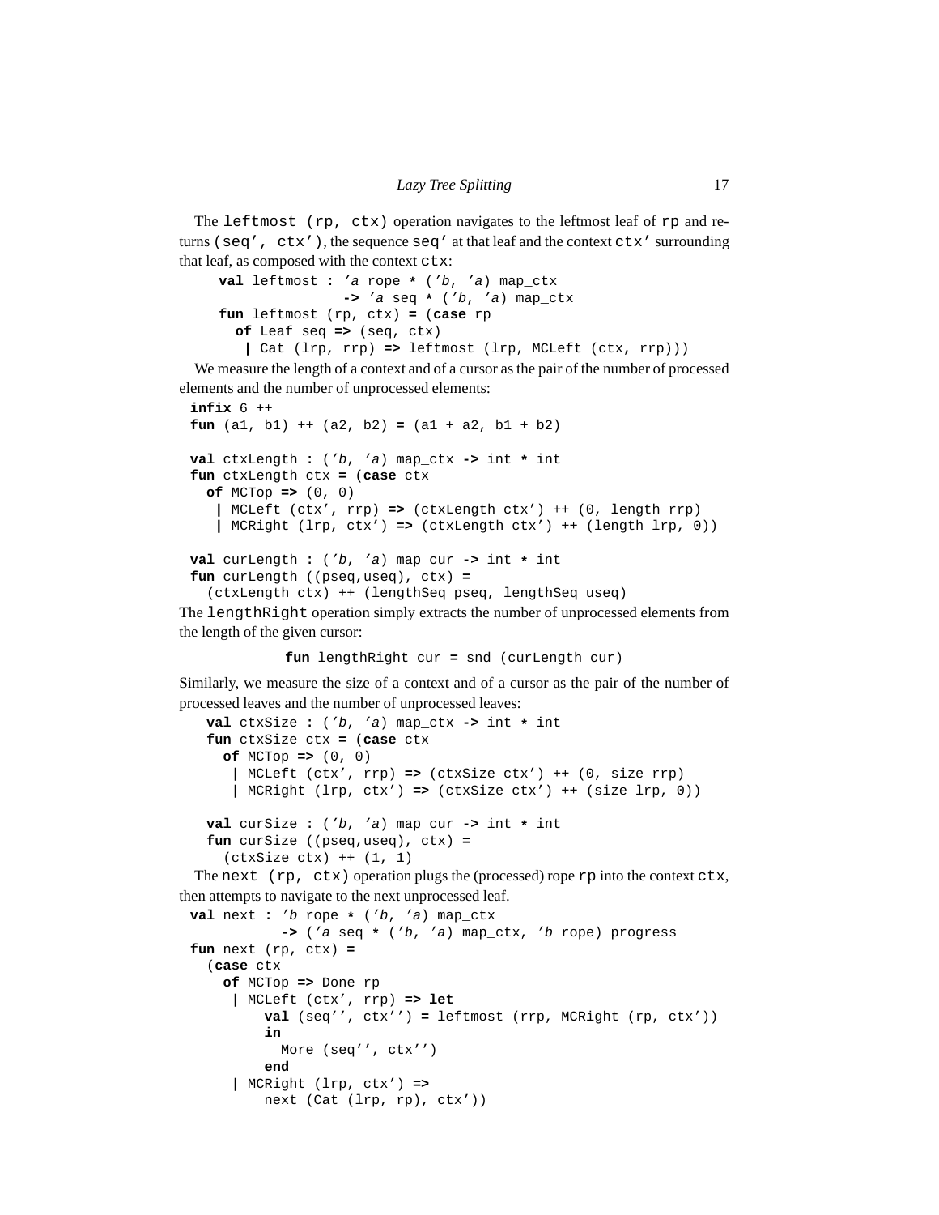The `leftmost (rp, ctx)` operation navigates to the leftmost leaf of `rp` and returns `(seq', ctx')`, the sequence `seq'` at that leaf and the context `ctx'` surrounding that leaf, as composed with the context `ctx`:

```
val leftmost : 'a rope * ('b, 'a) map_ctx
                -> 'a seq * ('b, 'a) map_ctx
fun leftmost (rp, ctx) = (case rp
  of Leaf seq => (seq, ctx)
   | Cat (lrp, rrp) => leftmost (lrp, MCLeft (ctx, rrp)))
```

We measure the length of a context and of a cursor as the pair of the number of processed elements and the number of unprocessed elements:

```
infix 6 ++
fun (a1, b1) ++ (a2, b2) = (a1 + a2, b1 + b2)

val ctxLength : ('b, 'a) map_ctx -> int * int
fun ctxLength ctx = (case ctx
  of MCTop => (0, 0)
   | MCLeft (ctx', rrp) => (ctxLength ctx') ++ (0, length rrp)
   | MCRight (lrp, ctx') => (ctxLength ctx') ++ (length lrp, 0))

val curLength : ('b, 'a) map_cur -> int * int
fun curLength ((pseq,useq), ctx) =
  (ctxLength ctx) ++ (lengthSeq pseq, lengthSeq useq)
```

The `lengthRight` operation simply extracts the number of unprocessed elements from the length of the given cursor:

```
fun lengthRight cur = snd (curLength cur)
```

Similarly, we measure the size of a context and of a cursor as the pair of the number of processed leaves and the number of unprocessed leaves:

```
val ctxSize : ('b, 'a) map_ctx -> int * int
fun ctxSize ctx = (case ctx
  of MCTop => (0, 0)
   | MCLeft (ctx', rrp) => (ctxSize ctx') ++ (0, size rrp)
   | MCRight (lrp, ctx') => (ctxSize ctx') ++ (size lrp, 0))

val curSize : ('b, 'a) map_cur -> int * int
fun curSize ((pseq,useq), ctx) =
  (ctxSize ctx) ++ (1, 1)
```

The `next (rp, ctx)` operation plugs the (processed) rope `rp` into the context `ctx`, then attempts to navigate to the next unprocessed leaf.

```
val next : 'b rope * ('b, 'a) map_ctx
           -> ('a seq * ('b, 'a) map_ctx, 'b rope) progress
fun next (rp, ctx) =
  (case ctx
    of MCTop => Done rp
     | MCLeft (ctx', rrp) => let
         val (seq'', ctx'') = leftmost (rrp, MCRight (rp, ctx'))
         in
           More (seq'', ctx'')
         end
     | MCRight (lrp, ctx') =>
         next (Cat (lrp, rp), ctx'))
```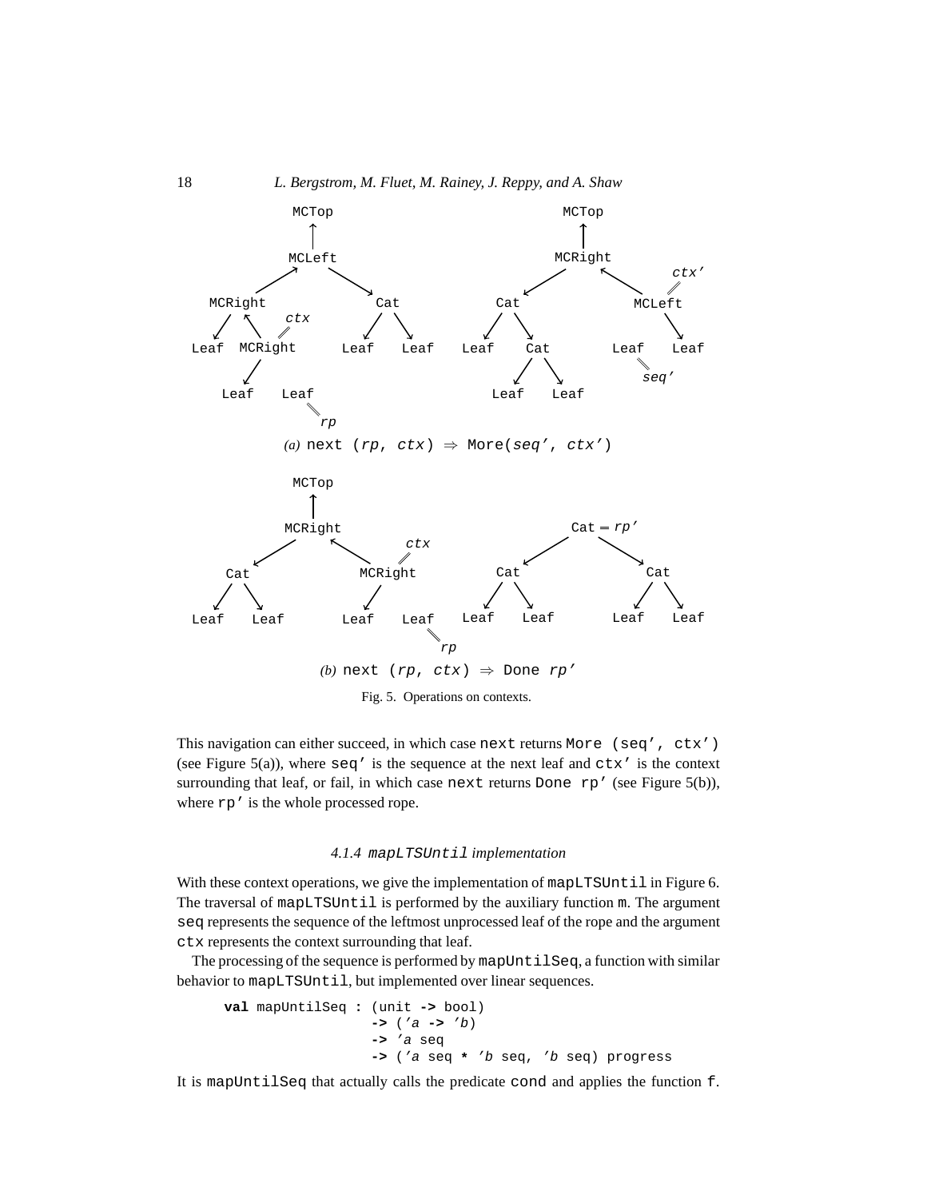(a) next (rp, ctx) ⇒ More(seq', ctx')

(b) next (rp, ctx) ⇒ Done rp'

Fig. 5. Operations on contexts.

This navigation can either succeed, in which case `next` returns `More (seq', ctx')` (see Figure 5(a)), where `seq'` is the sequence at the next leaf and `ctx'` is the context surrounding that leaf, or fail, in which case `next` returns `Done rp'` (see Figure 5(b)), where `rp'` is the whole processed rope.

#### 4.1.4 `mapLTSUntil` implementation

With these context operations, we give the implementation of `mapLTSUntil` in Figure 6. The traversal of `mapLTSUntil` is performed by the auxiliary function `m`. The argument `seq` represents the sequence of the leftmost unprocessed leaf of the rope and the argument `ctx` represents the context surrounding that leaf.

The processing of the sequence is performed by `mapUntilSeq`, a function with similar behavior to `mapLTSUntil`, but implemented over linear sequences.

```
val mapUntilSeq : (unit -> bool)
                 -> ('a -> 'b)
                 -> 'a seq
                 -> ('a seq * 'b seq, 'b seq) progress
```

It is `mapUntilSeq` that actually calls the predicate `cond` and applies the function `f`.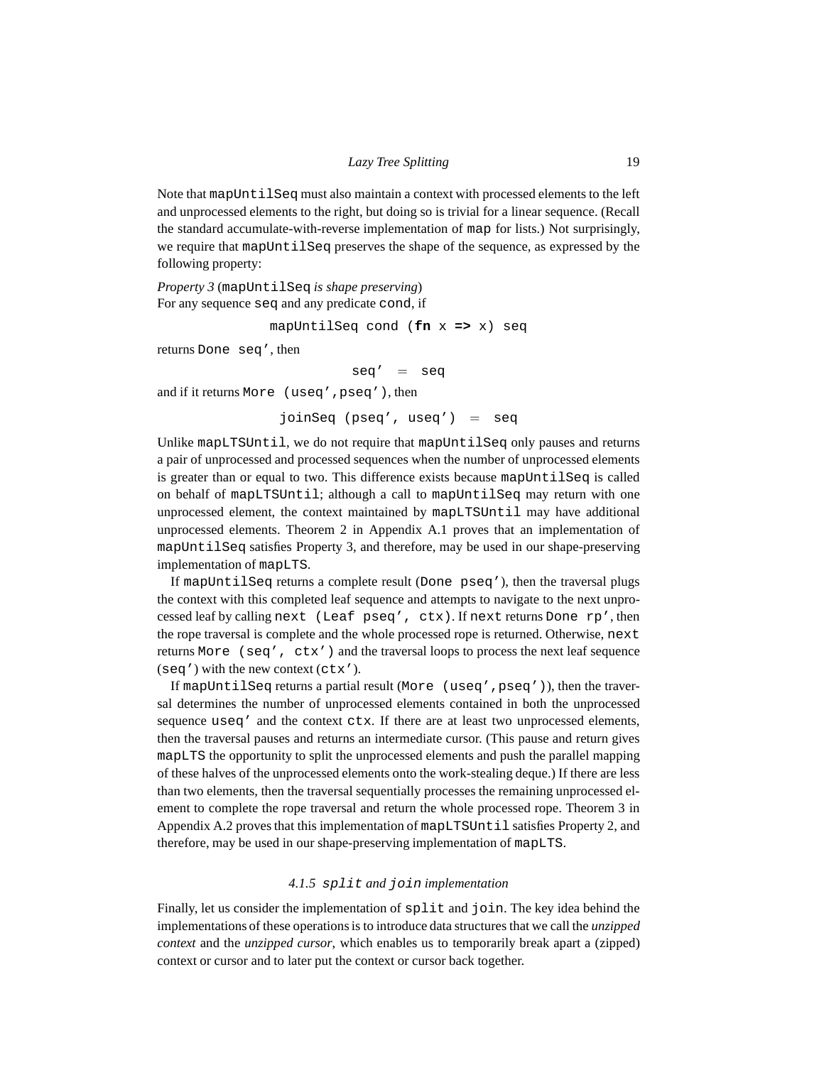Note that `mapUntilSeq` must also maintain a context with processed elements to the left and unprocessed elements to the right, but doing so is trivial for a linear sequence. (Recall the standard accumulate-with-reverse implementation of `map` for lists.) Not surprisingly, we require that `mapUntilSeq` preserves the shape of the sequence, as expressed by the following property:

*Property 3* (`mapUntilSeq` *is shape preserving*)
For any sequence `seq` and any predicate `cond`, if

```
mapUntilSeq cond (fn x => x) seq
```

returns `Done seq'`, then

```
seq' = seq
```

and if it returns `More (useq',pseq')`, then

```
joinSeq (pseq', useq') = seq
```

Unlike `mapLTSUntil`, we do not require that `mapUntilSeq` only pauses and returns a pair of unprocessed and processed sequences when the number of unprocessed elements is greater than or equal to two. This difference exists because `mapUntilSeq` is called on behalf of `mapLTSUntil`; although a call to `mapUntilSeq` may return with one unprocessed element, the context maintained by `mapLTSUntil` may have additional unprocessed elements. Theorem 2 in Appendix A.1 proves that an implementation of `mapUntilSeq` satisfies Property 3, and therefore, may be used in our shape-preserving implementation of `mapLTS`.

If `mapUntilSeq` returns a complete result (`Done pseq'`), then the traversal plugs the context with this completed leaf sequence and attempts to navigate to the next unprocessed leaf by calling `next (Leaf pseq', ctx)`. If `next` returns `Done rp'`, then the rope traversal is complete and the whole processed rope is returned. Otherwise, `next` returns `More (seq', ctx')` and the traversal loops to process the next leaf sequence (`seq'`) with the new context (`ctx'`).

If `mapUntilSeq` returns a partial result (`More (useq',pseq')`), then the traversal determines the number of unprocessed elements contained in both the unprocessed sequence `useq'` and the context `ctx`. If there are at least two unprocessed elements, then the traversal pauses and returns an intermediate cursor. (This pause and return gives `mapLTS` the opportunity to split the unprocessed elements and push the parallel mapping of these halves of the unprocessed elements onto the work-stealing deque.) If there are less than two elements, then the traversal sequentially processes the remaining unprocessed element to complete the rope traversal and return the whole processed rope. Theorem 3 in Appendix A.2 proves that this implementation of `mapLTSUntil` satisfies Property 2, and therefore, may be used in our shape-preserving implementation of `mapLTS`.

#### 4.1.5 `split` *and* `join` *implementation*

Finally, let us consider the implementation of `split` and `join`. The key idea behind the implementations of these operations is to introduce data structures that we call the *unzipped context* and the *unzipped cursor*, which enables us to temporarily break apart a (zipped) context or cursor and to later put the context or cursor back together.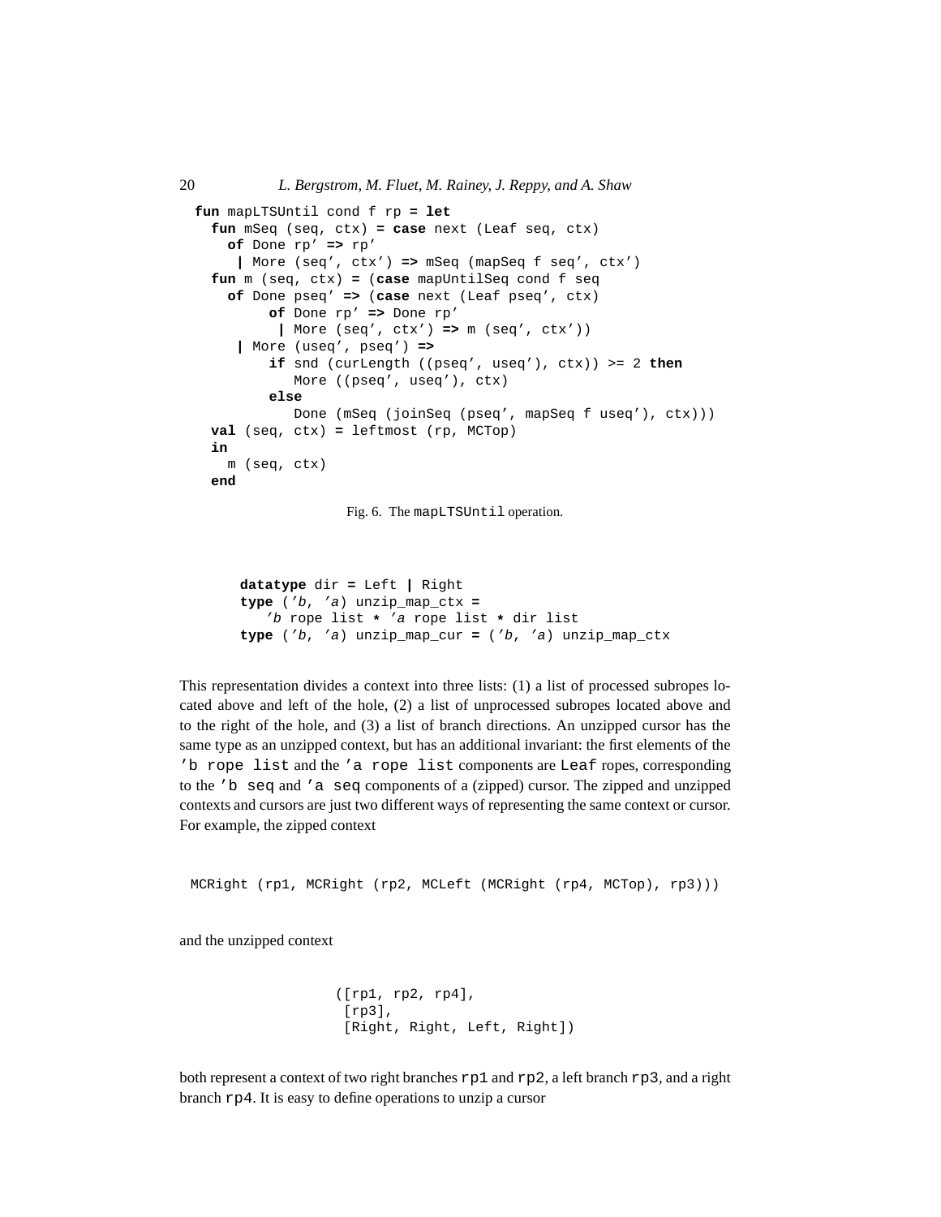```
fun mapLTSUntil cond f rp = let
  fun mSeq (seq, ctx) = case next (Leaf seq, ctx)
    of Done rp' => rp'
     | More (seq', ctx') => mSeq (mapSeq f seq', ctx')
  fun m (seq, ctx) = (case mapUntilSeq cond f seq
    of Done pseq' => (case next (Leaf pseq', ctx)
          of Done rp' => Done rp'
           | More (seq', ctx') => m (seq', ctx'))
     | More (useq', pseq') =>
          if snd (curLength ((pseq', useq'), ctx)) >= 2 then
             More ((pseq', useq'), ctx)
          else
             Done (mSeq (joinSeq (pseq', mapSeq f useq'), ctx)))
  val (seq, ctx) = leftmost (rp, MCTop)
  in
    m (seq, ctx)
  end
```

Fig. 6. The `mapLTSUntil` operation.

```
datatype dir = Left | Right
type ('b, 'a) unzip_map_ctx =
   'b rope list * 'a rope list * dir list
type ('b, 'a) unzip_map_cur = ('b, 'a) unzip_map_ctx
```

This representation divides a context into three lists: (1) a list of processed subropes located above and left of the hole, (2) a list of unprocessed subropes located above and to the right of the hole, and (3) a list of branch directions. An unzipped cursor has the same type as an unzipped context, but has an additional invariant: the first elements of the `'b rope list` and the `'a rope list` components are `Leaf` ropes, corresponding to the `'b seq` and `'a seq` components of a (zipped) cursor. The zipped and unzipped contexts and cursors are just two different ways of representing the same context or cursor. For example, the zipped context

```
MCRight (rp1, MCRight (rp2, MCLeft (MCRight (rp4, MCTop), rp3)))
```

and the unzipped context

```
([rp1, rp2, rp4],
 [rp3],
 [Right, Right, Left, Right])
```

both represent a context of two right branches `rp1` and `rp2`, a left branch `rp3`, and a right branch `rp4`. It is easy to define operations to unzip a cursor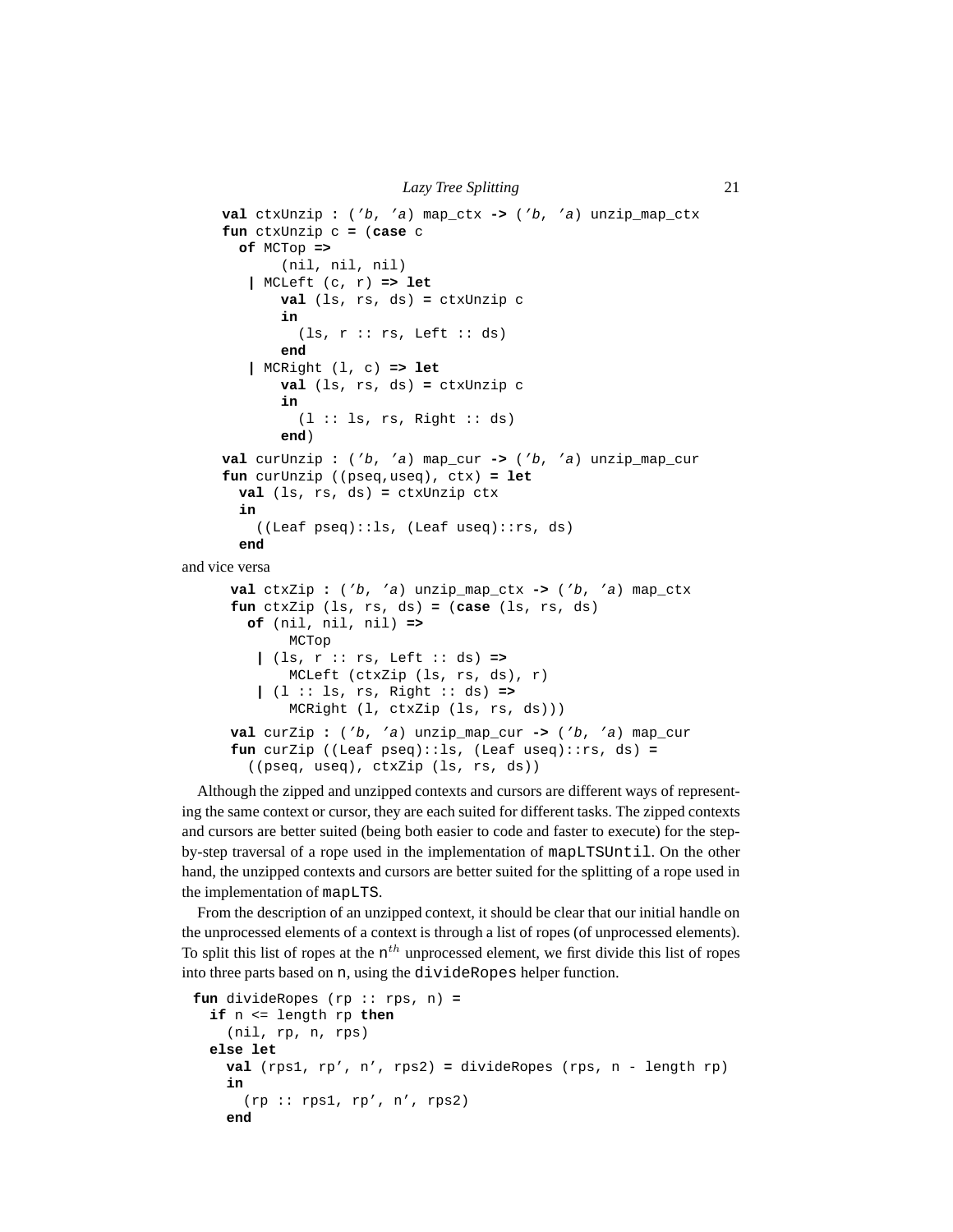```
val ctxUnzip : ('b, 'a) map_ctx -> ('b, 'a) unzip_map_ctx
fun ctxUnzip c = (case c
  of MCTop =>
       (nil, nil, nil)
   | MCLeft (c, r) => let
       val (ls, rs, ds) = ctxUnzip c
       in
         (ls, r :: rs, Left :: ds)
       end
   | MCRight (l, c) => let
       val (ls, rs, ds) = ctxUnzip c
       in
         (l :: ls, rs, Right :: ds)
       end)

val curUnzip : ('b, 'a) map_cur -> ('b, 'a) unzip_map_cur
fun curUnzip ((pseq,useq), ctx) = let
  val (ls, rs, ds) = ctxUnzip ctx
  in
    ((Leaf pseq)::ls, (Leaf useq)::rs, ds)
  end
```

and vice versa

```
val ctxZip : ('b, 'a) unzip_map_ctx -> ('b, 'a) map_ctx
fun ctxZip (ls, rs, ds) = (case (ls, rs, ds)
  of (nil, nil, nil) =>
       MCTop
   | (ls, r :: rs, Left :: ds) =>
       MCLeft (ctxZip (ls, rs, ds), r)
   | (l :: ls, rs, Right :: ds) =>
       MCRight (l, ctxZip (ls, rs, ds)))

val curZip : ('b, 'a) unzip_map_cur -> ('b, 'a) map_cur
fun curZip ((Leaf pseq)::ls, (Leaf useq)::rs, ds) =
  ((pseq, useq), ctxZip (ls, rs, ds))
```

Although the zipped and unzipped contexts and cursors are different ways of representing the same context or cursor, they are each suited for different tasks. The zipped contexts and cursors are better suited (being both easier to code and faster to execute) for the step-by-step traversal of a rope used in the implementation of `mapLTSUntil`. On the other hand, the unzipped contexts and cursors are better suited for the splitting of a rope used in the implementation of `mapLTS`.

From the description of an unzipped context, it should be clear that our initial handle on the unprocessed elements of a context is through a list of ropes (of unprocessed elements). To split this list of ropes at the $n^{th}$ unprocessed element, we first divide this list of ropes into three parts based on `n`, using the `divideRopes` helper function.

```
fun divideRopes (rp :: rps, n) =
  if n <= length rp then
    (nil, rp, n, rps)
  else let
    val (rps1, rp', n', rps2) = divideRopes (rps, n - length rp)
    in
      (rp :: rps1, rp', n', rps2)
    end
```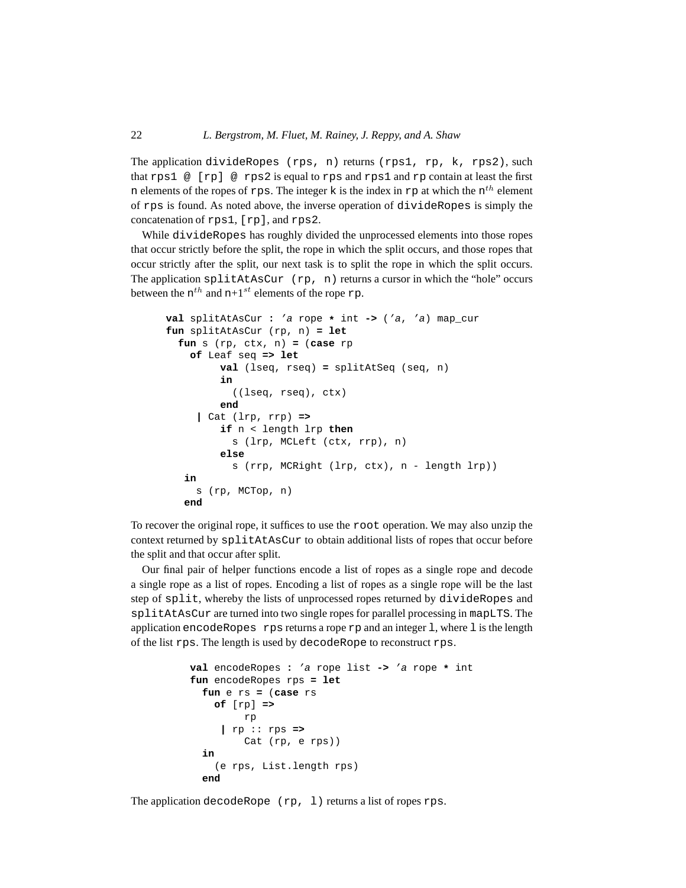The application `divideRopes (rps, n)` returns `(rps1, rp, k, rps2)`, such that `rps1 @ [rp] @ rps2` is equal to `rps` and `rps1` and `rp` contain at least the first `n` elements of the ropes of `rps`. The integer `k` is the index in `rp` at which the $n^{th}$ element of `rps` is found. As noted above, the inverse operation of `divideRopes` is simply the concatenation of `rps1`, `[rp]`, and `rps2`.

While `divideRopes` has roughly divided the unprocessed elements into those ropes that occur strictly before the split, the rope in which the split occurs, and those ropes that occur strictly after the split, our next task is to split the rope in which the split occurs. The application `splitAtAsCur (rp, n)` returns a cursor in which the "hole" occurs between the $n^{th}$ and $n{+}1^{st}$ elements of the rope `rp`.

```
val splitAtAsCur : 'a rope * int -> ('a, 'a) map_cur
fun splitAtAsCur (rp, n) = let
  fun s (rp, ctx, n) = (case rp
    of Leaf seq => let
         val (lseq, rseq) = splitAtSeq (seq, n)
         in
           ((lseq, rseq), ctx)
         end
     | Cat (lrp, rrp) =>
         if n < length lrp then
           s (lrp, MCLeft (ctx, rrp), n)
         else
           s (rrp, MCRight (lrp, ctx), n - length lrp))
   in
     s (rp, MCTop, n)
   end
```

To recover the original rope, it suffices to use the `root` operation. We may also unzip the context returned by `splitAtAsCur` to obtain additional lists of ropes that occur before the split and that occur after split.

Our final pair of helper functions encode a list of ropes as a single rope and decode a single rope as a list of ropes. Encoding a list of ropes as a single rope will be the last step of `split`, whereby the lists of unprocessed ropes returned by `divideRopes` and `splitAtAsCur` are turned into two single ropes for parallel processing in `mapLTS`. The application `encodeRopes rps` returns a rope `rp` and an integer `l`, where `l` is the length of the list `rps`. The length is used by `decodeRope` to reconstruct `rps`.

```
val encodeRopes : 'a rope list -> 'a rope * int
fun encodeRopes rps = let
  fun e rs = (case rs
    of [rp] =>
         rp
     | rp :: rps =>
         Cat (rp, e rps))
  in
    (e rps, List.length rps)
  end
```

The application `decodeRope (rp, l)` returns a list of ropes `rps`.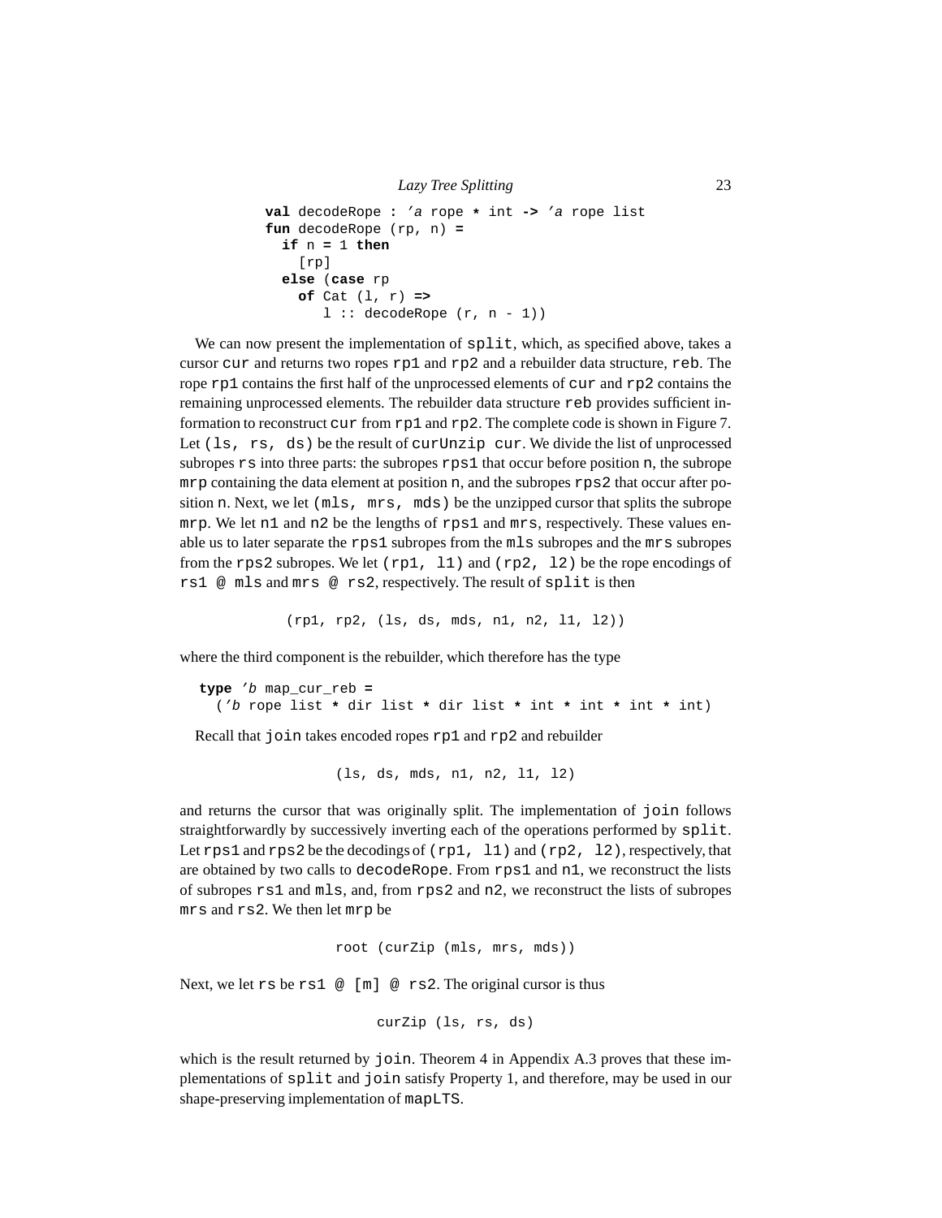```
val decodeRope : 'a rope * int -> 'a rope list
fun decodeRope (rp, n) =
  if n = 1 then
    [rp]
  else (case rp
    of Cat (l, r) =>
       l :: decodeRope (r, n - 1))
```

We can now present the implementation of `split`, which, as specified above, takes a cursor `cur` and returns two ropes `rp1` and `rp2` and a rebuilder data structure, `reb`. The rope `rp1` contains the first half of the unprocessed elements of `cur` and `rp2` contains the remaining unprocessed elements. The rebuilder data structure `reb` provides sufficient information to reconstruct `cur` from `rp1` and `rp2`. The complete code is shown in Figure 7. Let `(ls, rs, ds)` be the result of `curUnzip cur`. We divide the list of unprocessed subropes `rs` into three parts: the subropes `rps1` that occur before position `n`, the subrope `mrp` containing the data element at position `n`, and the subropes `rps2` that occur after position `n`. Next, we let `(mls, mrs, mds)` be the unzipped cursor that splits the subrope `mrp`. We let `n1` and `n2` be the lengths of `rps1` and `mrs`, respectively. These values enable us to later separate the `rps1` subropes from the `mls` subropes and the `mrs` subropes from the `rps2` subropes. We let `(rp1, l1)` and `(rp2, l2)` be the rope encodings of `rs1 @ mls` and `mrs @ rs2`, respectively. The result of `split` is then

```
(rp1, rp2, (ls, ds, mds, n1, n2, l1, l2))
```

where the third component is the rebuilder, which therefore has the type

```
type 'b map_cur_reb =
  ('b rope list * dir list * dir list * int * int * int * int)
```

Recall that `join` takes encoded ropes `rp1` and `rp2` and rebuilder

```
(ls, ds, mds, n1, n2, l1, l2)
```

and returns the cursor that was originally split. The implementation of `join` follows straightforwardly by successively inverting each of the operations performed by `split`. Let `rps1` and `rps2` be the decodings of `(rp1, l1)` and `(rp2, l2)`, respectively, that are obtained by two calls to `decodeRope`. From `rps1` and `n1`, we reconstruct the lists of subropes `rs1` and `mls`, and, from `rps2` and `n2`, we reconstruct the lists of subropes `mrs` and `rs2`. We then let `mrp` be

```
root (curZip (mls, mrs, mds))
```

Next, we let `rs` be `rs1 @ [m] @ rs2`. The original cursor is thus

```
curZip (ls, rs, ds)
```

which is the result returned by `join`. Theorem 4 in Appendix A.3 proves that these implementations of `split` and `join` satisfy Property 1, and therefore, may be used in our shape-preserving implementation of `mapLTS`.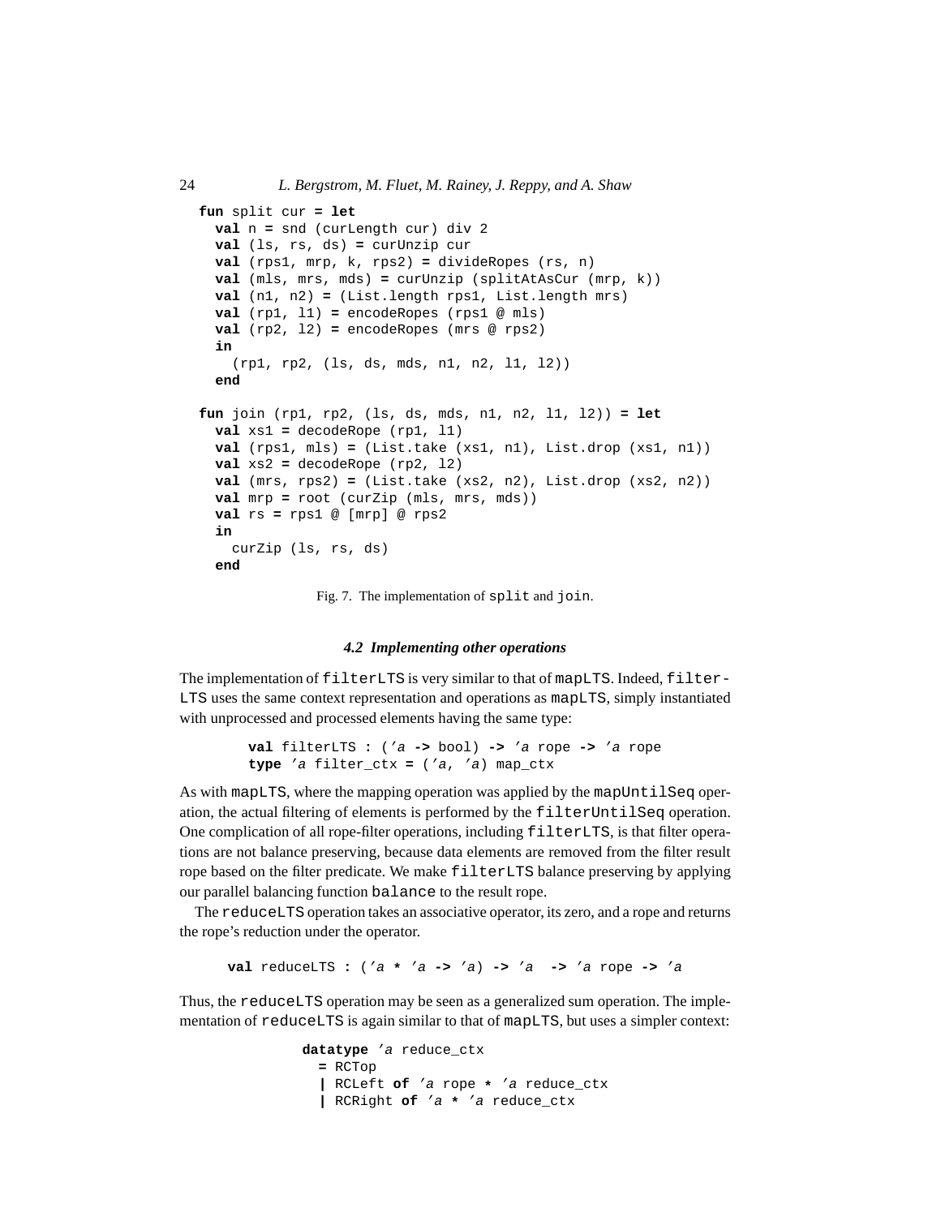```
fun split cur = let
  val n = snd (curLength cur) div 2
  val (ls, rs, ds) = curUnzip cur
  val (rps1, mrp, k, rps2) = divideRopes (rs, n)
  val (mls, mrs, mds) = curUnzip (splitAtAsCur (mrp, k))
  val (n1, n2) = (List.length rps1, List.length mrs)
  val (rp1, l1) = encodeRopes (rps1 @ mls)
  val (rp2, l2) = encodeRopes (mrs @ rps2)
  in
    (rp1, rp2, (ls, ds, mds, n1, n2, l1, l2))
  end

fun join (rp1, rp2, (ls, ds, mds, n1, n2, l1, l2)) = let
  val xs1 = decodeRope (rp1, l1)
  val (rps1, mls) = (List.take (xs1, n1), List.drop (xs1, n1))
  val xs2 = decodeRope (rp2, l2)
  val (mrs, rps2) = (List.take (xs2, n2), List.drop (xs2, n2))
  val mrp = root (curZip (mls, mrs, mds))
  val rs = rps1 @ [mrp] @ rps2
  in
    curZip (ls, rs, ds)
  end
```

Fig. 7. The implementation of `split` and `join`.

### *4.2 Implementing other operations*

The implementation of `filterLTS` is very similar to that of `mapLTS`. Indeed, `filterLTS` uses the same context representation and operations as `mapLTS`, simply instantiated with unprocessed and processed elements having the same type:

```
val filterLTS : ('a -> bool) -> 'a rope -> 'a rope
type 'a filter_ctx = ('a, 'a) map_ctx
```

As with `mapLTS`, where the mapping operation was applied by the `mapUntilSeq` operation, the actual filtering of elements is performed by the `filterUntilSeq` operation. One complication of all rope-filter operations, including `filterLTS`, is that filter operations are not balance preserving, because data elements are removed from the filter result rope based on the filter predicate. We make `filterLTS` balance preserving by applying our parallel balancing function `balance` to the result rope.

The `reduceLTS` operation takes an associative operator, its zero, and a rope and returns the rope's reduction under the operator.

```
val reduceLTS : ('a * 'a -> 'a) -> 'a  -> 'a rope -> 'a
```

Thus, the `reduceLTS` operation may be seen as a generalized sum operation. The implementation of `reduceLTS` is again similar to that of `mapLTS`, but uses a simpler context:

```
datatype 'a reduce_ctx
  = RCTop
  | RCLeft of 'a rope * 'a reduce_ctx
  | RCRight of 'a * 'a reduce_ctx
```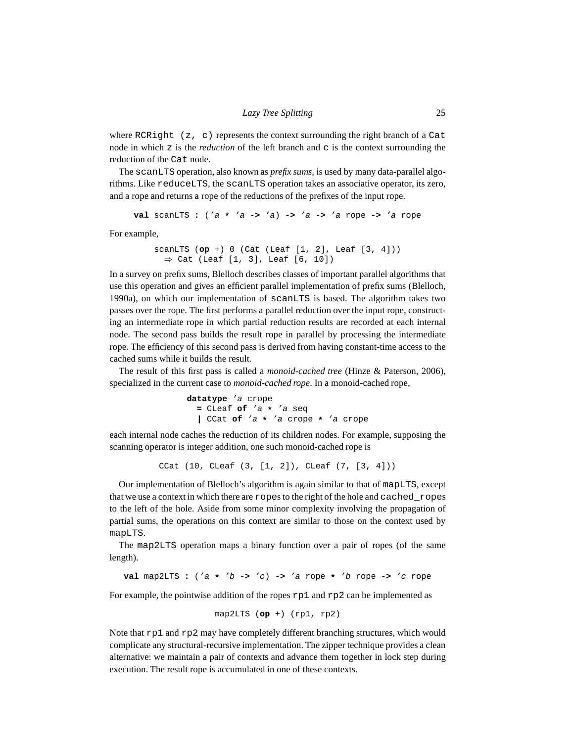where `RCRight (z, c)` represents the context surrounding the right branch of a `Cat` node in which `z` is the *reduction* of the left branch and `c` is the context surrounding the reduction of the `Cat` node.

The `scanLTS` operation, also known as *prefix sums*, is used by many data-parallel algorithms. Like `reduceLTS`, the `scanLTS` operation takes an associative operator, its zero, and a rope and returns a rope of the reductions of the prefixes of the input rope.

```
val scanLTS : ('a * 'a -> 'a) -> 'a -> 'a rope -> 'a rope
```

For example,

```
scanLTS (op +) 0 (Cat (Leaf [1, 2], Leaf [3, 4]))
  ⇒ Cat (Leaf [1, 3], Leaf [6, 10])
```

In a survey on prefix sums, Blelloch describes classes of important parallel algorithms that use this operation and gives an efficient parallel implementation of prefix sums (Blelloch, 1990a), on which our implementation of `scanLTS` is based. The algorithm takes two passes over the rope. The first performs a parallel reduction over the input rope, constructing an intermediate rope in which partial reduction results are recorded at each internal node. The second pass builds the result rope in parallel by processing the intermediate rope. The efficiency of this second pass is derived from having constant-time access to the cached sums while it builds the result.

The result of this first pass is called a *monoid-cached tree* (Hinze & Paterson, 2006), specialized in the current case to *monoid-cached rope*. In a monoid-cached rope,

```
datatype 'a crope
  = CLeaf of 'a * 'a seq
  | CCat of 'a * 'a crope * 'a crope
```

each internal node caches the reduction of its children nodes. For example, supposing the scanning operator is integer addition, one such monoid-cached rope is

```
CCat (10, CLeaf (3, [1, 2]), CLeaf (7, [3, 4]))
```

Our implementation of Blelloch's algorithm is again similar to that of `mapLTS`, except that we use a context in which there are `rope`s to the right of the hole and `cached_rope`s to the left of the hole. Aside from some minor complexity involving the propagation of partial sums, the operations on this context are similar to those on the context used by `mapLTS`.

The `map2LTS` operation maps a binary function over a pair of ropes (of the same length).

```
val map2LTS : ('a * 'b -> 'c) -> 'a rope * 'b rope -> 'c rope
```

For example, the pointwise addition of the ropes `rp1` and `rp2` can be implemented as

```
map2LTS (op +) (rp1, rp2)
```

Note that `rp1` and `rp2` may have completely different branching structures, which would complicate any structural-recursive implementation. The zipper technique provides a clean alternative: we maintain a pair of contexts and advance them together in lock step during execution. The result rope is accumulated in one of these contexts.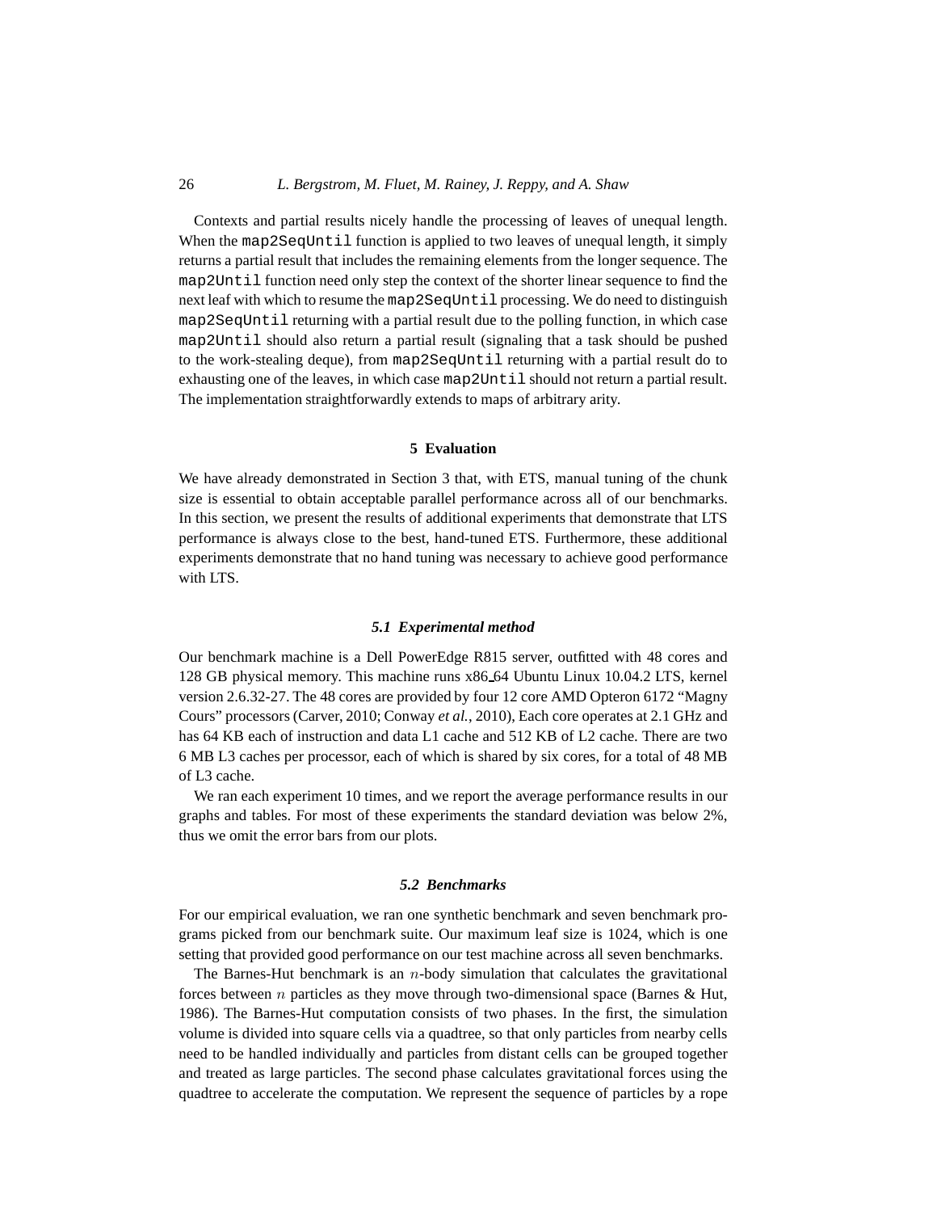Contexts and partial results nicely handle the processing of leaves of unequal length. When the `map2SeqUntil` function is applied to two leaves of unequal length, it simply returns a partial result that includes the remaining elements from the longer sequence. The `map2Until` function need only step the context of the shorter linear sequence to find the next leaf with which to resume the `map2SeqUntil` processing. We do need to distinguish `map2SeqUntil` returning with a partial result due to the polling function, in which case `map2Until` should also return a partial result (signaling that a task should be pushed to the work-stealing deque), from `map2SeqUntil` returning with a partial result do to exhausting one of the leaves, in which case `map2Until` should not return a partial result. The implementation straightforwardly extends to maps of arbitrary arity.

## 5 Evaluation

We have already demonstrated in Section 3 that, with ETS, manual tuning of the chunk size is essential to obtain acceptable parallel performance across all of our benchmarks. In this section, we present the results of additional experiments that demonstrate that LTS performance is always close to the best, hand-tuned ETS. Furthermore, these additional experiments demonstrate that no hand tuning was necessary to achieve good performance with LTS.

### *5.1 Experimental method*

Our benchmark machine is a Dell PowerEdge R815 server, outfitted with 48 cores and 128 GB physical memory. This machine runs x86_64 Ubuntu Linux 10.04.2 LTS, kernel version 2.6.32-27. The 48 cores are provided by four 12 core AMD Opteron 6172 "Magny Cours" processors (Carver, 2010; Conway *et al.*, 2010), Each core operates at 2.1 GHz and has 64 KB each of instruction and data L1 cache and 512 KB of L2 cache. There are two 6 MB L3 caches per processor, each of which is shared by six cores, for a total of 48 MB of L3 cache.

We ran each experiment 10 times, and we report the average performance results in our graphs and tables. For most of these experiments the standard deviation was below 2%, thus we omit the error bars from our plots.

### *5.2 Benchmarks*

For our empirical evaluation, we ran one synthetic benchmark and seven benchmark programs picked from our benchmark suite. Our maximum leaf size is 1024, which is one setting that provided good performance on our test machine across all seven benchmarks.

The Barnes-Hut benchmark is an $n$-body simulation that calculates the gravitational forces between $n$ particles as they move through two-dimensional space (Barnes & Hut, 1986). The Barnes-Hut computation consists of two phases. In the first, the simulation volume is divided into square cells via a quadtree, so that only particles from nearby cells need to be handled individually and particles from distant cells can be grouped together and treated as large particles. The second phase calculates gravitational forces using the quadtree to accelerate the computation. We represent the sequence of particles by a rope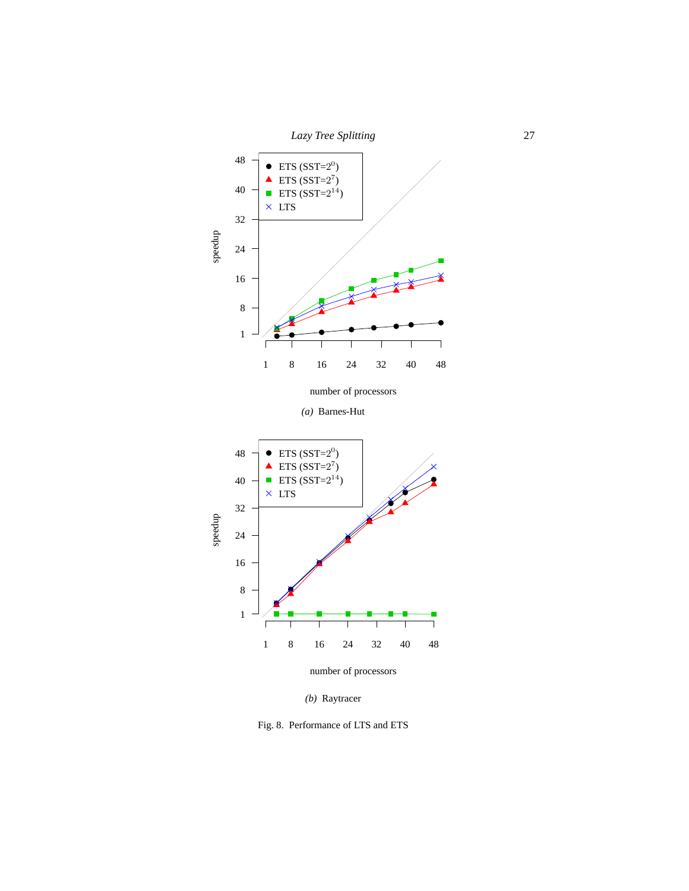(a) Barnes-Hut

(b) Raytracer

Fig. 8. Performance of LTS and ETS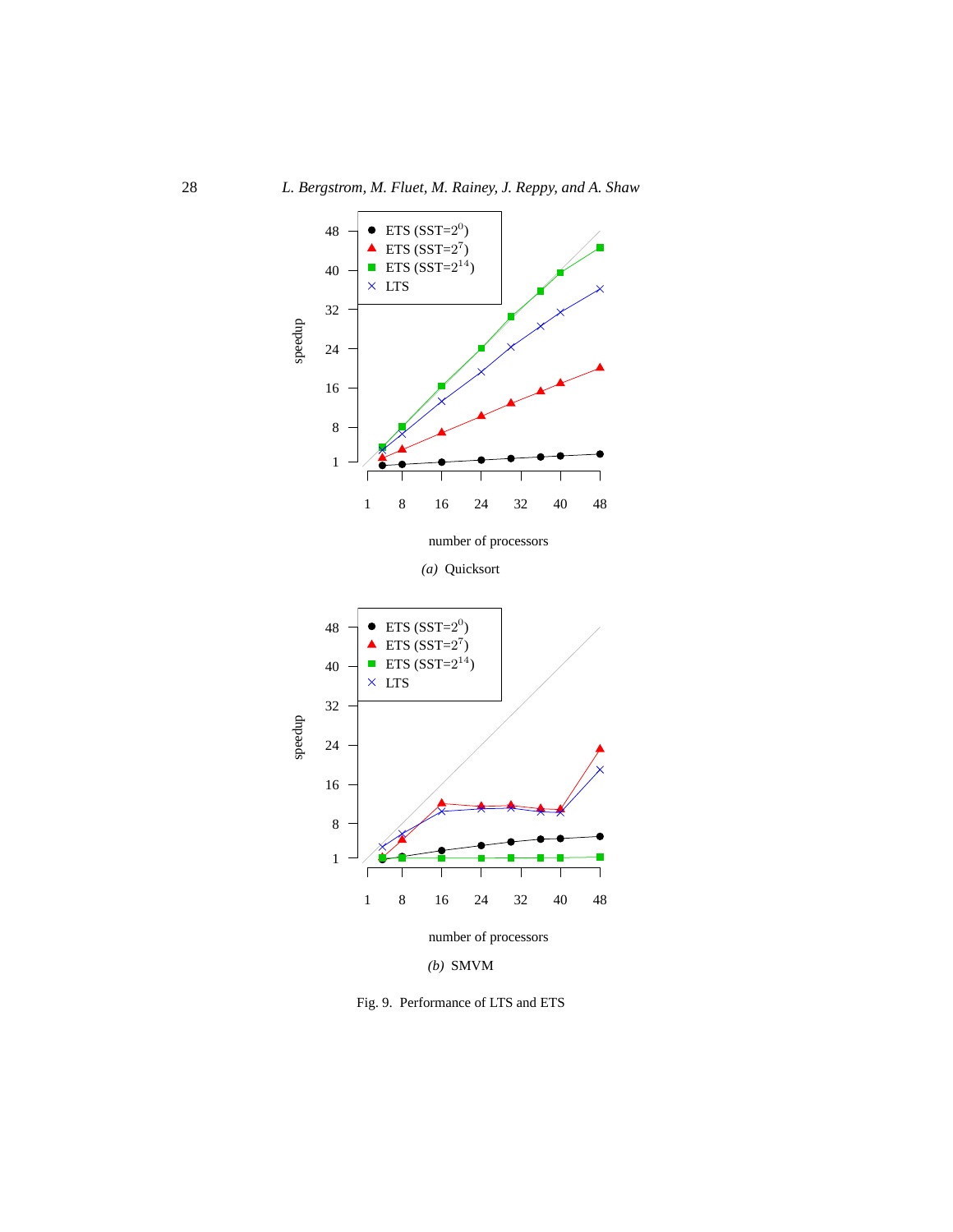(a) Quicksort

(b) SMVM

Fig. 9. Performance of LTS and ETS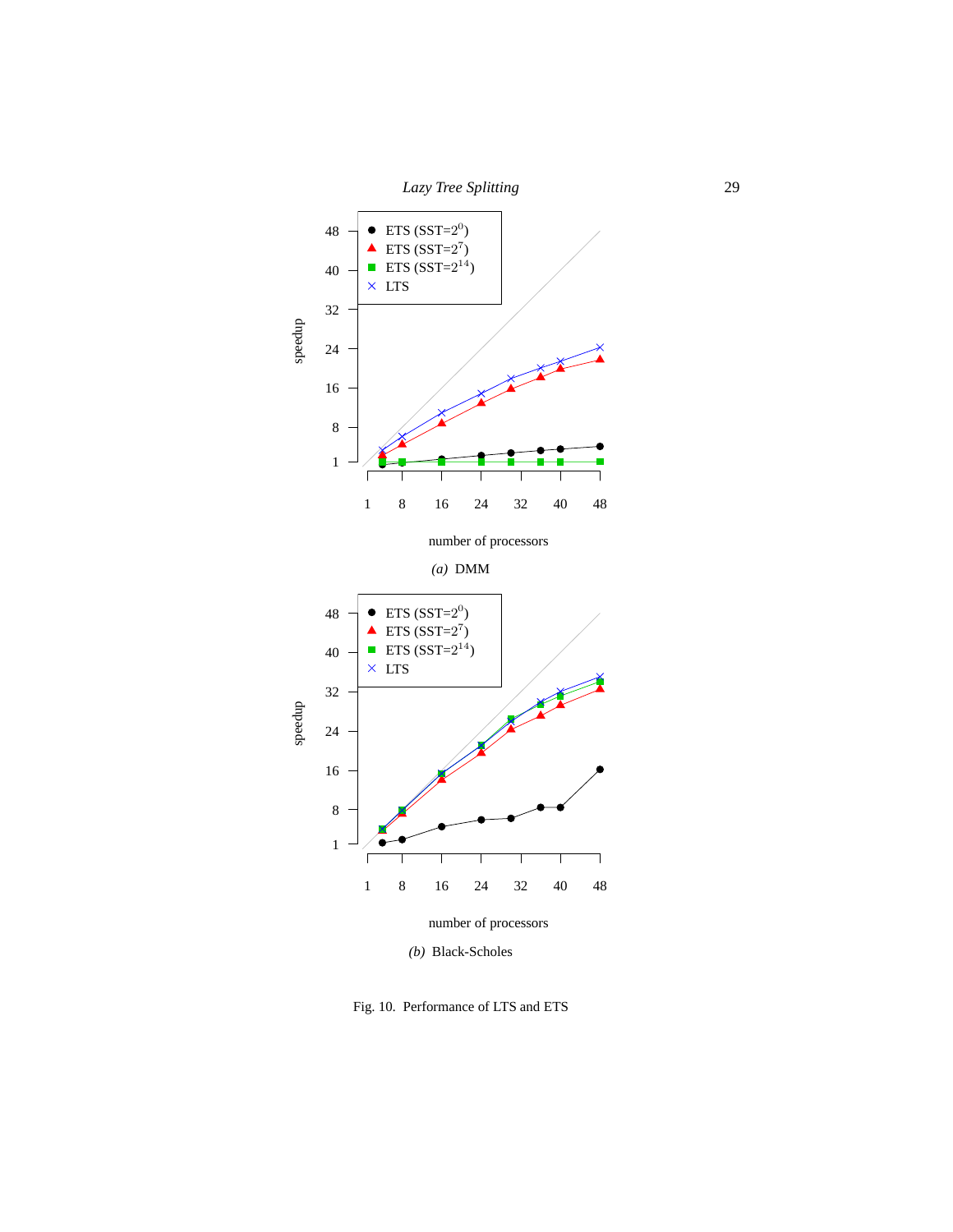*(a)* DMM

*(b)* Black-Scholes

Fig. 10. Performance of LTS and ETS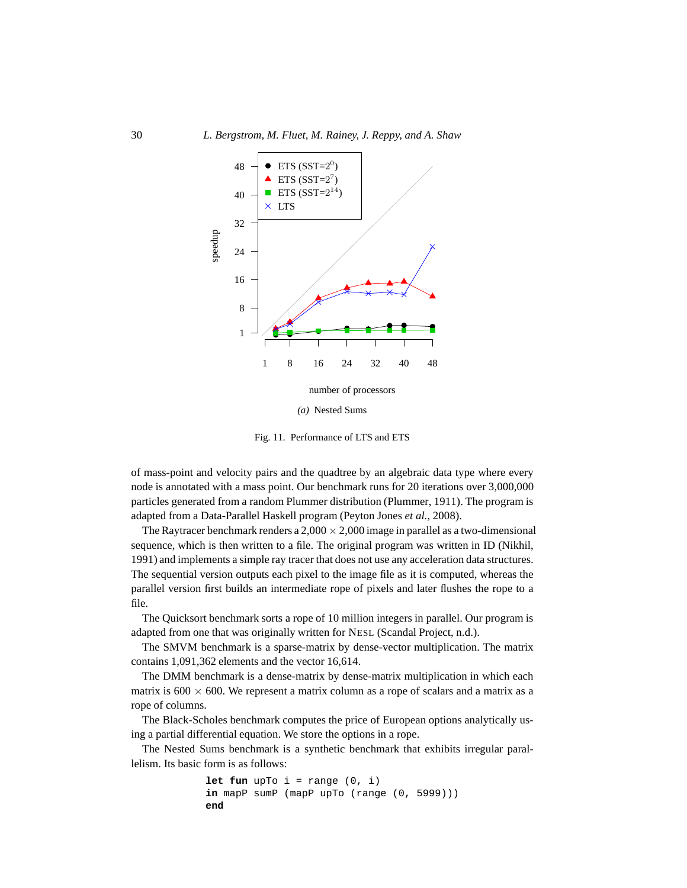(a) Nested Sums

Fig. 11. Performance of LTS and ETS

of mass-point and velocity pairs and the quadtree by an algebraic data type where every node is annotated with a mass point. Our benchmark runs for 20 iterations over 3,000,000 particles generated from a random Plummer distribution (Plummer, 1911). The program is adapted from a Data-Parallel Haskell program (Peyton Jones *et al.*, 2008).

The Raytracer benchmark renders a $2{,}000 \times 2{,}000$ image in parallel as a two-dimensional sequence, which is then written to a file. The original program was written in ID (Nikhil, 1991) and implements a simple ray tracer that does not use any acceleration data structures. The sequential version outputs each pixel to the image file as it is computed, whereas the parallel version first builds an intermediate rope of pixels and later flushes the rope to a file.

The Quicksort benchmark sorts a rope of 10 million integers in parallel. Our program is adapted from one that was originally written for NESL (Scandal Project, n.d.).

The SMVM benchmark is a sparse-matrix by dense-vector multiplication. The matrix contains 1,091,362 elements and the vector 16,614.

The DMM benchmark is a dense-matrix by dense-matrix multiplication in which each matrix is $600 \times 600$. We represent a matrix column as a rope of scalars and a matrix as a rope of columns.

The Black-Scholes benchmark computes the price of European options analytically using a partial differential equation. We store the options in a rope.

The Nested Sums benchmark is a synthetic benchmark that exhibits irregular parallelism. Its basic form is as follows:

```
let fun upTo i = range (0, i)
in mapP sumP (mapP upTo (range (0, 5999)))
end
```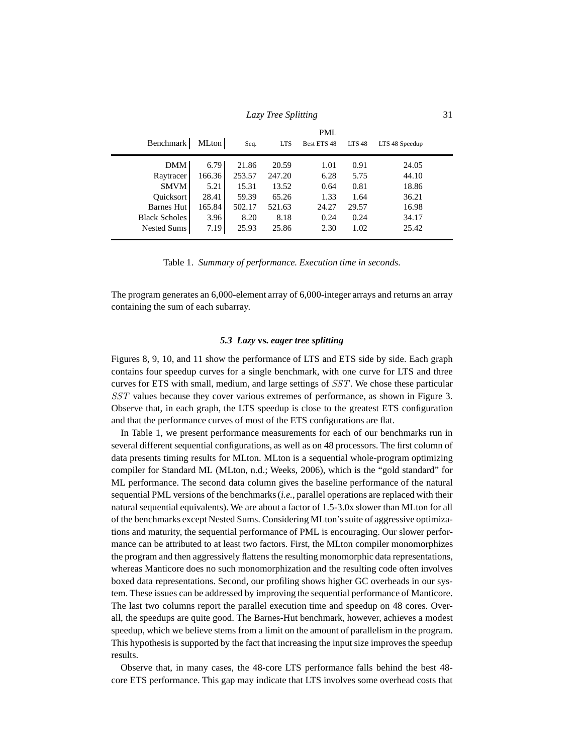| Benchmark | MLton | PML | | | | |
|---|---|---|---|---|---|---|
| | | Seq. | LTS | Best ETS 48 | LTS 48 | LTS 48 Speedup |
| DMM | 6.79 | 21.86 | 20.59 | 1.01 | 0.91 | 24.05 |
| Raytracer | 166.36 | 253.57 | 247.20 | 6.28 | 5.75 | 44.10 |
| SMVM | 5.21 | 15.31 | 13.52 | 0.64 | 0.81 | 18.86 |
| Quicksort | 28.41 | 59.39 | 65.26 | 1.33 | 1.64 | 36.21 |
| Barnes Hut | 165.84 | 502.17 | 521.63 | 24.27 | 29.57 | 16.98 |
| Black Scholes | 3.96 | 8.20 | 8.18 | 0.24 | 0.24 | 34.17 |
| Nested Sums | 7.19 | 25.93 | 25.86 | 2.30 | 1.02 | 25.42 |

Table 1. *Summary of performance. Execution time in seconds.*

The program generates an 6,000-element array of 6,000-integer arrays and returns an array containing the sum of each subarray.

### 5.3 *Lazy* vs. *eager tree splitting*

Figures 8, 9, 10, and 11 show the performance of LTS and ETS side by side. Each graph contains four speedup curves for a single benchmark, with one curve for LTS and three curves for ETS with small, medium, and large settings of $SST$. We chose these particular $SST$ values because they cover various extremes of performance, as shown in Figure 3. Observe that, in each graph, the LTS speedup is close to the greatest ETS configuration and that the performance curves of most of the ETS configurations are flat.

In Table 1, we present performance measurements for each of our benchmarks run in several different sequential configurations, as well as on 48 processors. The first column of data presents timing results for MLton. MLton is a sequential whole-program optimizing compiler for Standard ML (MLton, n.d.; Weeks, 2006), which is the "gold standard" for ML performance. The second data column gives the baseline performance of the natural sequential PML versions of the benchmarks (*i.e.*, parallel operations are replaced with their natural sequential equivalents). We are about a factor of 1.5-3.0x slower than MLton for all of the benchmarks except Nested Sums. Considering MLton's suite of aggressive optimizations and maturity, the sequential performance of PML is encouraging. Our slower performance can be attributed to at least two factors. First, the MLton compiler monomorphizes the program and then aggressively flattens the resulting monomorphic data representations, whereas Manticore does no such monomorphization and the resulting code often involves boxed data representations. Second, our profiling shows higher GC overheads in our system. These issues can be addressed by improving the sequential performance of Manticore. The last two columns report the parallel execution time and speedup on 48 cores. Overall, the speedups are quite good. The Barnes-Hut benchmark, however, achieves a modest speedup, which we believe stems from a limit on the amount of parallelism in the program. This hypothesis is supported by the fact that increasing the input size improves the speedup results.

Observe that, in many cases, the 48-core LTS performance falls behind the best 48-core ETS performance. This gap may indicate that LTS involves some overhead costs that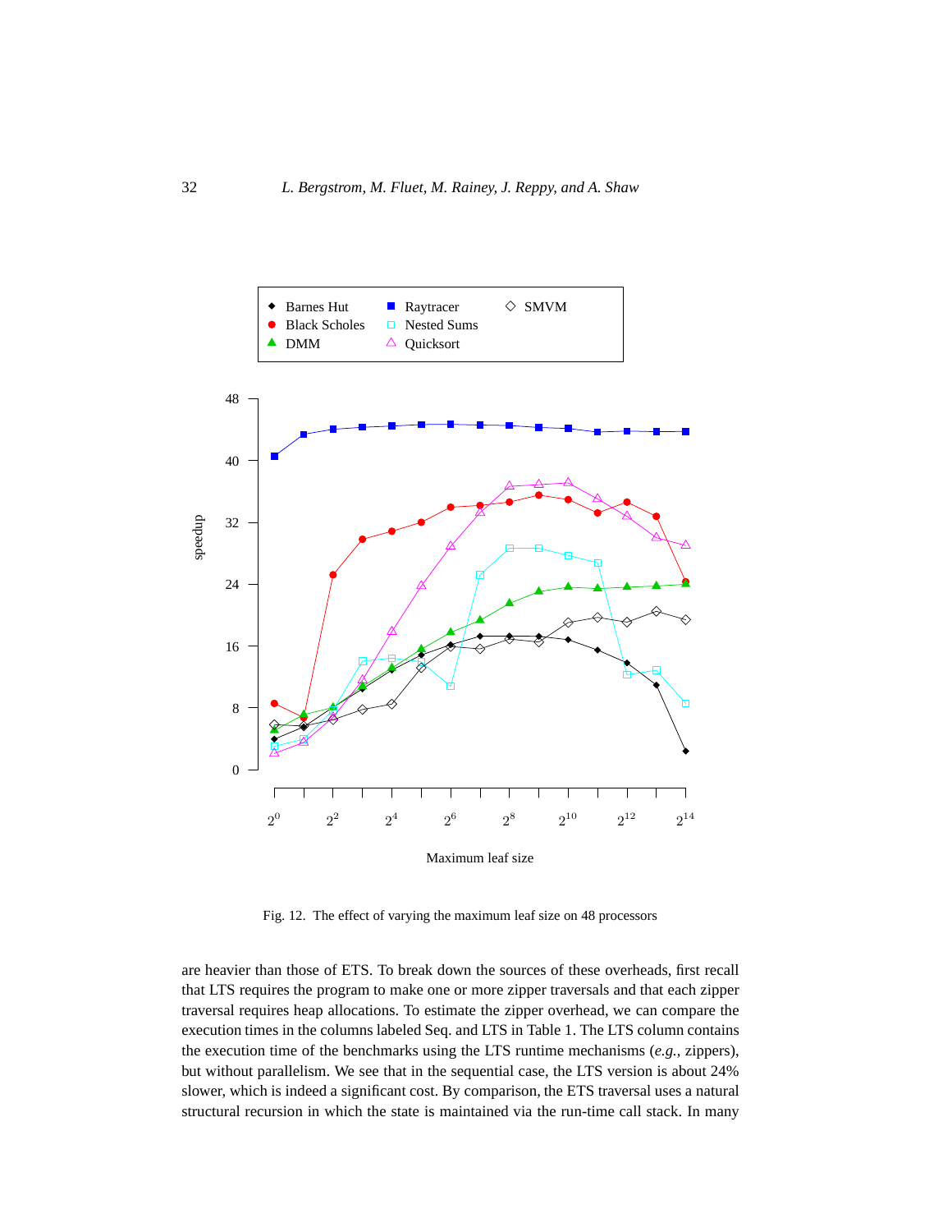Fig. 12. The effect of varying the maximum leaf size on 48 processors

are heavier than those of ETS. To break down the sources of these overheads, first recall that LTS requires the program to make one or more zipper traversals and that each zipper traversal requires heap allocations. To estimate the zipper overhead, we can compare the execution times in the columns labeled Seq. and LTS in Table 1. The LTS column contains the execution time of the benchmarks using the LTS runtime mechanisms (*e.g.*, zippers), but without parallelism. We see that in the sequential case, the LTS version is about 24% slower, which is indeed a significant cost. By comparison, the ETS traversal uses a natural structural recursion in which the state is maintained via the run-time call stack. In many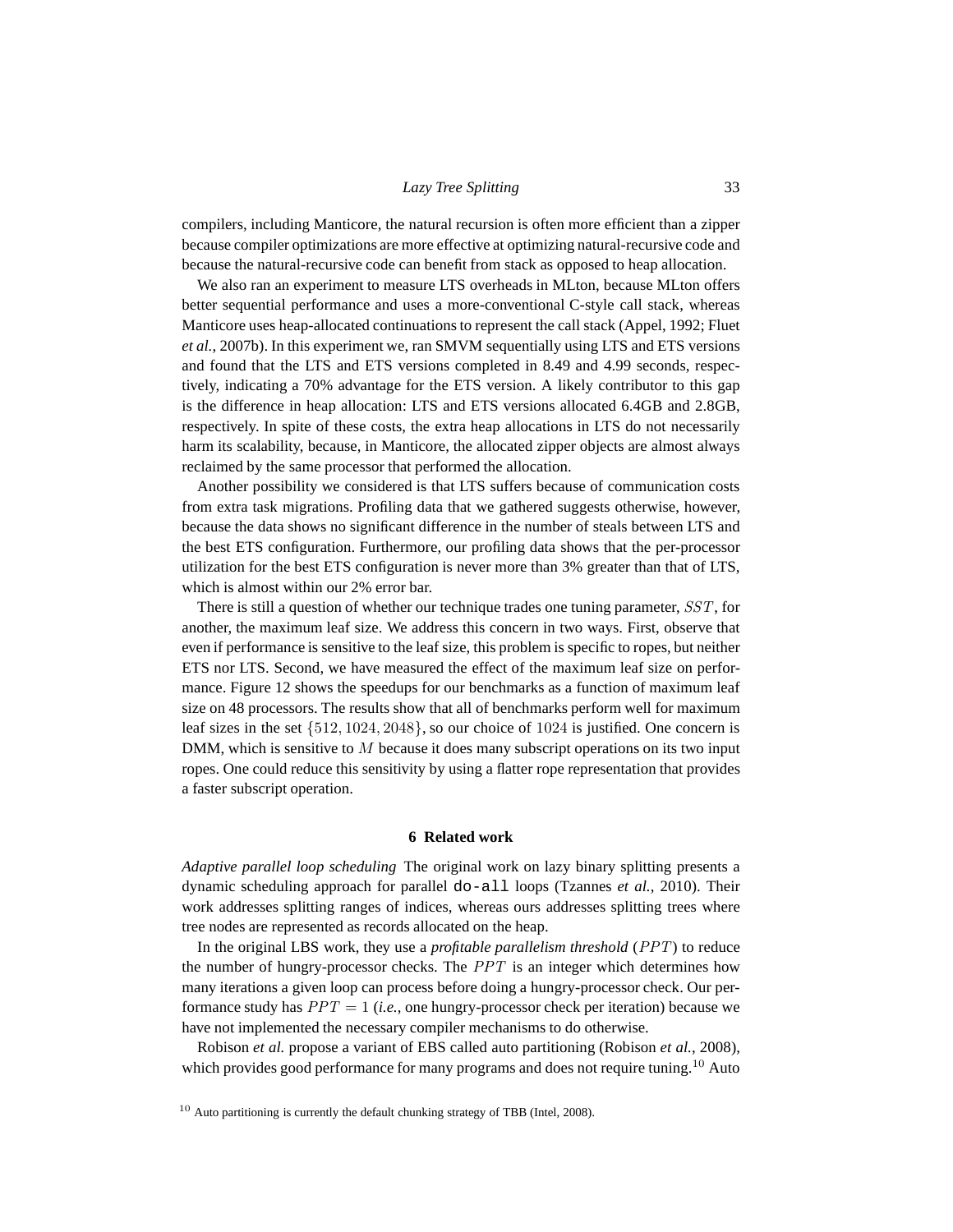compilers, including Manticore, the natural recursion is often more efficient than a zipper because compiler optimizations are more effective at optimizing natural-recursive code and because the natural-recursive code can benefit from stack as opposed to heap allocation.

We also ran an experiment to measure LTS overheads in MLton, because MLton offers better sequential performance and uses a more-conventional C-style call stack, whereas Manticore uses heap-allocated continuations to represent the call stack (Appel, 1992; Fluet *et al.*, 2007b). In this experiment we, ran SMVM sequentially using LTS and ETS versions and found that the LTS and ETS versions completed in 8.49 and 4.99 seconds, respectively, indicating a 70% advantage for the ETS version. A likely contributor to this gap is the difference in heap allocation: LTS and ETS versions allocated 6.4GB and 2.8GB, respectively. In spite of these costs, the extra heap allocations in LTS do not necessarily harm its scalability, because, in Manticore, the allocated zipper objects are almost always reclaimed by the same processor that performed the allocation.

Another possibility we considered is that LTS suffers because of communication costs from extra task migrations. Profiling data that we gathered suggests otherwise, however, because the data shows no significant difference in the number of steals between LTS and the best ETS configuration. Furthermore, our profiling data shows that the per-processor utilization for the best ETS configuration is never more than 3% greater than that of LTS, which is almost within our 2% error bar.

There is still a question of whether our technique trades one tuning parameter, $SST$, for another, the maximum leaf size. We address this concern in two ways. First, observe that even if performance is sensitive to the leaf size, this problem is specific to ropes, but neither ETS nor LTS. Second, we have measured the effect of the maximum leaf size on performance. Figure 12 shows the speedups for our benchmarks as a function of maximum leaf size on 48 processors. The results show that all of benchmarks perform well for maximum leaf sizes in the set $\{512, 1024, 2048\}$, so our choice of $1024$ is justified. One concern is DMM, which is sensitive to $M$ because it does many subscript operations on its two input ropes. One could reduce this sensitivity by using a flatter rope representation that provides a faster subscript operation.

## 6 Related work

*Adaptive parallel loop scheduling* The original work on lazy binary splitting presents a dynamic scheduling approach for parallel `do-all` loops (Tzannes *et al.*, 2010). Their work addresses splitting ranges of indices, whereas ours addresses splitting trees where tree nodes are represented as records allocated on the heap.

In the original LBS work, they use a *profitable parallelism threshold* ($PPT$) to reduce the number of hungry-processor checks. The $PPT$ is an integer which determines how many iterations a given loop can process before doing a hungry-processor check. Our performance study has $PPT = 1$ (*i.e.*, one hungry-processor check per iteration) because we have not implemented the necessary compiler mechanisms to do otherwise.

Robison *et al.* propose a variant of EBS called auto partitioning (Robison *et al.*, 2008), which provides good performance for many programs and does not require tuning.[10] Auto

[10] Auto partitioning is currently the default chunking strategy of TBB (Intel, 2008).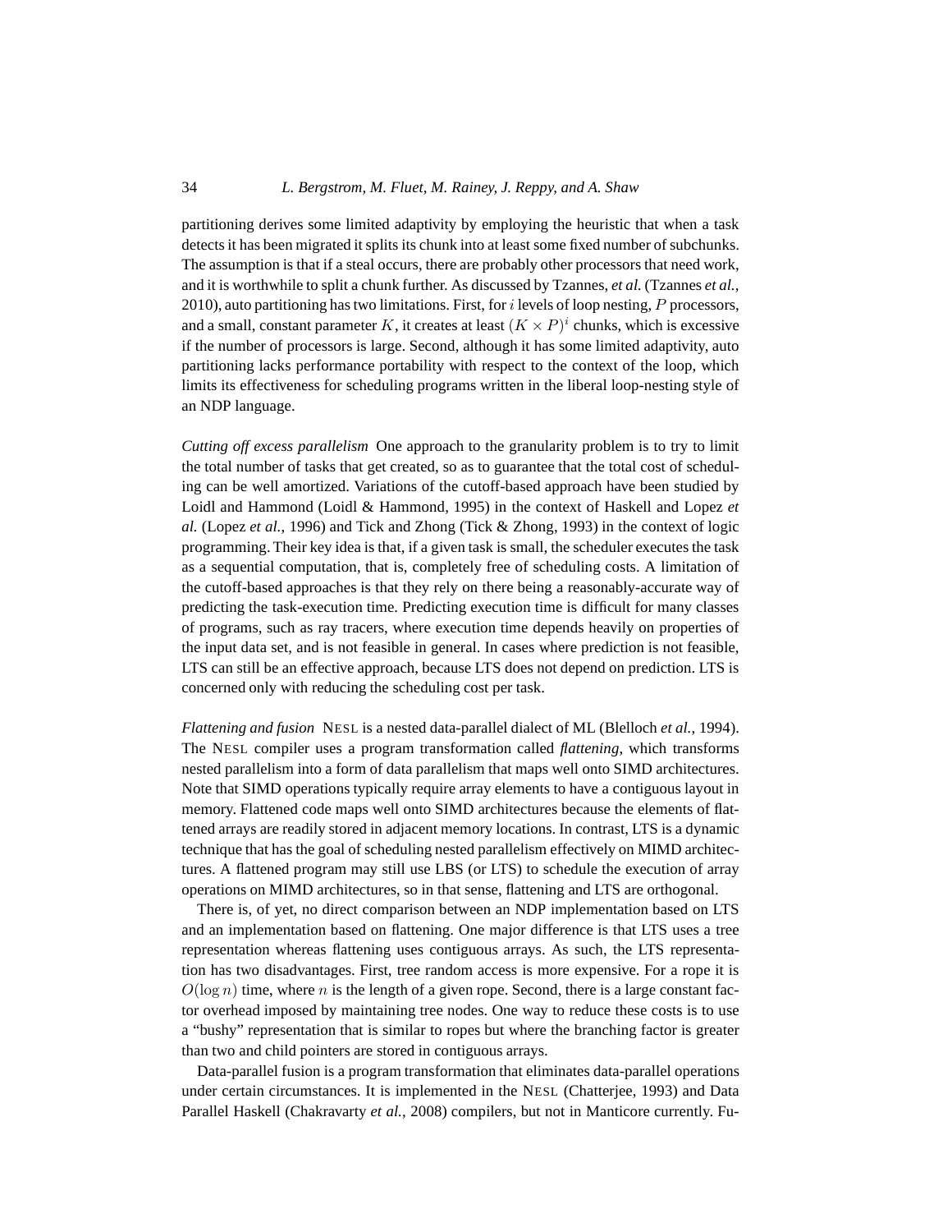partitioning derives some limited adaptivity by employing the heuristic that when a task detects it has been migrated it splits its chunk into at least some fixed number of subchunks. The assumption is that if a steal occurs, there are probably other processors that need work, and it is worthwhile to split a chunk further. As discussed by Tzannes, *et al.* (Tzannes *et al.*, 2010), auto partitioning has two limitations. First, for $i$ levels of loop nesting, $P$ processors, and a small, constant parameter $K$, it creates at least $(K \times P)^i$ chunks, which is excessive if the number of processors is large. Second, although it has some limited adaptivity, auto partitioning lacks performance portability with respect to the context of the loop, which limits its effectiveness for scheduling programs written in the liberal loop-nesting style of an NDP language.

*Cutting off excess parallelism* One approach to the granularity problem is to try to limit the total number of tasks that get created, so as to guarantee that the total cost of scheduling can be well amortized. Variations of the cutoff-based approach have been studied by Loidl and Hammond (Loidl & Hammond, 1995) in the context of Haskell and Lopez *et al.* (Lopez *et al.*, 1996) and Tick and Zhong (Tick & Zhong, 1993) in the context of logic programming. Their key idea is that, if a given task is small, the scheduler executes the task as a sequential computation, that is, completely free of scheduling costs. A limitation of the cutoff-based approaches is that they rely on there being a reasonably-accurate way of predicting the task-execution time. Predicting execution time is difficult for many classes of programs, such as ray tracers, where execution time depends heavily on properties of the input data set, and is not feasible in general. In cases where prediction is not feasible, LTS can still be an effective approach, because LTS does not depend on prediction. LTS is concerned only with reducing the scheduling cost per task.

*Flattening and fusion* NESL is a nested data-parallel dialect of ML (Blelloch *et al.*, 1994). The NESL compiler uses a program transformation called *flattening*, which transforms nested parallelism into a form of data parallelism that maps well onto SIMD architectures. Note that SIMD operations typically require array elements to have a contiguous layout in memory. Flattened code maps well onto SIMD architectures because the elements of flattened arrays are readily stored in adjacent memory locations. In contrast, LTS is a dynamic technique that has the goal of scheduling nested parallelism effectively on MIMD architectures. A flattened program may still use LBS (or LTS) to schedule the execution of array operations on MIMD architectures, so in that sense, flattening and LTS are orthogonal.

There is, of yet, no direct comparison between an NDP implementation based on LTS and an implementation based on flattening. One major difference is that LTS uses a tree representation whereas flattening uses contiguous arrays. As such, the LTS representation has two disadvantages. First, tree random access is more expensive. For a rope it is $O(\log n)$ time, where $n$ is the length of a given rope. Second, there is a large constant factor overhead imposed by maintaining tree nodes. One way to reduce these costs is to use a "bushy" representation that is similar to ropes but where the branching factor is greater than two and child pointers are stored in contiguous arrays.

Data-parallel fusion is a program transformation that eliminates data-parallel operations under certain circumstances. It is implemented in the NESL (Chatterjee, 1993) and Data Parallel Haskell (Chakravarty *et al.*, 2008) compilers, but not in Manticore currently. Fu-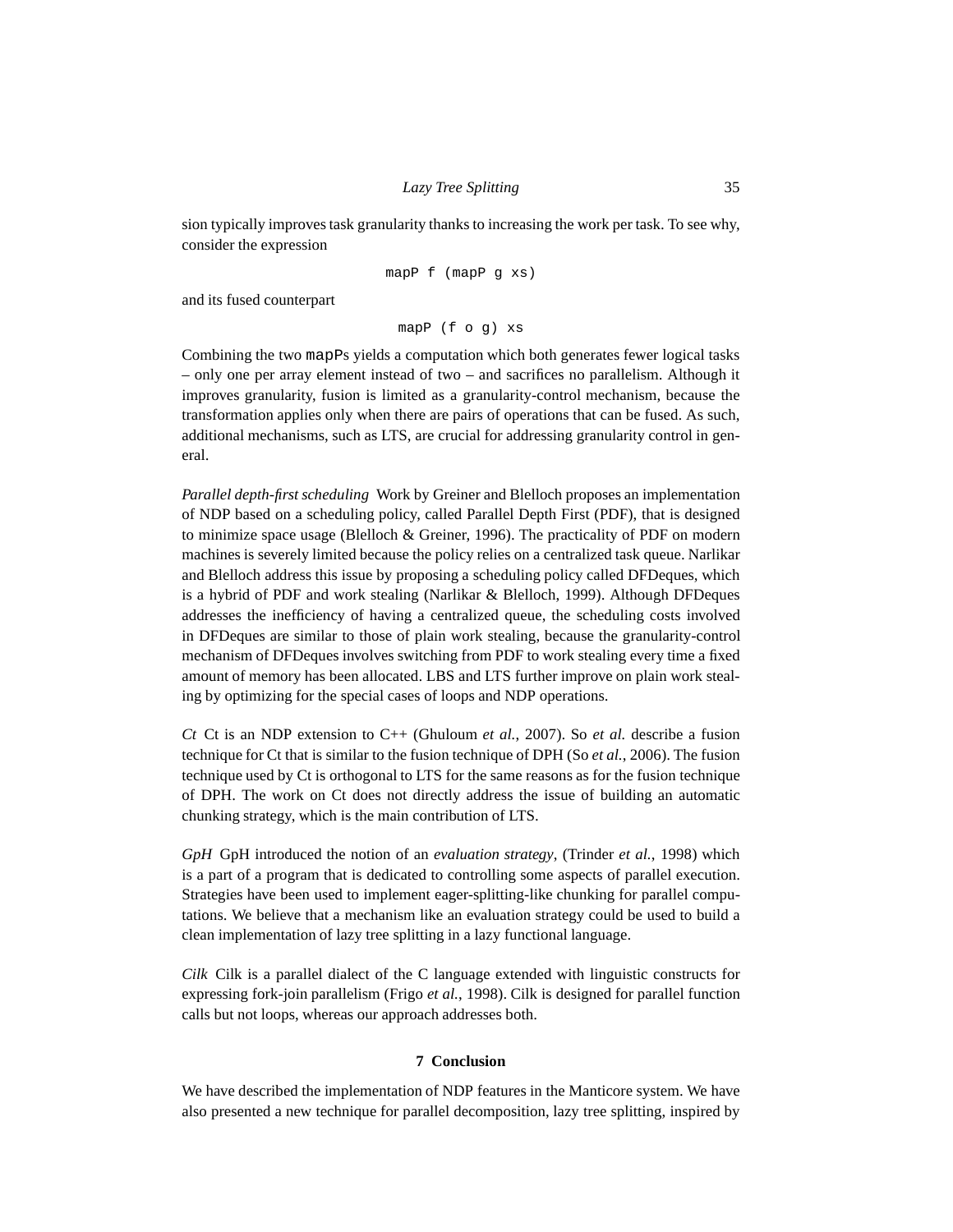sion typically improves task granularity thanks to increasing the work per task. To see why, consider the expression

```
mapP f (mapP g xs)
```

and its fused counterpart

```
mapP (f o g) xs
```

Combining the two `mapP`s yields a computation which both generates fewer logical tasks – only one per array element instead of two – and sacrifices no parallelism. Although it improves granularity, fusion is limited as a granularity-control mechanism, because the transformation applies only when there are pairs of operations that can be fused. As such, additional mechanisms, such as LTS, are crucial for addressing granularity control in general.

*Parallel depth-first scheduling* Work by Greiner and Blelloch proposes an implementation of NDP based on a scheduling policy, called Parallel Depth First (PDF), that is designed to minimize space usage (Blelloch & Greiner, 1996). The practicality of PDF on modern machines is severely limited because the policy relies on a centralized task queue. Narlikar and Blelloch address this issue by proposing a scheduling policy called DFDeques, which is a hybrid of PDF and work stealing (Narlikar & Blelloch, 1999). Although DFDeques addresses the inefficiency of having a centralized queue, the scheduling costs involved in DFDeques are similar to those of plain work stealing, because the granularity-control mechanism of DFDeques involves switching from PDF to work stealing every time a fixed amount of memory has been allocated. LBS and LTS further improve on plain work stealing by optimizing for the special cases of loops and NDP operations.

*Ct* Ct is an NDP extension to C++ (Ghuloum *et al.*, 2007). So *et al.* describe a fusion technique for Ct that is similar to the fusion technique of DPH (So *et al.*, 2006). The fusion technique used by Ct is orthogonal to LTS for the same reasons as for the fusion technique of DPH. The work on Ct does not directly address the issue of building an automatic chunking strategy, which is the main contribution of LTS.

*GpH* GpH introduced the notion of an *evaluation strategy*, (Trinder *et al.*, 1998) which is a part of a program that is dedicated to controlling some aspects of parallel execution. Strategies have been used to implement eager-splitting-like chunking for parallel computations. We believe that a mechanism like an evaluation strategy could be used to build a clean implementation of lazy tree splitting in a lazy functional language.

*Cilk* Cilk is a parallel dialect of the C language extended with linguistic constructs for expressing fork-join parallelism (Frigo *et al.*, 1998). Cilk is designed for parallel function calls but not loops, whereas our approach addresses both.

## 7 Conclusion

We have described the implementation of NDP features in the Manticore system. We have also presented a new technique for parallel decomposition, lazy tree splitting, inspired by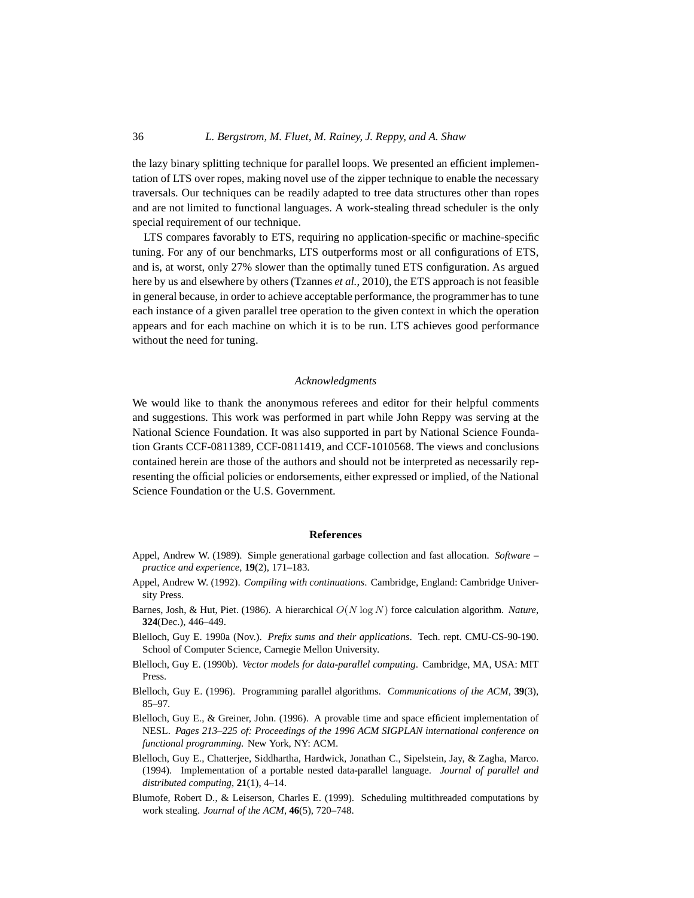the lazy binary splitting technique for parallel loops. We presented an efficient implementation of LTS over ropes, making novel use of the zipper technique to enable the necessary traversals. Our techniques can be readily adapted to tree data structures other than ropes and are not limited to functional languages. A work-stealing thread scheduler is the only special requirement of our technique.

LTS compares favorably to ETS, requiring no application-specific or machine-specific tuning. For any of our benchmarks, LTS outperforms most or all configurations of ETS, and is, at worst, only 27% slower than the optimally tuned ETS configuration. As argued here by us and elsewhere by others (Tzannes *et al.*, 2010), the ETS approach is not feasible in general because, in order to achieve acceptable performance, the programmer has to tune each instance of a given parallel tree operation to the given context in which the operation appears and for each machine on which it is to be run. LTS achieves good performance without the need for tuning.

### *Acknowledgments*

We would like to thank the anonymous referees and editor for their helpful comments and suggestions. This work was performed in part while John Reppy was serving at the National Science Foundation. It was also supported in part by National Science Foundation Grants CCF-0811389, CCF-0811419, and CCF-1010568. The views and conclusions contained herein are those of the authors and should not be interpreted as necessarily representing the official policies or endorsements, either expressed or implied, of the National Science Foundation or the U.S. Government.

## References

Appel, Andrew W. (1989). Simple generational garbage collection and fast allocation. *Software – practice and experience*, **19**(2), 171–183.

Appel, Andrew W. (1992). *Compiling with continuations*. Cambridge, England: Cambridge University Press.

Barnes, Josh, & Hut, Piet. (1986). A hierarchical $O(N \log N)$ force calculation algorithm. *Nature*, **324**(Dec.), 446–449.

Blelloch, Guy E. 1990a (Nov.). *Prefix sums and their applications*. Tech. rept. CMU-CS-90-190. School of Computer Science, Carnegie Mellon University.

Blelloch, Guy E. (1990b). *Vector models for data-parallel computing*. Cambridge, MA, USA: MIT Press.

Blelloch, Guy E. (1996). Programming parallel algorithms. *Communications of the ACM*, **39**(3), 85–97.

Blelloch, Guy E., & Greiner, John. (1996). A provable time and space efficient implementation of NESL. *Pages 213–225 of: Proceedings of the 1996 ACM SIGPLAN international conference on functional programming*. New York, NY: ACM.

Blelloch, Guy E., Chatterjee, Siddhartha, Hardwick, Jonathan C., Sipelstein, Jay, & Zagha, Marco. (1994). Implementation of a portable nested data-parallel language. *Journal of parallel and distributed computing*, **21**(1), 4–14.

Blumofe, Robert D., & Leiserson, Charles E. (1999). Scheduling multithreaded computations by work stealing. *Journal of the ACM*, **46**(5), 720–748.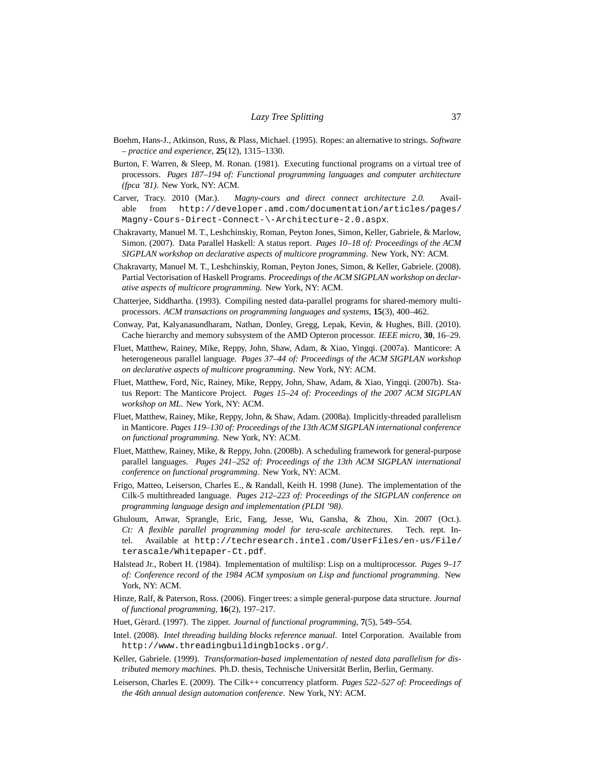Boehm, Hans-J., Atkinson, Russ, & Plass, Michael. (1995). Ropes: an alternative to strings. *Software – practice and experience*, **25**(12), 1315–1330.

Burton, F. Warren, & Sleep, M. Ronan. (1981). Executing functional programs on a virtual tree of processors. *Pages 187–194 of: Functional programming languages and computer architecture (fpca '81)*. New York, NY: ACM.

Carver, Tracy. 2010 (Mar.). *Magny-cours and direct connect architecture 2.0*. Available from `http://developer.amd.com/documentation/articles/pages/Magny-Cours-Direct-Connect-\-Architecture-2.0.aspx`.

Chakravarty, Manuel M. T., Leshchinskiy, Roman, Peyton Jones, Simon, Keller, Gabriele, & Marlow, Simon. (2007). Data Parallel Haskell: A status report. *Pages 10–18 of: Proceedings of the ACM SIGPLAN workshop on declarative aspects of multicore programming*. New York, NY: ACM.

Chakravarty, Manuel M. T., Leshchinskiy, Roman, Peyton Jones, Simon, & Keller, Gabriele. (2008). Partial Vectorisation of Haskell Programs. *Proceedings of the ACM SIGPLAN workshop on declarative aspects of multicore programming*. New York, NY: ACM.

Chatterjee, Siddhartha. (1993). Compiling nested data-parallel programs for shared-memory multiprocessors. *ACM transactions on programming languages and systems*, **15**(3), 400–462.

Conway, Pat, Kalyanasundharam, Nathan, Donley, Gregg, Lepak, Kevin, & Hughes, Bill. (2010). Cache hierarchy and memory subsystem of the AMD Opteron processor. *IEEE micro*, **30**, 16–29.

Fluet, Matthew, Rainey, Mike, Reppy, John, Shaw, Adam, & Xiao, Yingqi. (2007a). Manticore: A heterogeneous parallel language. *Pages 37–44 of: Proceedings of the ACM SIGPLAN workshop on declarative aspects of multicore programming*. New York, NY: ACM.

Fluet, Matthew, Ford, Nic, Rainey, Mike, Reppy, John, Shaw, Adam, & Xiao, Yingqi. (2007b). Status Report: The Manticore Project. *Pages 15–24 of: Proceedings of the 2007 ACM SIGPLAN workshop on ML*. New York, NY: ACM.

Fluet, Matthew, Rainey, Mike, Reppy, John, & Shaw, Adam. (2008a). Implicitly-threaded parallelism in Manticore. *Pages 119–130 of: Proceedings of the 13th ACM SIGPLAN international conference on functional programming*. New York, NY: ACM.

Fluet, Matthew, Rainey, Mike, & Reppy, John. (2008b). A scheduling framework for general-purpose parallel languages. *Pages 241–252 of: Proceedings of the 13th ACM SIGPLAN international conference on functional programming*. New York, NY: ACM.

Frigo, Matteo, Leiserson, Charles E., & Randall, Keith H. 1998 (June). The implementation of the Cilk-5 multithreaded language. *Pages 212–223 of: Proceedings of the SIGPLAN conference on programming language design and implementation (PLDI '98)*.

Ghuloum, Anwar, Sprangle, Eric, Fang, Jesse, Wu, Gansha, & Zhou, Xin. 2007 (Oct.). *Ct: A flexible parallel programming model for tera-scale architectures*. Tech. rept. Intel. Available at `http://techresearch.intel.com/UserFiles/en-us/File/terascale/Whitepaper-Ct.pdf`.

Halstead Jr., Robert H. (1984). Implementation of multilisp: Lisp on a multiprocessor. *Pages 9–17 of: Conference record of the 1984 ACM symposium on Lisp and functional programming*. New York, NY: ACM.

Hinze, Ralf, & Paterson, Ross. (2006). Finger trees: a simple general-purpose data structure. *Journal of functional programming*, **16**(2), 197–217.

Huet, Gérard. (1997). The zipper. *Journal of functional programming*, **7**(5), 549–554.

Intel. (2008). *Intel threading building blocks reference manual*. Intel Corporation. Available from `http://www.threadingbuildingblocks.org/`.

Keller, Gabriele. (1999). *Transformation-based implementation of nested data parallelism for distributed memory machines*. Ph.D. thesis, Technische Universität Berlin, Berlin, Germany.

Leiserson, Charles E. (2009). The Cilk++ concurrency platform. *Pages 522–527 of: Proceedings of the 46th annual design automation conference*. New York, NY: ACM.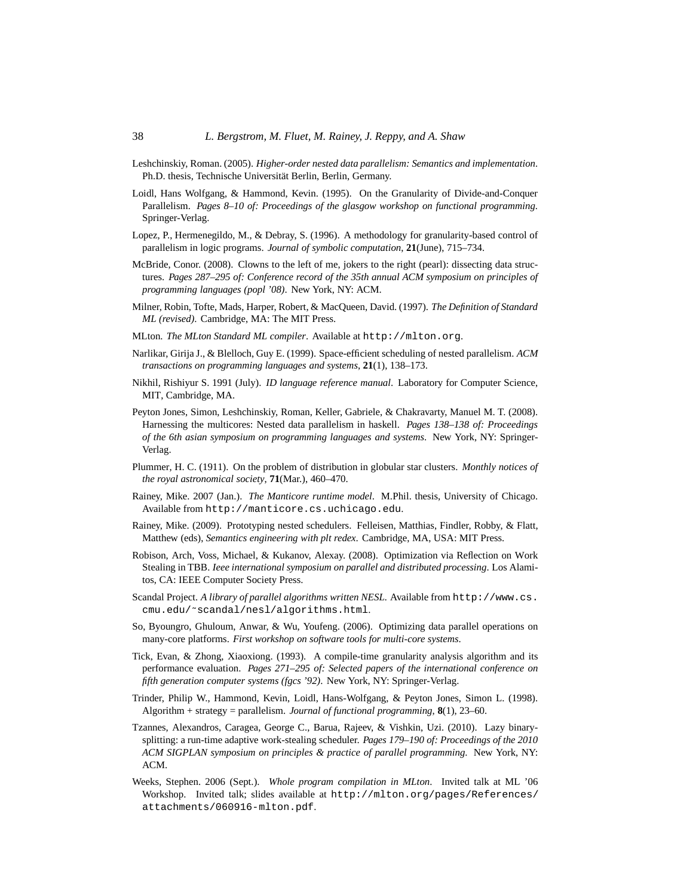Leshchinskiy, Roman. (2005). *Higher-order nested data parallelism: Semantics and implementation*. Ph.D. thesis, Technische Universität Berlin, Berlin, Germany.

Loidl, Hans Wolfgang, & Hammond, Kevin. (1995). On the Granularity of Divide-and-Conquer Parallelism. *Pages 8–10 of: Proceedings of the glasgow workshop on functional programming*. Springer-Verlag.

Lopez, P., Hermenegildo, M., & Debray, S. (1996). A methodology for granularity-based control of parallelism in logic programs. *Journal of symbolic computation*, **21**(June), 715–734.

McBride, Conor. (2008). Clowns to the left of me, jokers to the right (pearl): dissecting data structures. *Pages 287–295 of: Conference record of the 35th annual ACM symposium on principles of programming languages (popl '08)*. New York, NY: ACM.

Milner, Robin, Tofte, Mads, Harper, Robert, & MacQueen, David. (1997). *The Definition of Standard ML (revised)*. Cambridge, MA: The MIT Press.

MLton. *The MLton Standard ML compiler*. Available at `http://mlton.org`.

Narlikar, Girija J., & Blelloch, Guy E. (1999). Space-efficient scheduling of nested parallelism. *ACM transactions on programming languages and systems*, **21**(1), 138–173.

Nikhil, Rishiyur S. 1991 (July). *ID language reference manual*. Laboratory for Computer Science, MIT, Cambridge, MA.

Peyton Jones, Simon, Leshchinskiy, Roman, Keller, Gabriele, & Chakravarty, Manuel M. T. (2008). Harnessing the multicores: Nested data parallelism in haskell. *Pages 138–138 of: Proceedings of the 6th asian symposium on programming languages and systems*. New York, NY: Springer-Verlag.

Plummer, H. C. (1911). On the problem of distribution in globular star clusters. *Monthly notices of the royal astronomical society*, **71**(Mar.), 460–470.

Rainey, Mike. 2007 (Jan.). *The Manticore runtime model*. M.Phil. thesis, University of Chicago. Available from `http://manticore.cs.uchicago.edu`.

Rainey, Mike. (2009). Prototyping nested schedulers. Felleisen, Matthias, Findler, Robby, & Flatt, Matthew (eds), *Semantics engineering with plt redex*. Cambridge, MA, USA: MIT Press.

Robison, Arch, Voss, Michael, & Kukanov, Alexay. (2008). Optimization via Reflection on Work Stealing in TBB. *Ieee international symposium on parallel and distributed processing*. Los Alamitos, CA: IEEE Computer Society Press.

Scandal Project. *A library of parallel algorithms written NESL*. Available from `http://www.cs.cmu.edu/~scandal/nesl/algorithms.html`.

So, Byoungro, Ghuloum, Anwar, & Wu, Youfeng. (2006). Optimizing data parallel operations on many-core platforms. *First workshop on software tools for multi-core systems*.

Tick, Evan, & Zhong, Xiaoxiong. (1993). A compile-time granularity analysis algorithm and its performance evaluation. *Pages 271–295 of: Selected papers of the international conference on fifth generation computer systems (fgcs '92)*. New York, NY: Springer-Verlag.

Trinder, Philip W., Hammond, Kevin, Loidl, Hans-Wolfgang, & Peyton Jones, Simon L. (1998). Algorithm + strategy = parallelism. *Journal of functional programming*, **8**(1), 23–60.

Tzannes, Alexandros, Caragea, George C., Barua, Rajeev, & Vishkin, Uzi. (2010). Lazy binary-splitting: a run-time adaptive work-stealing scheduler. *Pages 179–190 of: Proceedings of the 2010 ACM SIGPLAN symposium on principles & practice of parallel programming*. New York, NY: ACM.

Weeks, Stephen. 2006 (Sept.). *Whole program compilation in MLton*. Invited talk at ML '06 Workshop. Invited talk; slides available at `http://mlton.org/pages/References/attachments/060916-mlton.pdf`.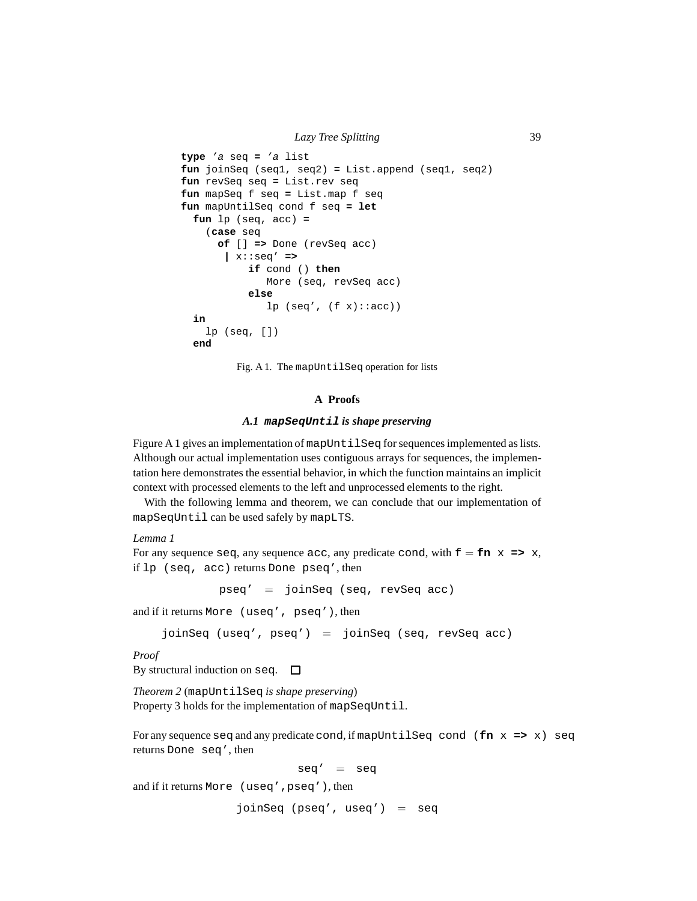```
type 'a seq = 'a list
fun joinSeq (seq1, seq2) = List.append (seq1, seq2)
fun revSeq seq = List.rev seq
fun mapSeq f seq = List.map f seq
fun mapUntilSeq cond f seq = let
  fun lp (seq, acc) =
    (case seq
      of [] => Done (revSeq acc)
       | x::seq' =>
           if cond () then
              More (seq, revSeq acc)
           else
              lp (seq', (f x)::acc))
  in
    lp (seq, [])
  end
```

Fig. A 1. The `mapUntilSeq` operation for lists

## A Proofs

### A.1 `mapSeqUntil` *is shape preserving*

Figure A 1 gives an implementation of `mapUntilSeq` for sequences implemented as lists. Although our actual implementation uses contiguous arrays for sequences, the implementation here demonstrates the essential behavior, in which the function maintains an implicit context with processed elements to the left and unprocessed elements to the right.

With the following lemma and theorem, we can conclude that our implementation of `mapSeqUntil` can be used safely by `mapLTS`.

*Lemma 1*
For any sequence `seq`, any sequence `acc`, any predicate `cond`, with `f` = **`fn`** `x` **`=>`** `x`, if `lp (seq, acc)` returns `Done pseq'`, then

```
pseq'  =  joinSeq (seq, revSeq acc)
```

and if it returns `More (useq', pseq')`, then

```
joinSeq (useq', pseq')  =  joinSeq (seq, revSeq acc)
```

*Proof*
By structural induction on `seq`. □

*Theorem 2* (`mapUntilSeq` *is shape preserving*)
Property 3 holds for the implementation of `mapSeqUntil`.

For any sequence `seq` and any predicate `cond`, if `mapUntilSeq cond (`**`fn`**` x `**`=>`**` x) seq` returns `Done seq'`, then

```
seq'  =  seq
```

and if it returns `More (useq',pseq')`, then

```
joinSeq (pseq', useq')  =  seq
```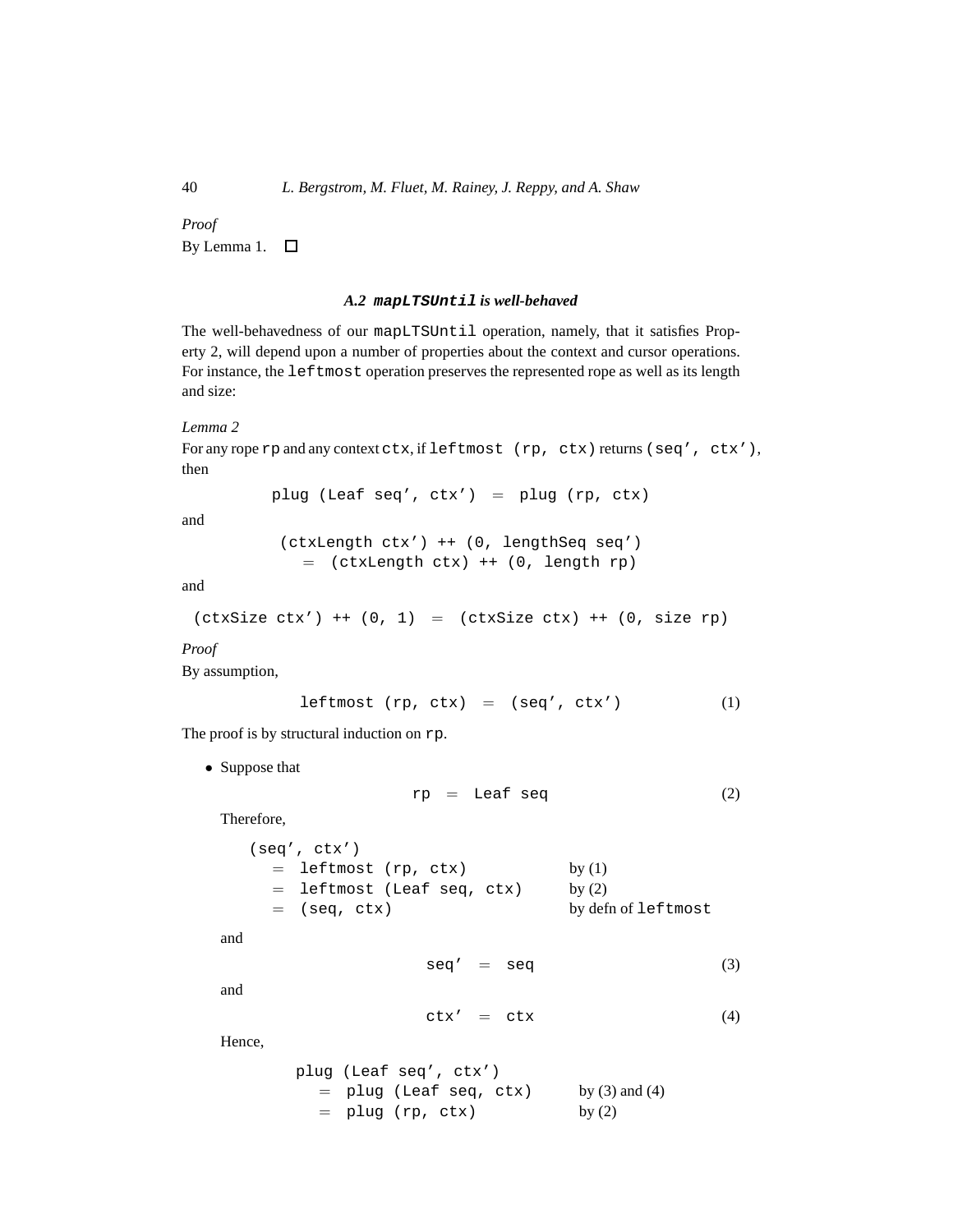*Proof*
By Lemma 1. □

### A.2 `mapLTSUntil` is well-behaved

The well-behavedness of our `mapLTSUntil` operation, namely, that it satisfies Property 2, will depend upon a number of properties about the context and cursor operations. For instance, the `leftmost` operation preserves the represented rope as well as its length and size:

*Lemma 2*
For any rope `rp` and any context `ctx`, if `leftmost (rp, ctx)` returns `(seq', ctx')`, then

```
plug (Leaf seq', ctx') = plug (rp, ctx)
```

and

```
(ctxLength ctx') ++ (0, lengthSeq seq')
    = (ctxLength ctx) ++ (0, length rp)
```

and

```
(ctxSize ctx') ++ (0, 1) = (ctxSize ctx) ++ (0, size rp)
```

*Proof*
By assumption,

```
leftmost (rp, ctx) = (seq', ctx')                    (1)
```

The proof is by structural induction on `rp`.

- Suppose that

  ```
  rp = Leaf seq                                      (2)
  ```

  Therefore,

  ```
  (seq', ctx')
    = leftmost (rp, ctx)          by (1)
    = leftmost (Leaf seq, ctx)    by (2)
    = (seq, ctx)                  by defn of leftmost
  ```

  and

  ```
  seq' = seq                                         (3)
  ```

  and

  ```
  ctx' = ctx                                         (4)
  ```

  Hence,

  ```
  plug (Leaf seq', ctx')
    = plug (Leaf seq, ctx)        by (3) and (4)
    = plug (rp, ctx)              by (2)
  ```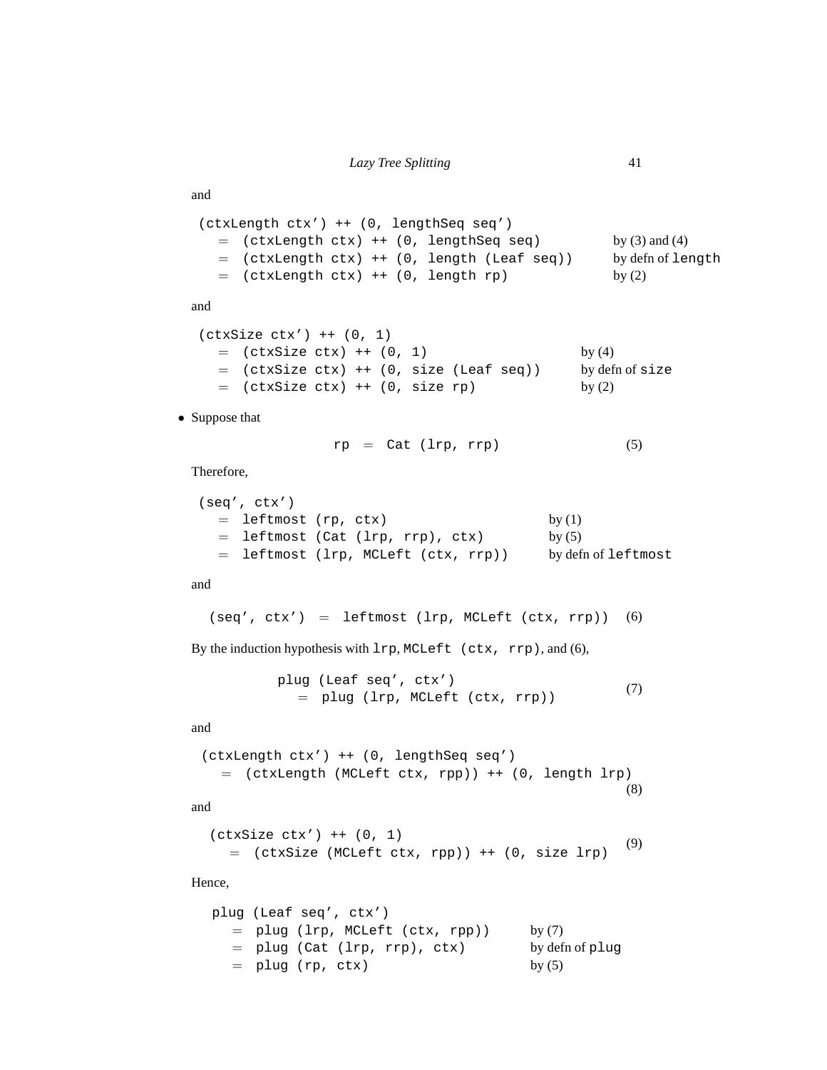and

```
(ctxLength ctx') ++ (0, lengthSeq seq')
  =  (ctxLength ctx) ++ (0, lengthSeq seq)          by (3) and (4)
  =  (ctxLength ctx) ++ (0, length (Leaf seq))      by defn of length
  =  (ctxLength ctx) ++ (0, length rp)              by (2)
```

and

```
(ctxSize ctx') ++ (0, 1)
  =  (ctxSize ctx) ++ (0, 1)                     by (4)
  =  (ctxSize ctx) ++ (0, size (Leaf seq))       by defn of size
  =  (ctxSize ctx) ++ (0, size rp)               by (2)
```

- Suppose that

```
rp  =  Cat (lrp, rrp)                    (5)
```

Therefore,

```
(seq', ctx')
  =  leftmost (rp, ctx)                    by (1)
  =  leftmost (Cat (lrp, rrp), ctx)        by (5)
  =  leftmost (lrp, MCLeft (ctx, rrp))     by defn of leftmost
```

and

```
(seq', ctx')  =  leftmost (lrp, MCLeft (ctx, rrp))   (6)
```

By the induction hypothesis with `lrp`, `MCLeft (ctx, rrp)`, and (6),

```
plug (Leaf seq', ctx')
  =  plug (lrp, MCLeft (ctx, rrp))          (7)
```

and

```
(ctxLength ctx') ++ (0, lengthSeq seq')
  =  (ctxLength (MCLeft ctx, rpp)) ++ (0, length lrp)
                                                    (8)
```

and

```
(ctxSize ctx') ++ (0, 1)
  =  (ctxSize (MCLeft ctx, rpp)) ++ (0, size lrp)   (9)
```

Hence,

```
plug (Leaf seq', ctx')
  =  plug (lrp, MCLeft (ctx, rpp))      by (7)
  =  plug (Cat (lrp, rrp), ctx)         by defn of plug
  =  plug (rp, ctx)                     by (5)
```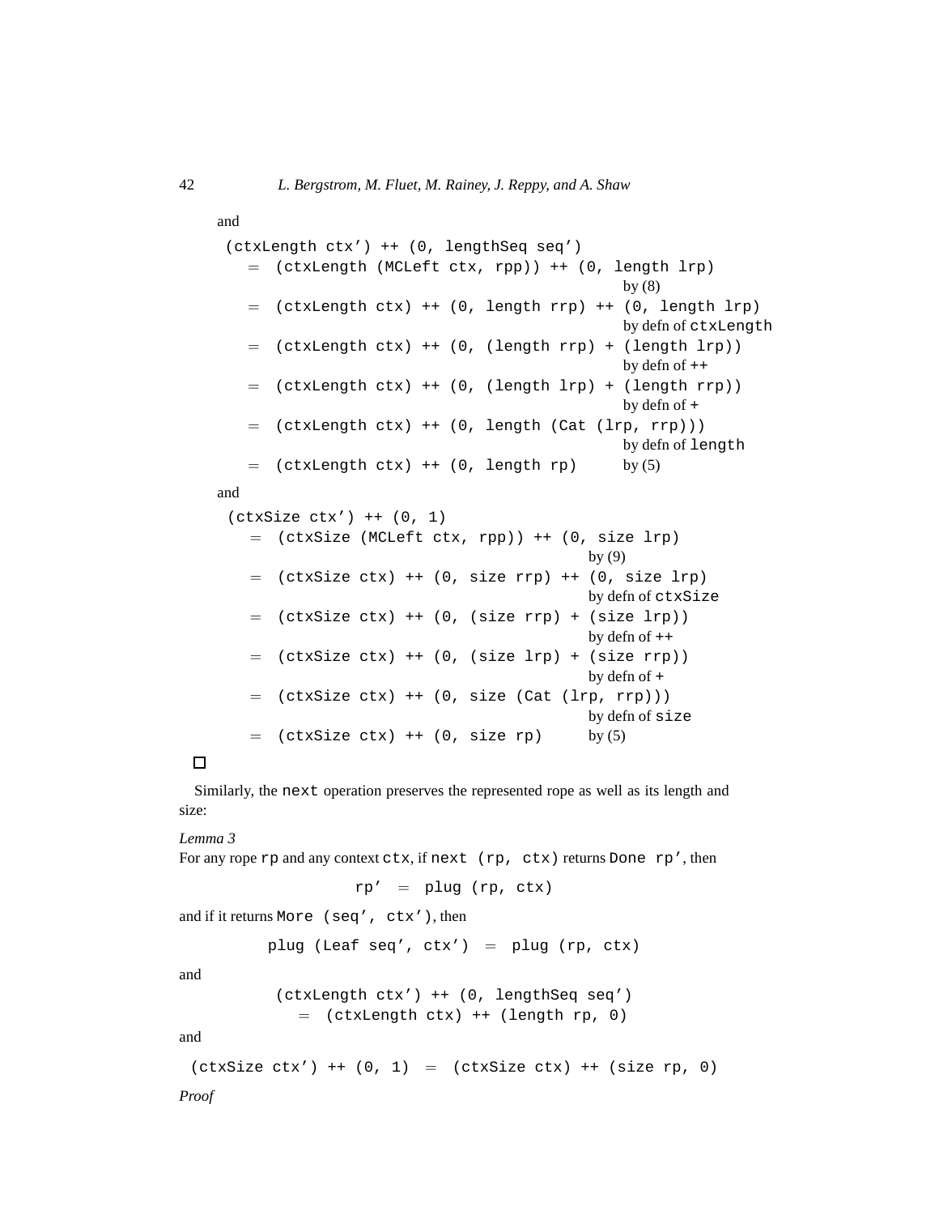and

```
(ctxLength ctx') ++ (0, lengthSeq seq')
   =  (ctxLength (MCLeft ctx, rpp)) ++ (0, length lrp)
                                              by (8)
   =  (ctxLength ctx) ++ (0, length rrp) ++ (0, length lrp)
                                              by defn of ctxLength
   =  (ctxLength ctx) ++ (0, (length rrp) + (length lrp))
                                              by defn of ++
   =  (ctxLength ctx) ++ (0, (length lrp) + (length rrp))
                                              by defn of +
   =  (ctxLength ctx) ++ (0, length (Cat (lrp, rrp)))
                                              by defn of length
   =  (ctxLength ctx) ++ (0, length rp)       by (5)
```

and

```
(ctxSize ctx') ++ (0, 1)
   =  (ctxSize (MCLeft ctx, rpp)) ++ (0, size lrp)
                                           by (9)
   =  (ctxSize ctx) ++ (0, size rrp) ++ (0, size lrp)
                                           by defn of ctxSize
   =  (ctxSize ctx) ++ (0, (size rrp) + (size lrp))
                                           by defn of ++
   =  (ctxSize ctx) ++ (0, (size lrp) + (size rrp))
                                           by defn of +
   =  (ctxSize ctx) ++ (0, size (Cat (lrp, rrp)))
                                           by defn of size
   =  (ctxSize ctx) ++ (0, size rp)        by (5)
```

□

Similarly, the `next` operation preserves the represented rope as well as its length and size:

*Lemma 3*
For any rope `rp` and any context `ctx`, if `next (rp, ctx)` returns `Done rp'`, then

```
rp'  =  plug (rp, ctx)
```

and if it returns `More (seq', ctx')`, then

```
plug (Leaf seq', ctx')  =  plug (rp, ctx)
```

and

```
(ctxLength ctx') ++ (0, lengthSeq seq')
   =  (ctxLength ctx) ++ (length rp, 0)
```

and

```
(ctxSize ctx') ++ (0, 1)  =  (ctxSize ctx) ++ (size rp, 0)
```

*Proof*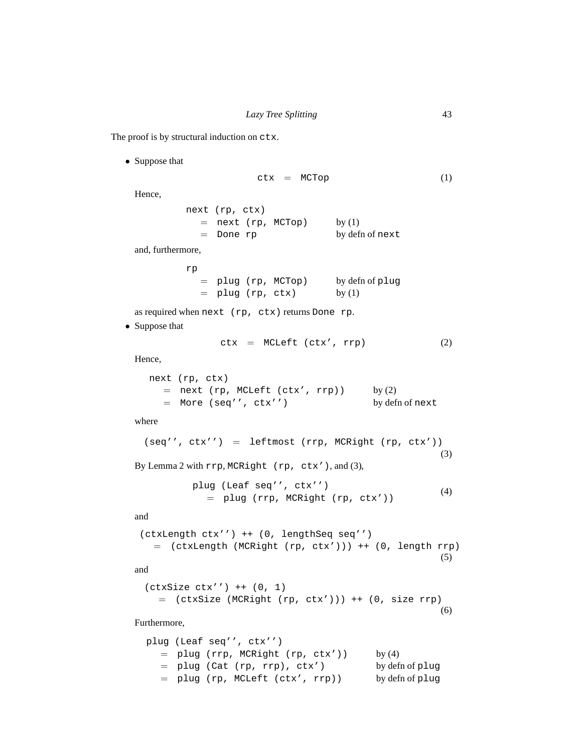The proof is by structural induction on `ctx`.

- Suppose that

```
ctx  =  MCTop                                        (1)
```

  Hence,

```
next (rp, ctx)
  =  next (rp, MCTop)        by (1)
  =  Done rp                 by defn of next
```

  and, furthermore,

```
rp
  =  plug (rp, MCTop)        by defn of plug
  =  plug (rp, ctx)          by (1)
```

  as required when `next (rp, ctx)` returns `Done rp`.

- Suppose that

```
ctx  =  MCLeft (ctx', rrp)                           (2)
```

  Hence,

```
next (rp, ctx)
  =  next (rp, MCLeft (ctx', rrp))      by (2)
  =  More (seq'', ctx'')                by defn of next
```

  where

```
(seq'', ctx'')  =  leftmost (rrp, MCRight (rp, ctx'))
                                                     (3)
```

  By Lemma 2 with `rrp`, `MCRight (rp, ctx')`, and (3),

```
plug (Leaf seq'', ctx'')
  =  plug (rrp, MCRight (rp, ctx'))                  (4)
```

  and

```
(ctxLength ctx'') ++ (0, lengthSeq seq'')
  =  (ctxLength (MCRight (rp, ctx'))) ++ (0, length rrp)
                                                     (5)
```

  and

```
(ctxSize ctx'') ++ (0, 1)
  =  (ctxSize (MCRight (rp, ctx'))) ++ (0, size rrp)
                                                     (6)
```

  Furthermore,

```
plug (Leaf seq'', ctx'')
  =  plug (rrp, MCRight (rp, ctx'))     by (4)
  =  plug (Cat (rp, rrp), ctx')         by defn of plug
  =  plug (rp, MCLeft (ctx', rrp))      by defn of plug
```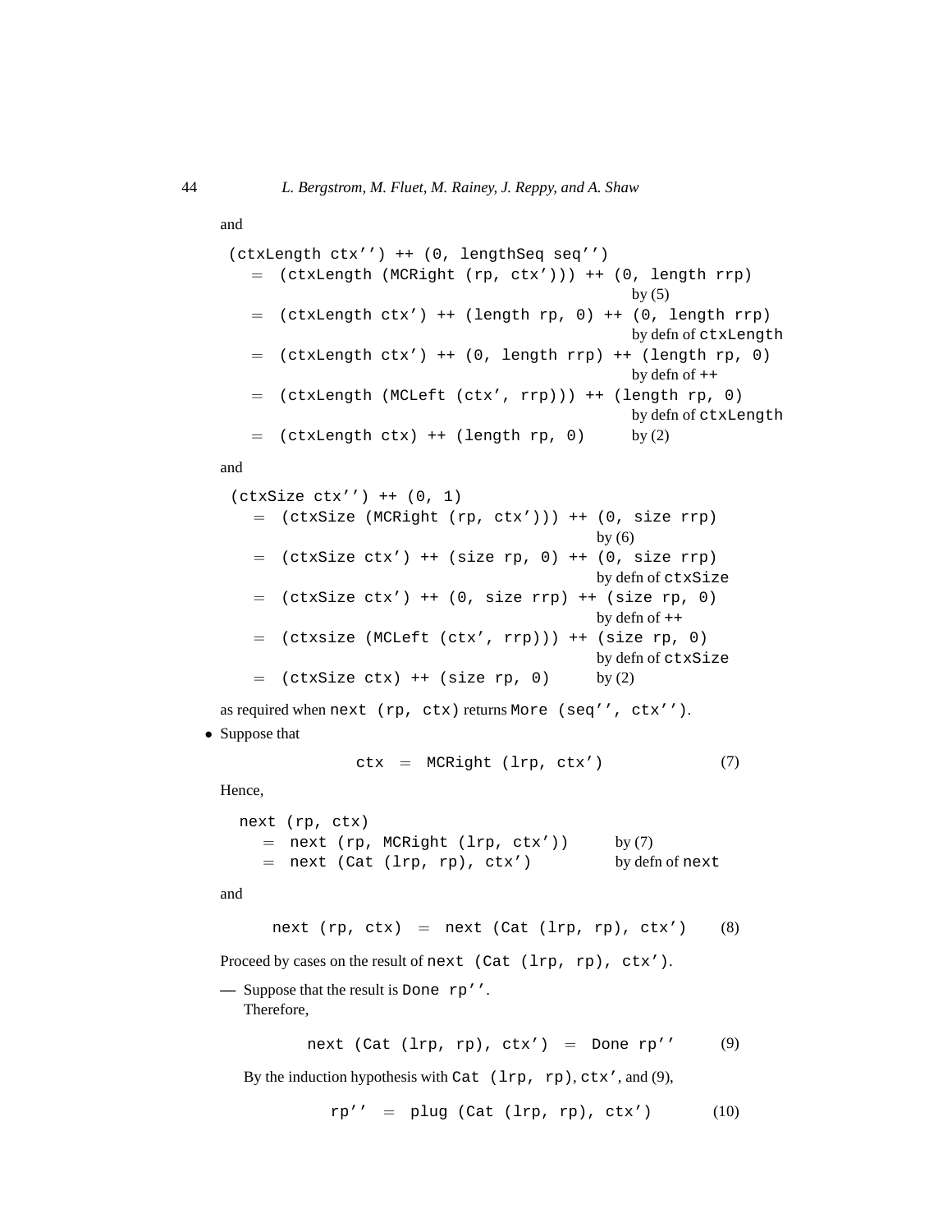and

```
(ctxLength ctx'') ++ (0, lengthSeq seq'')
  =  (ctxLength (MCRight (rp, ctx'))) ++ (0, length rrp)
                                                   by (5)
  =  (ctxLength ctx') ++ (length rp, 0) ++ (0, length rrp)
                                                   by defn of ctxLength
  =  (ctxLength ctx') ++ (0, length rrp) ++ (length rp, 0)
                                                   by defn of ++
  =  (ctxLength (MCLeft (ctx', rrp))) ++ (length rp, 0)
                                                   by defn of ctxLength
  =  (ctxLength ctx) ++ (length rp, 0)             by (2)
```

and

```
(ctxSize ctx'') ++ (0, 1)
  =  (ctxSize (MCRight (rp, ctx'))) ++ (0, size rrp)
                                              by (6)
  =  (ctxSize ctx') ++ (size rp, 0) ++ (0, size rrp)
                                              by defn of ctxSize
  =  (ctxSize ctx') ++ (0, size rrp) ++ (size rp, 0)
                                              by defn of ++
  =  (ctxsize (MCLeft (ctx', rrp))) ++ (size rp, 0)
                                              by defn of ctxSize
  =  (ctxSize ctx) ++ (size rp, 0)            by (2)
```

as required when `next (rp, ctx)` returns `More (seq'', ctx'')`.

- Suppose that

```
ctx  =  MCRight (lrp, ctx')                    (7)
```

  Hence,

```
next (rp, ctx)
  =  next (rp, MCRight (lrp, ctx'))      by (7)
  =  next (Cat (lrp, rp), ctx')          by defn of next
```

  and

```
next (rp, ctx)  =  next (Cat (lrp, rp), ctx')    (8)
```

  Proceed by cases on the result of `next (Cat (lrp, rp), ctx')`.

  — Suppose that the result is `Done rp''`.
    Therefore,

```
next (Cat (lrp, rp), ctx')  =  Done rp''       (9)
```

    By the induction hypothesis with `Cat (lrp, rp)`, `ctx'`, and (9),

```
rp''  =  plug (Cat (lrp, rp), ctx')        (10)
```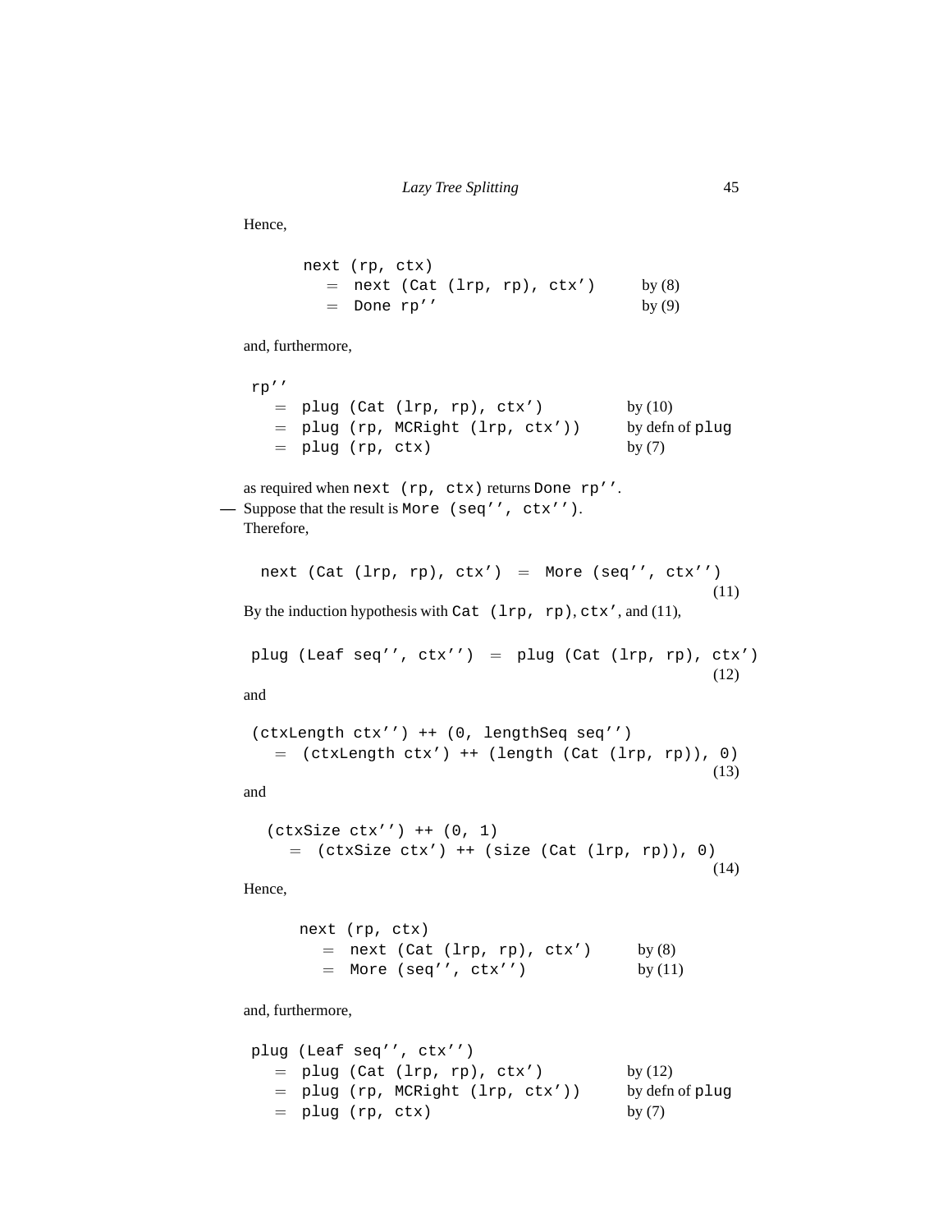Hence,

```
next (rp, ctx)
  = next (Cat (lrp, rp), ctx')      by (8)
  = Done rp''                       by (9)
```

and, furthermore,

```
rp''
  = plug (Cat (lrp, rp), ctx')          by (10)
  = plug (rp, MCRight (lrp, ctx'))      by defn of plug
  = plug (rp, ctx)                      by (7)
```

as required when `next (rp, ctx)` returns `Done rp''`.

— Suppose that the result is `More (seq'', ctx'')`.
Therefore,

```
next (Cat (lrp, rp), ctx') = More (seq'', ctx'')
                                                  (11)
```

By the induction hypothesis with `Cat (lrp, rp)`, `ctx'`, and (11),

```
plug (Leaf seq'', ctx'') = plug (Cat (lrp, rp), ctx')
                                                  (12)
```

and

```
(ctxLength ctx'') ++ (0, lengthSeq seq'')
  = (ctxLength ctx') ++ (length (Cat (lrp, rp)), 0)
                                                  (13)
```

and

```
(ctxSize ctx'') ++ (0, 1)
  = (ctxSize ctx') ++ (size (Cat (lrp, rp)), 0)
                                                  (14)
```

Hence,

```
next (rp, ctx)
  = next (Cat (lrp, rp), ctx')      by (8)
  = More (seq'', ctx'')             by (11)
```

and, furthermore,

```
plug (Leaf seq'', ctx'')
  = plug (Cat (lrp, rp), ctx')          by (12)
  = plug (rp, MCRight (lrp, ctx'))      by defn of plug
  = plug (rp, ctx)                      by (7)
```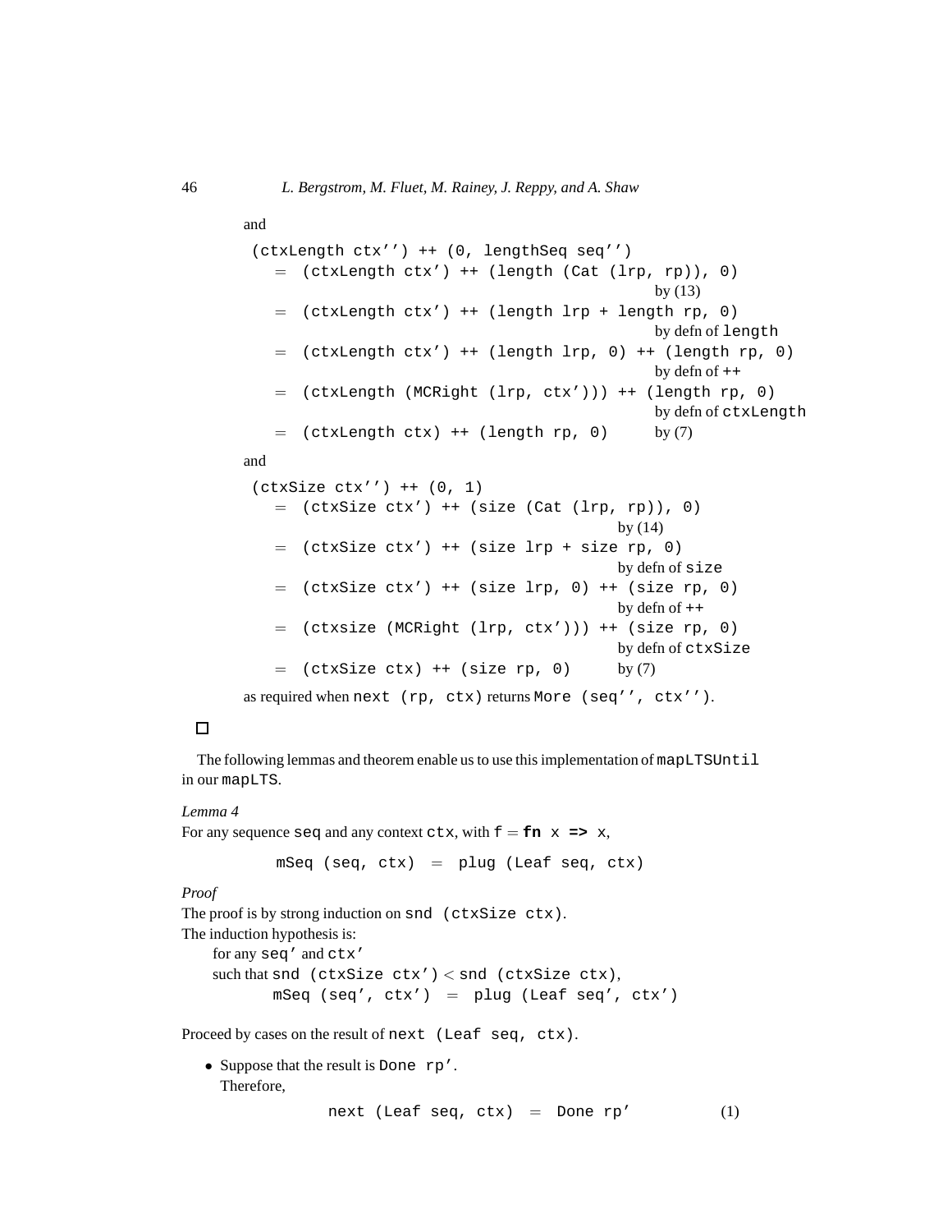and

```
(ctxLength ctx'') ++ (0, lengthSeq seq'')
   =  (ctxLength ctx') ++ (length (Cat (lrp, rp)), 0)
                                                  by (13)
   =  (ctxLength ctx') ++ (length lrp + length rp, 0)
                                                  by defn of length
   =  (ctxLength ctx') ++ (length lrp, 0) ++ (length rp, 0)
                                                  by defn of ++
   =  (ctxLength (MCRight (lrp, ctx'))) ++ (length rp, 0)
                                                  by defn of ctxLength
   =  (ctxLength ctx) ++ (length rp, 0)           by (7)
```

and

```
(ctxSize ctx'') ++ (0, 1)
   =  (ctxSize ctx') ++ (size (Cat (lrp, rp)), 0)
                                             by (14)
   =  (ctxSize ctx') ++ (size lrp + size rp, 0)
                                             by defn of size
   =  (ctxSize ctx') ++ (size lrp, 0) ++ (size rp, 0)
                                             by defn of ++
   =  (ctxsize (MCRight (lrp, ctx'))) ++ (size rp, 0)
                                             by defn of ctxSize
   =  (ctxSize ctx) ++ (size rp, 0)          by (7)
```

as required when `next (rp, ctx)` returns `More (seq'', ctx'')`.

□

The following lemmas and theorem enable us to use this implementation of `mapLTSUntil` in our `mapLTS`.

*Lemma 4*
For any sequence `seq` and any context `ctx`, with `f` = **`fn`** `x` **`=>`** `x`,

```
mSeq (seq, ctx)  =  plug (Leaf seq, ctx)
```

*Proof*
The proof is by strong induction on `snd (ctxSize ctx)`.
The induction hypothesis is:
for any `seq'` and `ctx'`
such that `snd (ctxSize ctx')` $<$ `snd (ctxSize ctx)`,

```
mSeq (seq', ctx')  =  plug (Leaf seq', ctx')
```

Proceed by cases on the result of `next (Leaf seq, ctx)`.

- Suppose that the result is `Done rp'`.
  Therefore,

```
next (Leaf seq, ctx)  =  Done rp'          (1)
```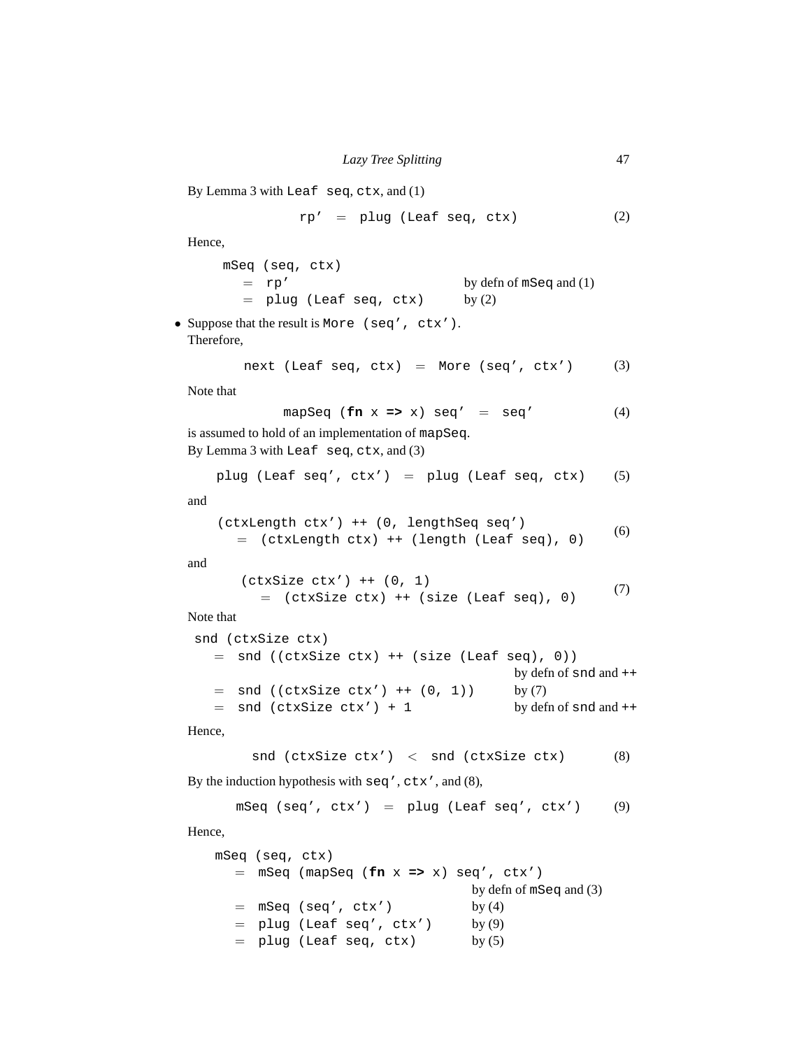By Lemma 3 with `Leaf seq`, `ctx`, and (1)

```
rp'  =  plug (Leaf seq, ctx)                    (2)
```

Hence,

```
mSeq (seq, ctx)
  =  rp'                        by defn of mSeq and (1)
  =  plug (Leaf seq, ctx)       by (2)
```

- Suppose that the result is `More (seq', ctx')`.
  Therefore,

```
next (Leaf seq, ctx)  =  More (seq', ctx')      (3)
```

Note that

```
mapSeq (fn x => x) seq'  =  seq'                (4)
```

is assumed to hold of an implementation of `mapSeq`.
By Lemma 3 with `Leaf seq`, `ctx`, and (3)

```
plug (Leaf seq', ctx')  =  plug (Leaf seq, ctx)     (5)
```

and

```
(ctxLength ctx') ++ (0, lengthSeq seq')
  =  (ctxLength ctx) ++ (length (Leaf seq), 0)      (6)
```

and

```
(ctxSize ctx') ++ (0, 1)
  =  (ctxSize ctx) ++ (size (Leaf seq), 0)          (7)
```

Note that

```
snd (ctxSize ctx)
  =  snd ((ctxSize ctx) ++ (size (Leaf seq), 0))
                                       by defn of snd and ++
  =  snd ((ctxSize ctx') ++ (0, 1))    by (7)
  =  snd (ctxSize ctx') + 1            by defn of snd and ++
```

Hence,

```
snd (ctxSize ctx')  <  snd (ctxSize ctx)        (8)
```

By the induction hypothesis with `seq'`, `ctx'`, and (8),

```
mSeq (seq', ctx')  =  plug (Leaf seq', ctx')    (9)
```

Hence,

```
mSeq (seq, ctx)
  =  mSeq (mapSeq (fn x => x) seq', ctx')
                                  by defn of mSeq and (3)
  =  mSeq (seq', ctx')            by (4)
  =  plug (Leaf seq', ctx')       by (9)
  =  plug (Leaf seq, ctx)         by (5)
```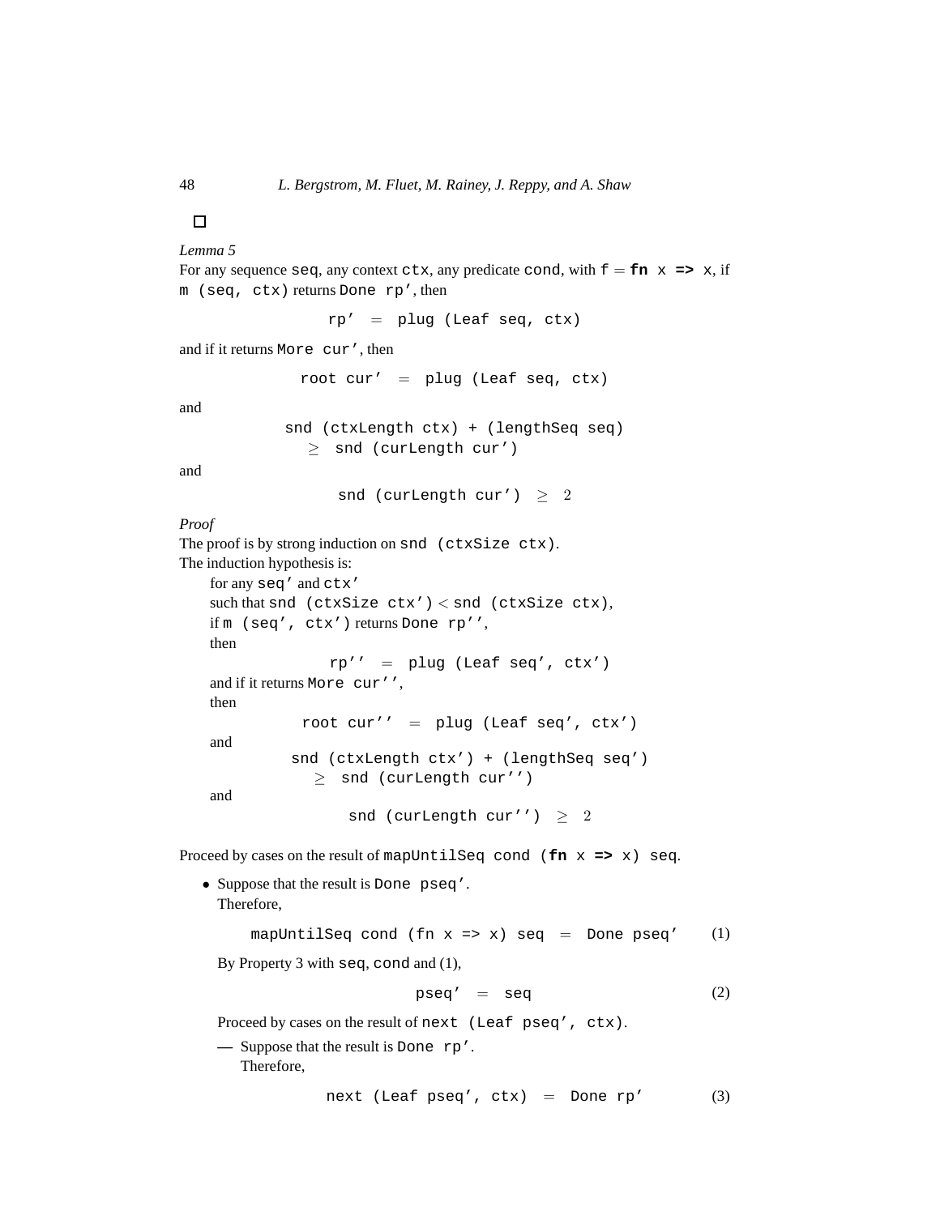□

*Lemma 5*

For any sequence `seq`, any context `ctx`, any predicate `cond`, with `f` = **`fn`** `x` **`=>`** `x`, if `m (seq, ctx)` returns `Done rp'`, then

```
rp'  =  plug (Leaf seq, ctx)
```

and if it returns `More cur'`, then

```
root cur'  =  plug (Leaf seq, ctx)
```

and

```
snd (ctxLength ctx) + (lengthSeq seq)
    ≥  snd (curLength cur')
```

and

```
snd (curLength cur')  ≥  2
```

*Proof*

The proof is by strong induction on `snd (ctxSize ctx)`.

The induction hypothesis is:

for any `seq'` and `ctx'`
such that `snd (ctxSize ctx')` < `snd (ctxSize ctx)`,
if `m (seq', ctx')` returns `Done rp''`,
then

```
rp''  =  plug (Leaf seq', ctx')
```

and if it returns `More cur''`,
then

```
root cur''  =  plug (Leaf seq', ctx')
```

and

```
snd (ctxLength ctx') + (lengthSeq seq')
    ≥  snd (curLength cur'')
```

and

```
snd (curLength cur'')  ≥  2
```

Proceed by cases on the result of `mapUntilSeq cond (`**`fn`**` x `**`=>`**` x) seq`.

- Suppose that the result is `Done pseq'`.
  Therefore,

  $$\texttt{mapUntilSeq cond (fn x => x) seq} \;=\; \texttt{Done pseq'} \qquad (1)$$

  By Property 3 with `seq`, `cond` and (1),

  $$\texttt{pseq'} \;=\; \texttt{seq} \qquad (2)$$

  Proceed by cases on the result of `next (Leaf pseq', ctx)`.

  — Suppose that the result is `Done rp'`.
  Therefore,

  $$\texttt{next (Leaf pseq', ctx)} \;=\; \texttt{Done rp'} \qquad (3)$$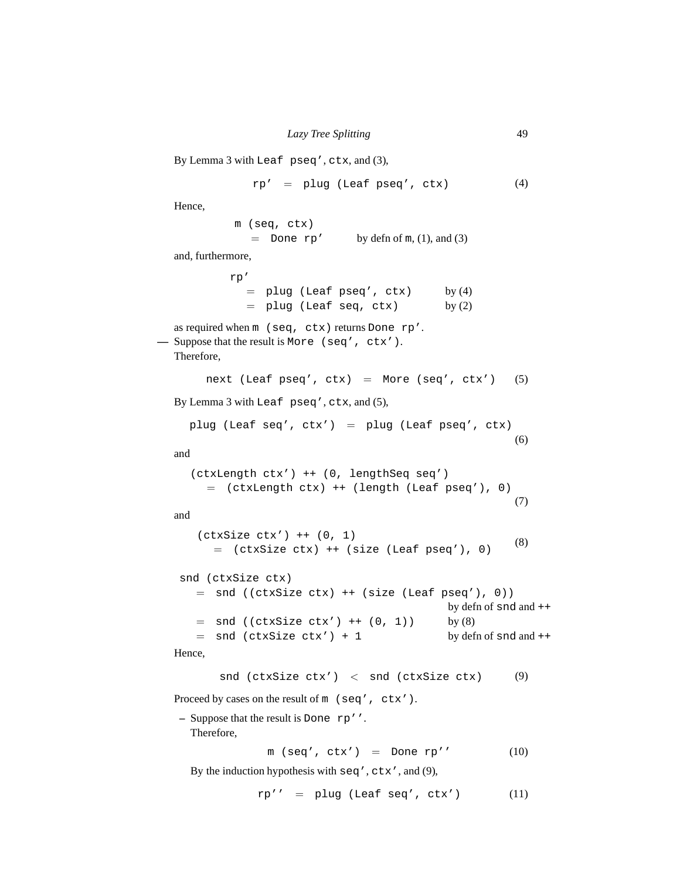By Lemma 3 with `Leaf pseq'`, `ctx`, and (3),

```
rp'  =  plug (Leaf pseq', ctx)                    (4)
```

Hence,

```
m (seq, ctx)
  =  Done rp'          by defn of m, (1), and (3)
```

and, furthermore,

```
rp'
  =  plug (Leaf pseq', ctx)        by (4)
  =  plug (Leaf seq, ctx)          by (2)
```

as required when `m (seq, ctx)` returns `Done rp'`.

— Suppose that the result is `More (seq', ctx')`.
Therefore,

```
next (Leaf pseq', ctx)  =  More (seq', ctx')      (5)
```

By Lemma 3 with `Leaf pseq'`, `ctx`, and (5),

```
plug (Leaf seq', ctx')  =  plug (Leaf pseq', ctx)
                                                  (6)
```

and

```
(ctxLength ctx') ++ (0, lengthSeq seq')
  =  (ctxLength ctx) ++ (length (Leaf pseq'), 0)
                                                  (7)
```

and

```
(ctxSize ctx') ++ (0, 1)
  =  (ctxSize ctx) ++ (size (Leaf pseq'), 0)      (8)
```

```
snd (ctxSize ctx)
  =  snd ((ctxSize ctx) ++ (size (Leaf pseq'), 0))
                                        by defn of snd and ++
  =  snd ((ctxSize ctx') ++ (0, 1))     by (8)
  =  snd (ctxSize ctx') + 1             by defn of snd and ++
```

Hence,

```
snd (ctxSize ctx')  <  snd (ctxSize ctx)          (9)
```

Proceed by cases on the result of `m (seq', ctx')`.

– Suppose that the result is `Done rp''`.
  Therefore,

```
m (seq', ctx')  =  Done rp''                      (10)
```

  By the induction hypothesis with `seq'`, `ctx'`, and (9),

```
rp''  =  plug (Leaf seq', ctx')                   (11)
```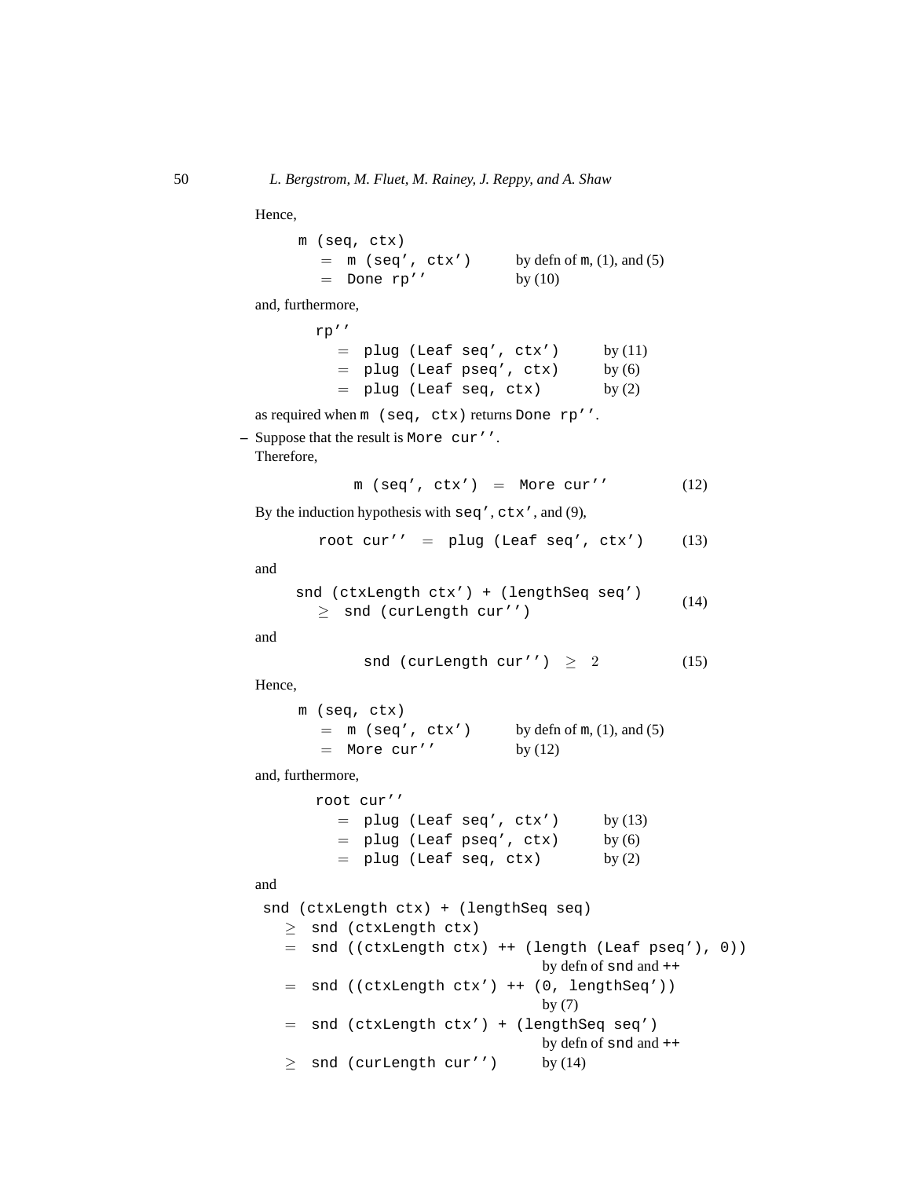Hence,

```
m (seq, ctx)
  = m (seq', ctx')        by defn of m, (1), and (5)
  = Done rp''             by (10)
```

and, furthermore,

```
rp''
  = plug (Leaf seq', ctx')       by (11)
  = plug (Leaf pseq', ctx)       by (6)
  = plug (Leaf seq, ctx)         by (2)
```

as required when `m (seq, ctx)` returns `Done rp''`.

– Suppose that the result is `More cur''`.
  Therefore,

```
m (seq', ctx') = More cur''          (12)
```

By the induction hypothesis with `seq'`, `ctx'`, and (9),

```
root cur'' = plug (Leaf seq', ctx')      (13)
```

and

```
snd (ctxLength ctx') + (lengthSeq seq')
  ≥ snd (curLength cur'')                (14)
```

and

```
snd (curLength cur'') ≥ 2            (15)
```

Hence,

```
m (seq, ctx)
  = m (seq', ctx')        by defn of m, (1), and (5)
  = More cur''            by (12)
```

and, furthermore,

```
root cur''
  = plug (Leaf seq', ctx')       by (13)
  = plug (Leaf pseq', ctx)       by (6)
  = plug (Leaf seq, ctx)         by (2)
```

and

```
snd (ctxLength ctx) + (lengthSeq seq)
  ≥ snd (ctxLength ctx)
  = snd ((ctxLength ctx) ++ (length (Leaf pseq'), 0))
                                   by defn of snd and ++
  = snd ((ctxLength ctx') ++ (0, lengthSeq'))
                                   by (7)
  = snd (ctxLength ctx') + (lengthSeq seq')
                                   by defn of snd and ++
  ≥ snd (curLength cur'')          by (14)
```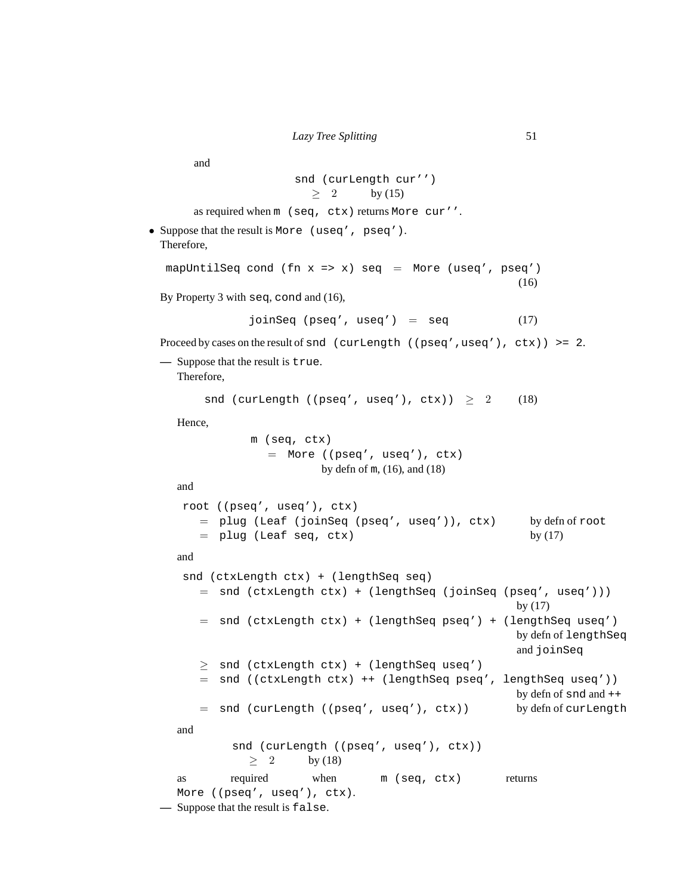and

```
snd (curLength cur'')
    ≥  2          by (15)
```

as required when `m (seq, ctx)` returns `More cur''`.

- Suppose that the result is `More (useq', pseq')`.
  Therefore,

```
mapUntilSeq cond (fn x => x) seq  =  More (useq', pseq')
                                                        (16)
```

  By Property 3 with `seq`, `cond` and (16),

```
joinSeq (pseq', useq')  =  seq                 (17)
```

  Proceed by cases on the result of `snd (curLength ((pseq',useq'), ctx)) >= 2`.

  — Suppose that the result is `true`.
    Therefore,

```
snd (curLength ((pseq', useq'), ctx))  ≥  2       (18)
```

    Hence,

```
m (seq, ctx)
  =  More ((pseq', useq'), ctx)
           by defn of m, (16), and (18)
```

    and

```
root ((pseq', useq'), ctx)
  =  plug (Leaf (joinSeq (pseq', useq')), ctx)     by defn of root
  =  plug (Leaf seq, ctx)                          by (17)
```

    and

```
snd (ctxLength ctx) + (lengthSeq seq)
  =  snd (ctxLength ctx) + (lengthSeq (joinSeq (pseq', useq')))
                                                     by (17)
  =  snd (ctxLength ctx) + (lengthSeq pseq') + (lengthSeq useq')
                                                     by defn of lengthSeq
                                                     and joinSeq
  ≥  snd (ctxLength ctx) + (lengthSeq useq')
  =  snd ((ctxLength ctx) ++ (lengthSeq pseq', lengthSeq useq'))
                                                     by defn of snd and ++
  =  snd (curLength ((pseq', useq'), ctx))           by defn of curLength
```

    and

```
snd (curLength ((pseq', useq'), ctx))
    ≥  2          by (18)
```

    as required when `m (seq, ctx)` returns `More ((pseq', useq'), ctx)`.

  — Suppose that the result is `false`.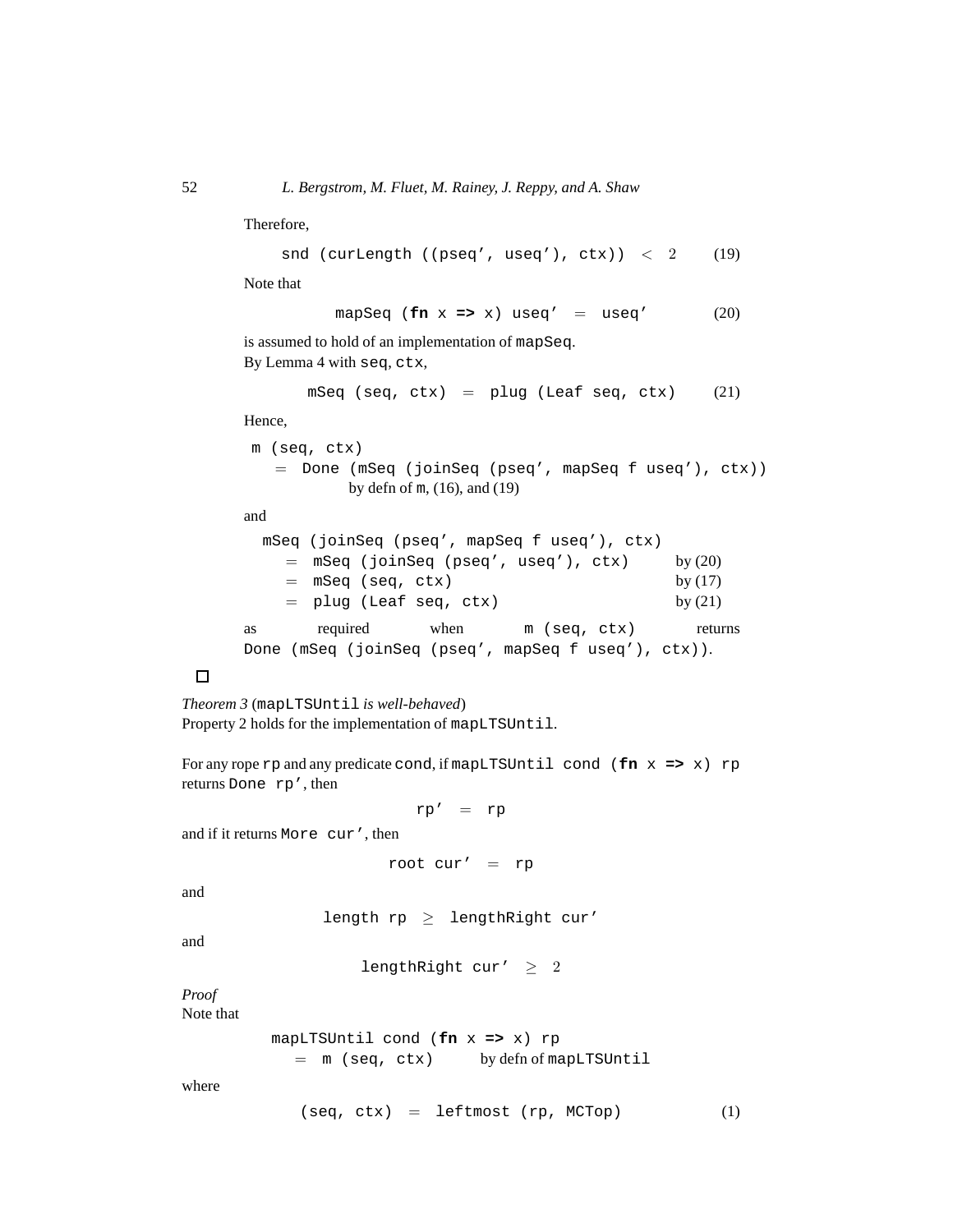Therefore,

```
snd (curLength ((pseq', useq'), ctx))  <  2        (19)
```

Note that

```
mapSeq (fn x => x) useq'  =  useq'        (20)
```

is assumed to hold of an implementation of `mapSeq`.
By Lemma 4 with `seq`, `ctx`,

```
mSeq (seq, ctx)  =  plug (Leaf seq, ctx)        (21)
```

Hence,

```
m (seq, ctx)
  =  Done (mSeq (joinSeq (pseq', mapSeq f useq'), ctx))
          by defn of m, (16), and (19)
```

and

```
mSeq (joinSeq (pseq', mapSeq f useq'), ctx)
  =  mSeq (joinSeq (pseq', useq'), ctx)        by (20)
  =  mSeq (seq, ctx)                           by (17)
  =  plug (Leaf seq, ctx)                      by (21)
```

as required when `m (seq, ctx)` returns `Done (mSeq (joinSeq (pseq', mapSeq f useq'), ctx))`.

□

*Theorem 3* (`mapLTSUntil` *is well-behaved*)
Property 2 holds for the implementation of `mapLTSUntil`.

For any rope `rp` and any predicate `cond`, if `mapLTSUntil cond (fn x => x) rp` returns `Done rp'`, then

```
rp'  =  rp
```

and if it returns `More cur'`, then

```
root cur'  =  rp
```

and

```
length rp  ≥  lengthRight cur'
```

and

```
lengthRight cur'  ≥  2
```

*Proof*
Note that

```
mapLTSUntil cond (fn x => x) rp
  =  m (seq, ctx)        by defn of mapLTSUntil
```

where

```
(seq, ctx)  =  leftmost (rp, MCTop)        (1)
```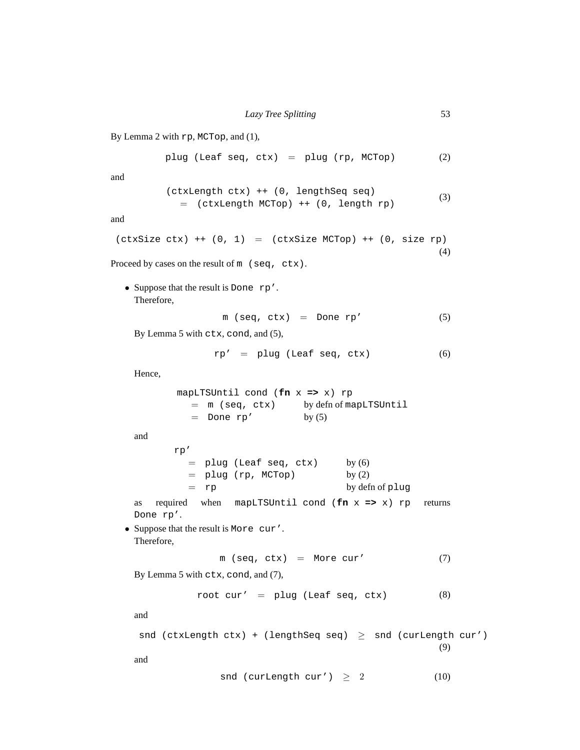By Lemma 2 with `rp`, `MCTop`, and (1),

```
plug (Leaf seq, ctx)  =  plug (rp, MCTop)                    (2)
```

and

```
(ctxLength ctx) ++ (0, lengthSeq seq)
   =  (ctxLength MCTop) ++ (0, length rp)                    (3)
```

and

```
(ctxSize ctx) ++ (0, 1)  =  (ctxSize MCTop) ++ (0, size rp)
                                                             (4)
```

Proceed by cases on the result of `m (seq, ctx)`.

- Suppose that the result is `Done rp'`.
  Therefore,

  ```
  m (seq, ctx)  =  Done rp'                                  (5)
  ```

  By Lemma 5 with `ctx`, `cond`, and (5),

  ```
  rp'  =  plug (Leaf seq, ctx)                               (6)
  ```

  Hence,

  ```
  mapLTSUntil cond (fn x => x) rp
    =  m (seq, ctx)        by defn of mapLTSUntil
    =  Done rp'            by (5)
  ```

  and

  ```
  rp'
    =  plug (Leaf seq, ctx)      by (6)
    =  plug (rp, MCTop)          by (2)
    =  rp                        by defn of plug
  ```

  as required when `mapLTSUntil cond (fn x => x) rp` returns `Done rp'`.

- Suppose that the result is `More cur'`.
  Therefore,

  ```
  m (seq, ctx)  =  More cur'                                 (7)
  ```

  By Lemma 5 with `ctx`, `cond`, and (7),

  ```
  root cur'  =  plug (Leaf seq, ctx)                         (8)
  ```

  and

  ```
  snd (ctxLength ctx) + (lengthSeq seq)  ≥  snd (curLength cur')
                                                             (9)
  ```

  and

  ```
  snd (curLength cur')  ≥  2                                 (10)
  ```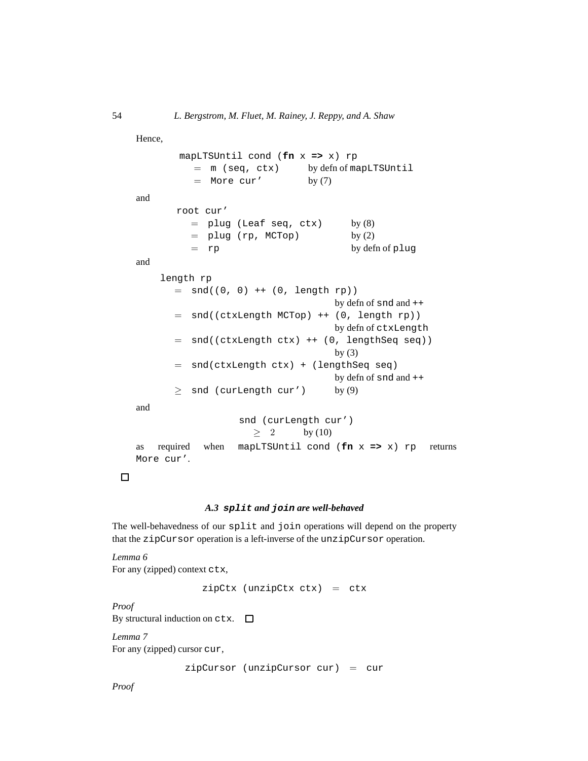Hence,

```
mapLTSUntil cond (fn x => x) rp
  = m (seq, ctx)      by defn of mapLTSUntil
  = More cur'         by (7)
```

and

```
root cur'
  = plug (Leaf seq, ctx)      by (8)
  = plug (rp, MCTop)          by (2)
  = rp                        by defn of plug
```

and

```
length rp
  = snd((0, 0) ++ (0, length rp))
                                  by defn of snd and ++
  = snd((ctxLength MCTop) ++ (0, length rp))
                                  by defn of ctxLength
  = snd((ctxLength ctx) ++ (0, lengthSeq seq))
                                  by (3)
  = snd(ctxLength ctx) + (lengthSeq seq)
                                  by defn of snd and ++
  ≥ snd (curLength cur')          by (9)
```

and

```
snd (curLength cur')
  ≥ 2        by (10)
```

as required when `mapLTSUntil cond (fn x => x) rp` returns `More cur'`.

□

### A.3 *split* and *join* are well-behaved

The well-behavedness of our `split` and `join` operations will depend on the property that the `zipCursor` operation is a left-inverse of the `unzipCursor` operation.

*Lemma 6*
For any (zipped) context `ctx`,

```
zipCtx (unzipCtx ctx) = ctx
```

*Proof*
By structural induction on `ctx`. □

*Lemma 7*
For any (zipped) cursor `cur`,

```
zipCursor (unzipCursor cur) = cur
```

*Proof*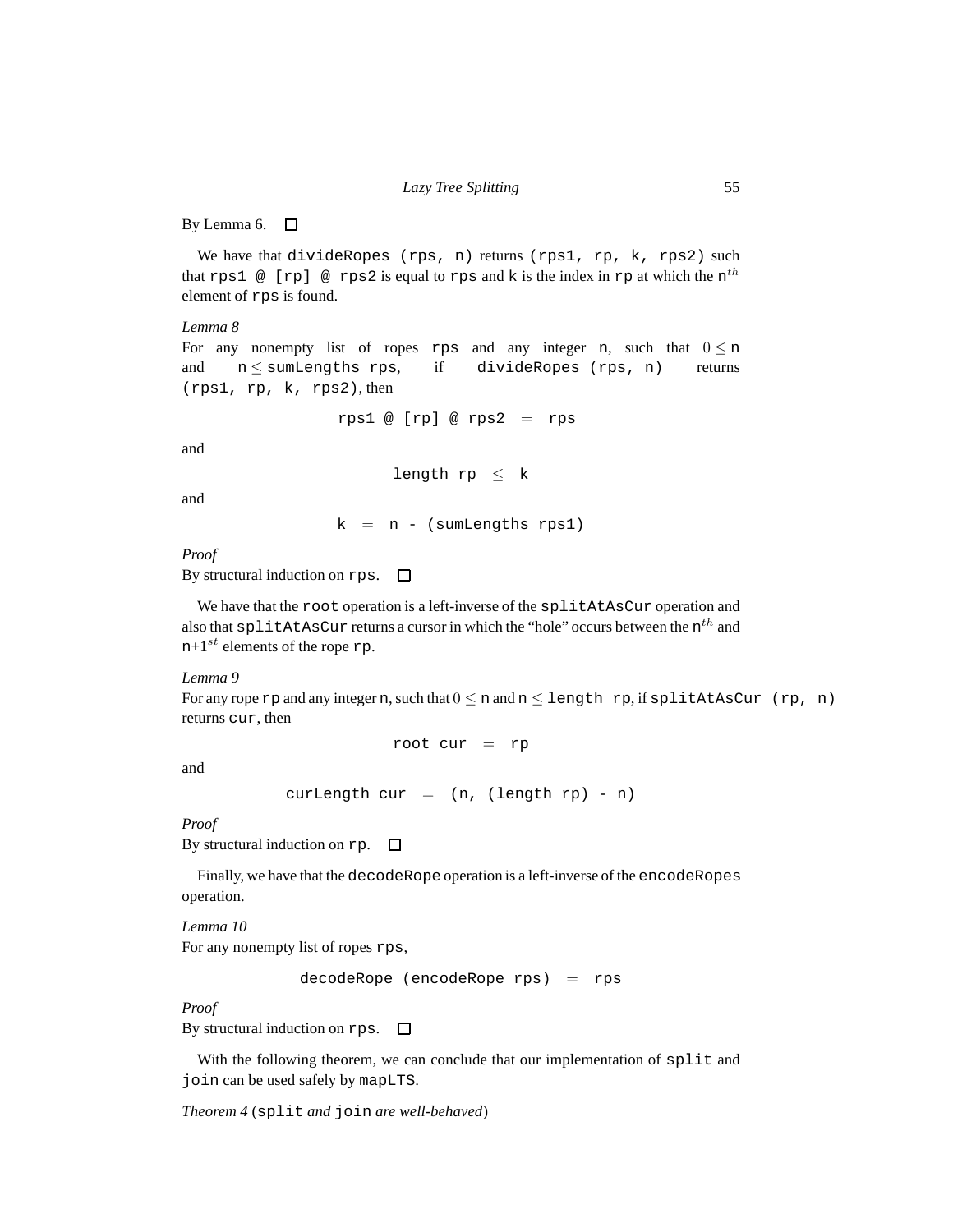By Lemma 6. □

We have that `divideRopes (rps, n)` returns `(rps1, rp, k, rps2)` such that `rps1 @ [rp] @ rps2` is equal to `rps` and `k` is the index in `rp` at which the $\texttt{n}^{th}$ element of `rps` is found.

*Lemma 8*
For any nonempty list of ropes `rps` and any integer `n`, such that $0 \leq$ `n` and `n` $\leq$ `sumLengths rps`, if `divideRopes (rps, n)` returns `(rps1, rp, k, rps2)`, then

```
rps1 @ [rp] @ rps2  =  rps
```

and

```
length rp  ≤  k
```

and

```
k  =  n - (sumLengths rps1)
```

*Proof*
By structural induction on `rps`. □

We have that the `root` operation is a left-inverse of the `splitAtAsCur` operation and also that `splitAtAsCur` returns a cursor in which the "hole" occurs between the $\texttt{n}^{th}$ and $\texttt{n+1}^{st}$ elements of the rope `rp`.

*Lemma 9*
For any rope `rp` and any integer `n`, such that $0 \leq$ `n` and `n` $\leq$ `length rp`, if `splitAtAsCur (rp, n)` returns `cur`, then

```
root cur  =  rp
```

and

```
curLength cur  =  (n, (length rp) - n)
```

*Proof*
By structural induction on `rp`. □

Finally, we have that the `decodeRope` operation is a left-inverse of the `encodeRopes` operation.

*Lemma 10*
For any nonempty list of ropes `rps`,

```
decodeRope (encodeRope rps)  =  rps
```

*Proof*
By structural induction on `rps`. □

With the following theorem, we can conclude that our implementation of `split` and `join` can be used safely by `mapLTS`.

*Theorem 4* (`split` *and* `join` *are well-behaved*)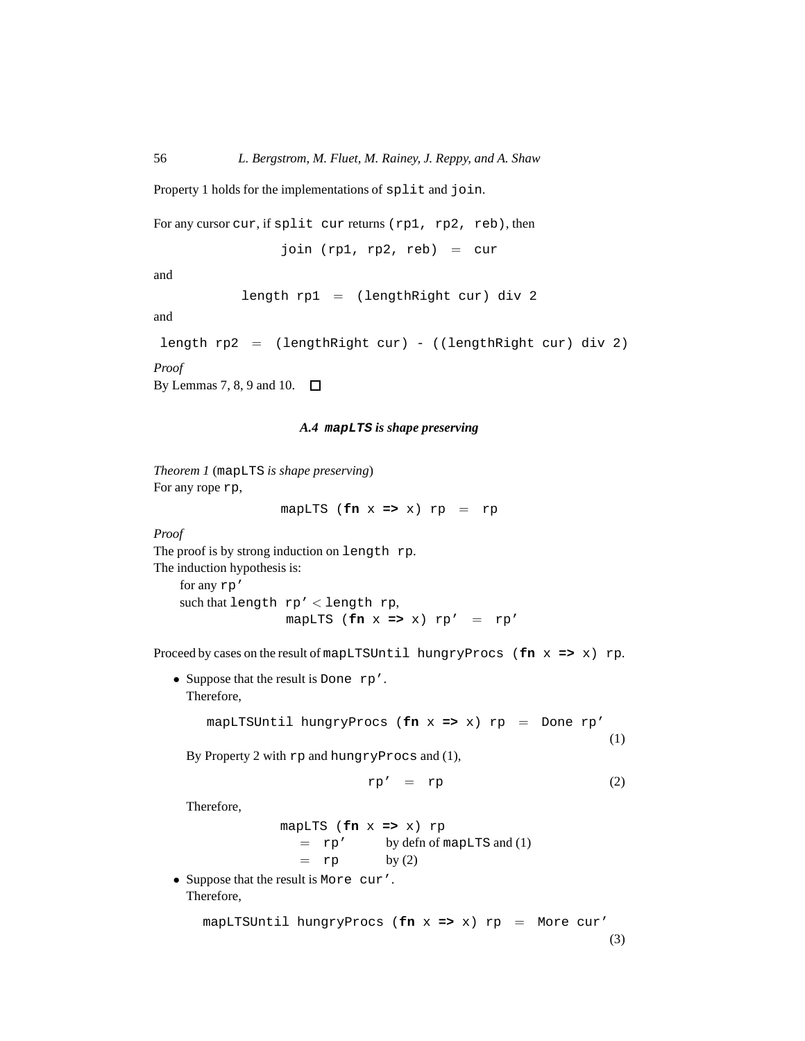Property 1 holds for the implementations of `split` and `join`.

For any cursor `cur`, if `split cur` returns `(rp1, rp2, reb)`, then

```
join (rp1, rp2, reb)  =  cur
```

and

```
length rp1  =  (lengthRight cur) div 2
```

and

```
length rp2  =  (lengthRight cur) - ((lengthRight cur) div 2)
```

*Proof*
By Lemmas 7, 8, 9 and 10. □

### A.4 `mapLTS` is shape preserving

*Theorem 1* (`mapLTS` *is shape preserving*)
For any rope `rp`,

```
mapLTS (fn x => x) rp  =  rp
```

*Proof*
The proof is by strong induction on `length rp`.
The induction hypothesis is:
  for any `rp'`
  such that `length rp'` $<$ `length rp`,

```
mapLTS (fn x => x) rp'  =  rp'
```

Proceed by cases on the result of `mapLTSUntil hungryProcs (fn x => x) rp`.

- Suppose that the result is `Done rp'`.
  Therefore,

  ```
  mapLTSUntil hungryProcs (fn x => x) rp  =  Done rp'
  ```
  (1)

  By Property 2 with `rp` and `hungryProcs` and (1),

  ```
  rp'  =  rp
  ```
  (2)

  Therefore,

  ```
  mapLTS (fn x => x) rp
    =  rp'      by defn of mapLTS and (1)
    =  rp       by (2)
  ```

- Suppose that the result is `More cur'`.
  Therefore,

  ```
  mapLTSUntil hungryProcs (fn x => x) rp  =  More cur'
  ```
  (3)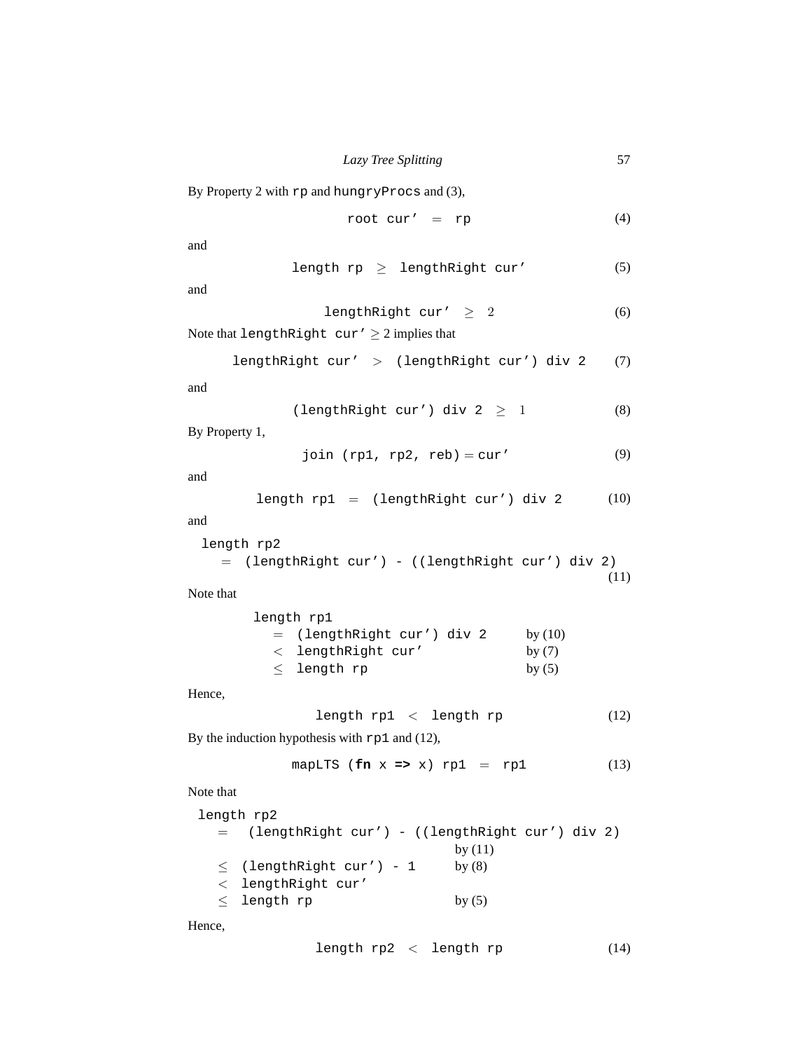By Property 2 with `rp` and `hungryProcs` and (3),

$$\texttt{root cur'} \; = \; \texttt{rp} \tag{4}$$

and

$$\texttt{length rp} \; \geq \; \texttt{lengthRight cur'} \tag{5}$$

and

$$\texttt{lengthRight cur'} \; \geq \; 2 \tag{6}$$

Note that `lengthRight cur'` $\geq 2$ implies that

$$\texttt{lengthRight cur'} \; > \; \texttt{(lengthRight cur') div 2} \tag{7}$$

and

$$\texttt{(lengthRight cur') div 2} \; \geq \; 1 \tag{8}$$

By Property 1,

$$\texttt{join (rp1, rp2, reb)} = \texttt{cur'} \tag{9}$$

and

$$\texttt{length rp1} \; = \; \texttt{(lengthRight cur') div 2} \tag{10}$$

and

```
length rp2
  = (lengthRight cur') - ((lengthRight cur') div 2)
```
(11)

Note that

```
length rp1
  = (lengthRight cur') div 2      by (10)
  < lengthRight cur'              by (7)
  ≤ length rp                     by (5)
```

Hence,

$$\texttt{length rp1} \; < \; \texttt{length rp} \tag{12}$$

By the induction hypothesis with `rp1` and (12),

$$\texttt{mapLTS (}\textbf{fn}\texttt{ x => x) rp1} \; = \; \texttt{rp1} \tag{13}$$

Note that

```
length rp2
  = (lengthRight cur') - ((lengthRight cur') div 2)
                                   by (11)
  ≤ (lengthRight cur') - 1         by (8)
  < lengthRight cur'
  ≤ length rp                      by (5)
```

Hence,

$$\texttt{length rp2} \; < \; \texttt{length rp} \tag{14}$$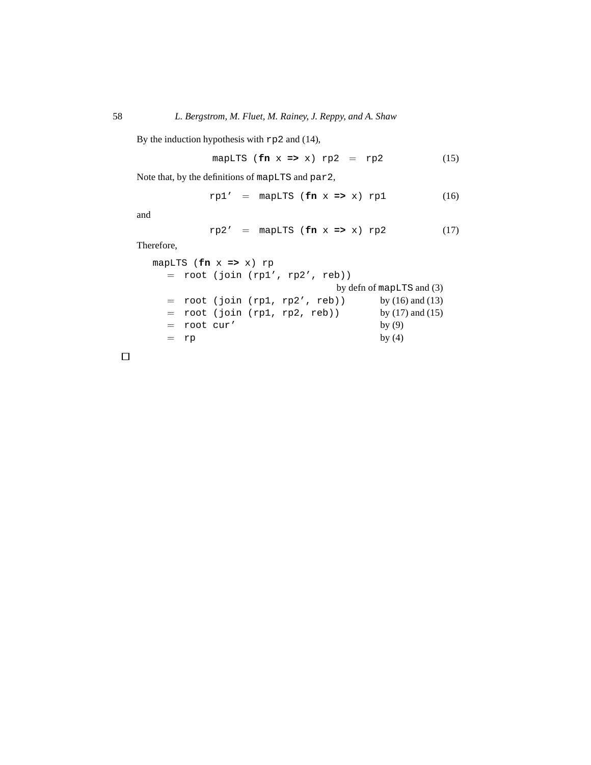By the induction hypothesis with `rp2` and (14),

```
mapLTS (fn x => x) rp2  =  rp2                    (15)
```

Note that, by the definitions of `mapLTS` and `par2`,

```
rp1'  =  mapLTS (fn x => x) rp1                   (16)
```

and

```
rp2'  =  mapLTS (fn x => x) rp2                   (17)
```

Therefore,

```
mapLTS (fn x => x) rp
  =  root (join (rp1', rp2', reb))
                              by defn of mapLTS and (3)
  =  root (join (rp1, rp2', reb))       by (16) and (13)
  =  root (join (rp1, rp2, reb))        by (17) and (15)
  =  root cur'                          by (9)
  =  rp                                 by (4)
```

□